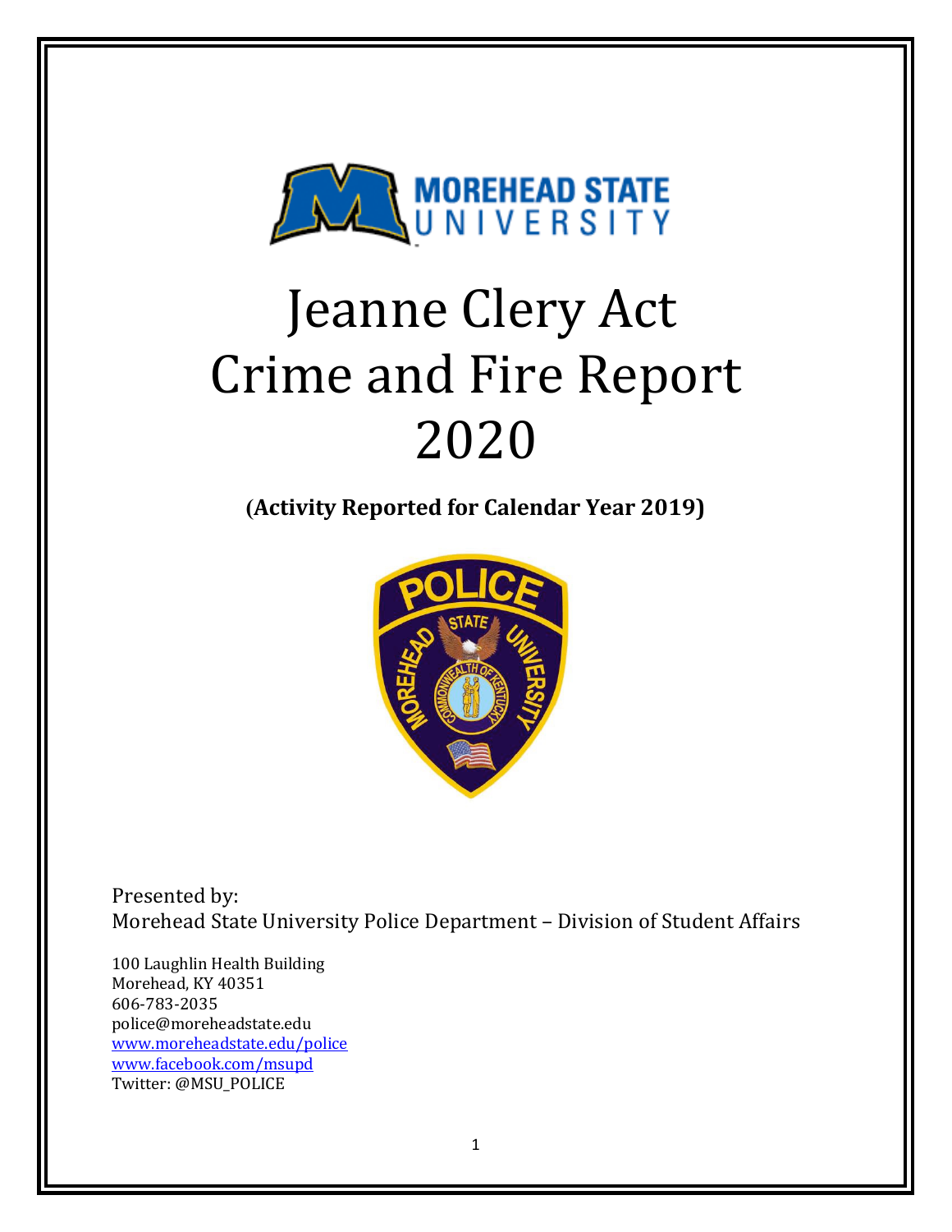# Jeanne Clery Act Crime and Fire Report 2020

**(Activity Reported for Calendar Year 2019)**

Presented by:
Morehead State University Police Department – Division of Student Affairs

100 Laughlin Health Building
Morehead, KY 40351
606-783-2035
police@moreheadstate.edu
www.moreheadstate.edu/police
www.facebook.com/msupd
Twitter: @MSU_POLICE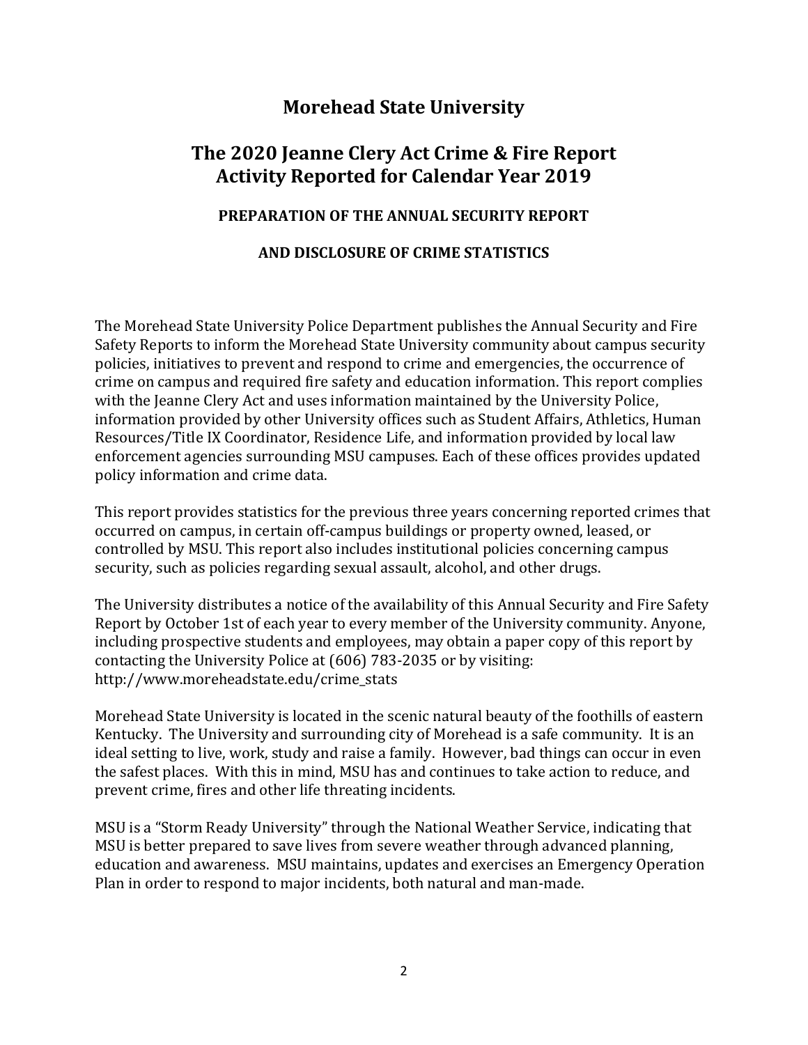# Morehead State University

## The 2020 Jeanne Clery Act Crime & Fire Report Activity Reported for Calendar Year 2019

### PREPARATION OF THE ANNUAL SECURITY REPORT

### AND DISCLOSURE OF CRIME STATISTICS

The Morehead State University Police Department publishes the Annual Security and Fire Safety Reports to inform the Morehead State University community about campus security policies, initiatives to prevent and respond to crime and emergencies, the occurrence of crime on campus and required fire safety and education information. This report complies with the Jeanne Clery Act and uses information maintained by the University Police, information provided by other University offices such as Student Affairs, Athletics, Human Resources/Title IX Coordinator, Residence Life, and information provided by local law enforcement agencies surrounding MSU campuses. Each of these offices provides updated policy information and crime data.

This report provides statistics for the previous three years concerning reported crimes that occurred on campus, in certain off-campus buildings or property owned, leased, or controlled by MSU. This report also includes institutional policies concerning campus security, such as policies regarding sexual assault, alcohol, and other drugs.

The University distributes a notice of the availability of this Annual Security and Fire Safety Report by October 1st of each year to every member of the University community. Anyone, including prospective students and employees, may obtain a paper copy of this report by contacting the University Police at (606) 783-2035 or by visiting: http://www.moreheadstate.edu/crime_stats

Morehead State University is located in the scenic natural beauty of the foothills of eastern Kentucky. The University and surrounding city of Morehead is a safe community. It is an ideal setting to live, work, study and raise a family. However, bad things can occur in even the safest places. With this in mind, MSU has and continues to take action to reduce, and prevent crime, fires and other life threating incidents.

MSU is a "Storm Ready University" through the National Weather Service, indicating that MSU is better prepared to save lives from severe weather through advanced planning, education and awareness. MSU maintains, updates and exercises an Emergency Operation Plan in order to respond to major incidents, both natural and man-made.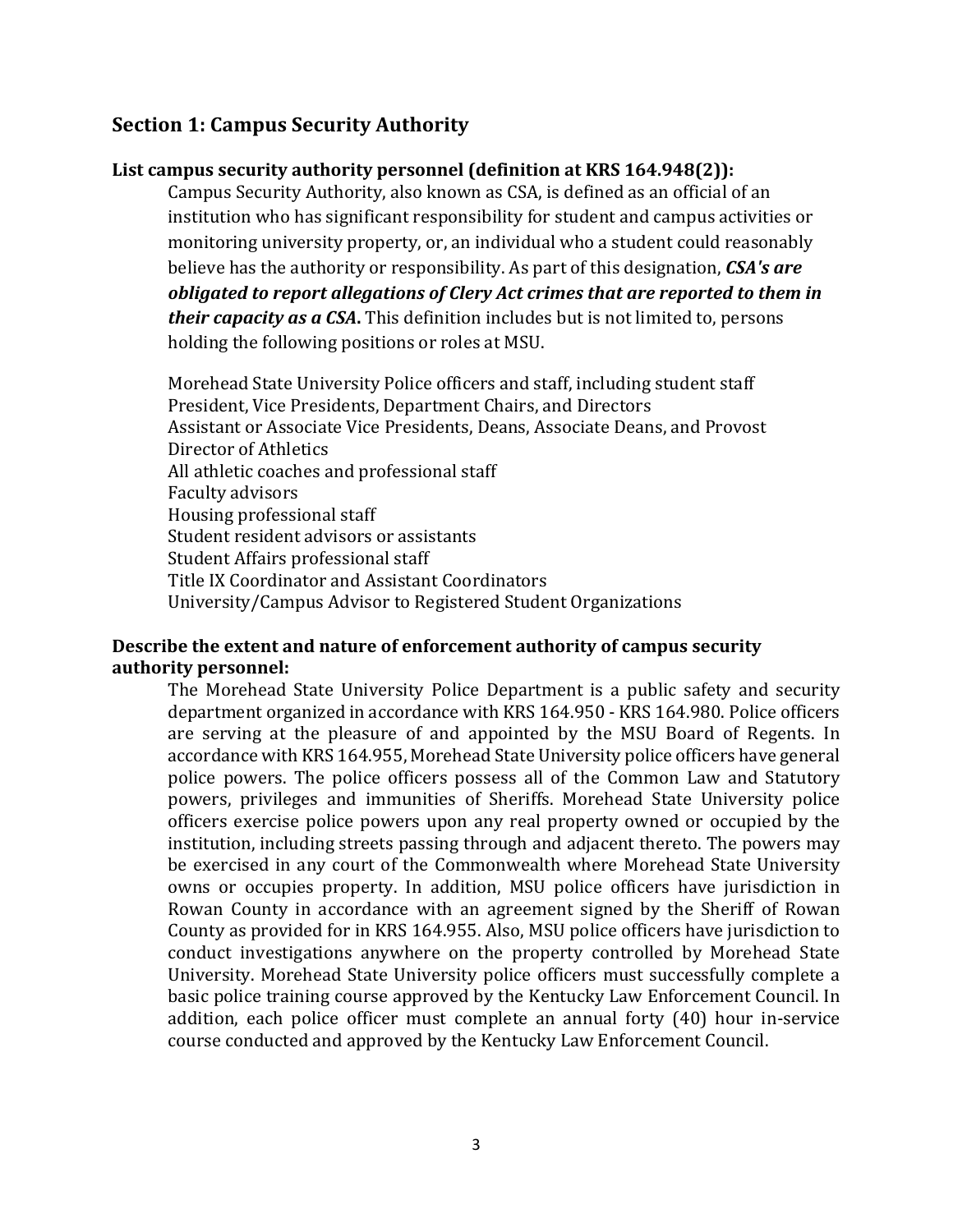## Section 1: Campus Security Authority

### List campus security authority personnel (definition at KRS 164.948(2)):

Campus Security Authority, also known as CSA, is defined as an official of an institution who has significant responsibility for student and campus activities or monitoring university property, or, an individual who a student could reasonably believe has the authority or responsibility. As part of this designation, ***CSA's are obligated to report allegations of Clery Act crimes that are reported to them in their capacity as a CSA*.** This definition includes but is not limited to, persons holding the following positions or roles at MSU.

Morehead State University Police officers and staff, including student staff
President, Vice Presidents, Department Chairs, and Directors
Assistant or Associate Vice Presidents, Deans, Associate Deans, and Provost
Director of Athletics
All athletic coaches and professional staff
Faculty advisors
Housing professional staff
Student resident advisors or assistants
Student Affairs professional staff
Title IX Coordinator and Assistant Coordinators
University/Campus Advisor to Registered Student Organizations

### Describe the extent and nature of enforcement authority of campus security authority personnel:

The Morehead State University Police Department is a public safety and security department organized in accordance with KRS 164.950 - KRS 164.980. Police officers are serving at the pleasure of and appointed by the MSU Board of Regents. In accordance with KRS 164.955, Morehead State University police officers have general police powers. The police officers possess all of the Common Law and Statutory powers, privileges and immunities of Sheriffs. Morehead State University police officers exercise police powers upon any real property owned or occupied by the institution, including streets passing through and adjacent thereto. The powers may be exercised in any court of the Commonwealth where Morehead State University owns or occupies property. In addition, MSU police officers have jurisdiction in Rowan County in accordance with an agreement signed by the Sheriff of Rowan County as provided for in KRS 164.955. Also, MSU police officers have jurisdiction to conduct investigations anywhere on the property controlled by Morehead State University. Morehead State University police officers must successfully complete a basic police training course approved by the Kentucky Law Enforcement Council. In addition, each police officer must complete an annual forty (40) hour in-service course conducted and approved by the Kentucky Law Enforcement Council.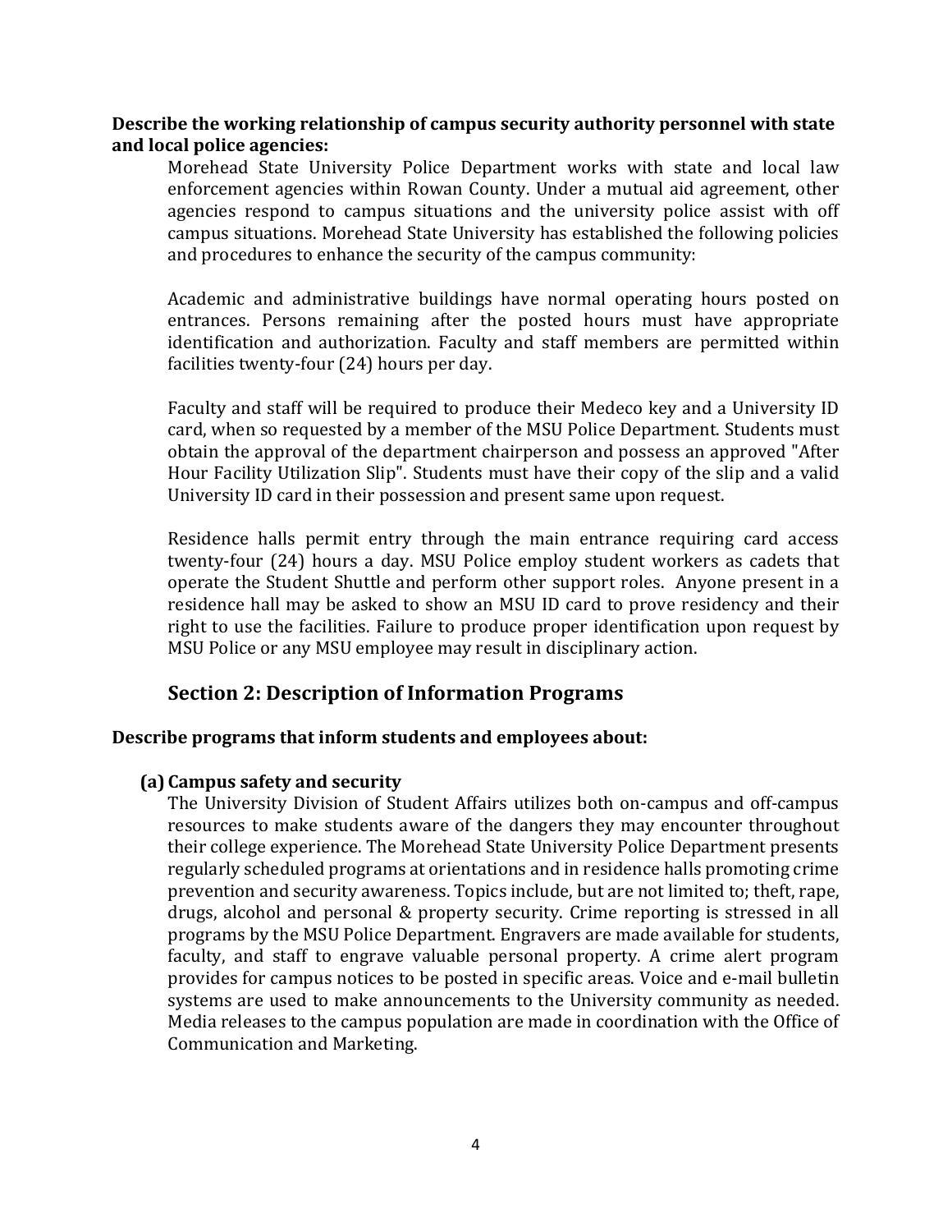**Describe the working relationship of campus security authority personnel with state and local police agencies:**

Morehead State University Police Department works with state and local law enforcement agencies within Rowan County. Under a mutual aid agreement, other agencies respond to campus situations and the university police assist with off campus situations. Morehead State University has established the following policies and procedures to enhance the security of the campus community:

Academic and administrative buildings have normal operating hours posted on entrances. Persons remaining after the posted hours must have appropriate identification and authorization. Faculty and staff members are permitted within facilities twenty-four (24) hours per day.

Faculty and staff will be required to produce their Medeco key and a University ID card, when so requested by a member of the MSU Police Department. Students must obtain the approval of the department chairperson and possess an approved "After Hour Facility Utilization Slip". Students must have their copy of the slip and a valid University ID card in their possession and present same upon request.

Residence halls permit entry through the main entrance requiring card access twenty-four (24) hours a day. MSU Police employ student workers as cadets that operate the Student Shuttle and perform other support roles. Anyone present in a residence hall may be asked to show an MSU ID card to prove residency and their right to use the facilities. Failure to produce proper identification upon request by MSU Police or any MSU employee may result in disciplinary action.

## Section 2: Description of Information Programs

**Describe programs that inform students and employees about:**

**(a) Campus safety and security**

The University Division of Student Affairs utilizes both on-campus and off-campus resources to make students aware of the dangers they may encounter throughout their college experience. The Morehead State University Police Department presents regularly scheduled programs at orientations and in residence halls promoting crime prevention and security awareness. Topics include, but are not limited to; theft, rape, drugs, alcohol and personal & property security. Crime reporting is stressed in all programs by the MSU Police Department. Engravers are made available for students, faculty, and staff to engrave valuable personal property. A crime alert program provides for campus notices to be posted in specific areas. Voice and e-mail bulletin systems are used to make announcements to the University community as needed. Media releases to the campus population are made in coordination with the Office of Communication and Marketing.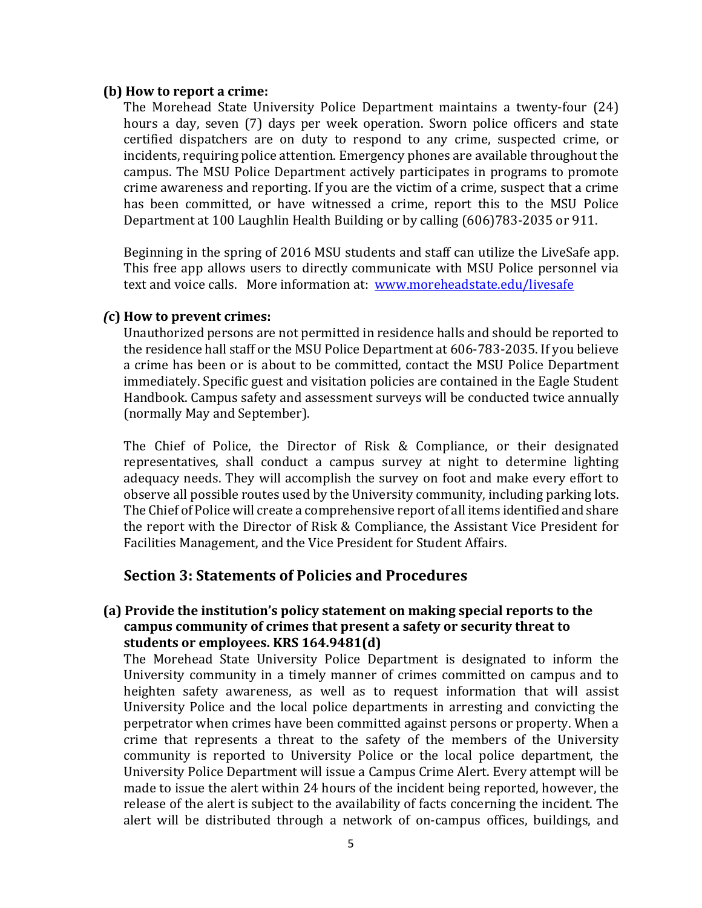**(b) How to report a crime:**

The Morehead State University Police Department maintains a twenty-four (24) hours a day, seven (7) days per week operation. Sworn police officers and state certified dispatchers are on duty to respond to any crime, suspected crime, or incidents, requiring police attention. Emergency phones are available throughout the campus. The MSU Police Department actively participates in programs to promote crime awareness and reporting. If you are the victim of a crime, suspect that a crime has been committed, or have witnessed a crime, report this to the MSU Police Department at 100 Laughlin Health Building or by calling (606)783-2035 or 911.

Beginning in the spring of 2016 MSU students and staff can utilize the LiveSafe app. This free app allows users to directly communicate with MSU Police personnel via text and voice calls. More information at: [www.moreheadstate.edu/livesafe](www.moreheadstate.edu/livesafe)

***(*c) How to prevent crimes:**

Unauthorized persons are not permitted in residence halls and should be reported to the residence hall staff or the MSU Police Department at 606-783-2035. If you believe a crime has been or is about to be committed, contact the MSU Police Department immediately. Specific guest and visitation policies are contained in the Eagle Student Handbook. Campus safety and assessment surveys will be conducted twice annually (normally May and September).

The Chief of Police, the Director of Risk & Compliance, or their designated representatives, shall conduct a campus survey at night to determine lighting adequacy needs. They will accomplish the survey on foot and make every effort to observe all possible routes used by the University community, including parking lots. The Chief of Police will create a comprehensive report of all items identified and share the report with the Director of Risk & Compliance, the Assistant Vice President for Facilities Management, and the Vice President for Student Affairs.

## Section 3: Statements of Policies and Procedures

**(a) Provide the institution's policy statement on making special reports to the campus community of crimes that present a safety or security threat to students or employees. KRS 164.9481(d)**

The Morehead State University Police Department is designated to inform the University community in a timely manner of crimes committed on campus and to heighten safety awareness, as well as to request information that will assist University Police and the local police departments in arresting and convicting the perpetrator when crimes have been committed against persons or property. When a crime that represents a threat to the safety of the members of the University community is reported to University Police or the local police department, the University Police Department will issue a Campus Crime Alert. Every attempt will be made to issue the alert within 24 hours of the incident being reported, however, the release of the alert is subject to the availability of facts concerning the incident. The alert will be distributed through a network of on-campus offices, buildings, and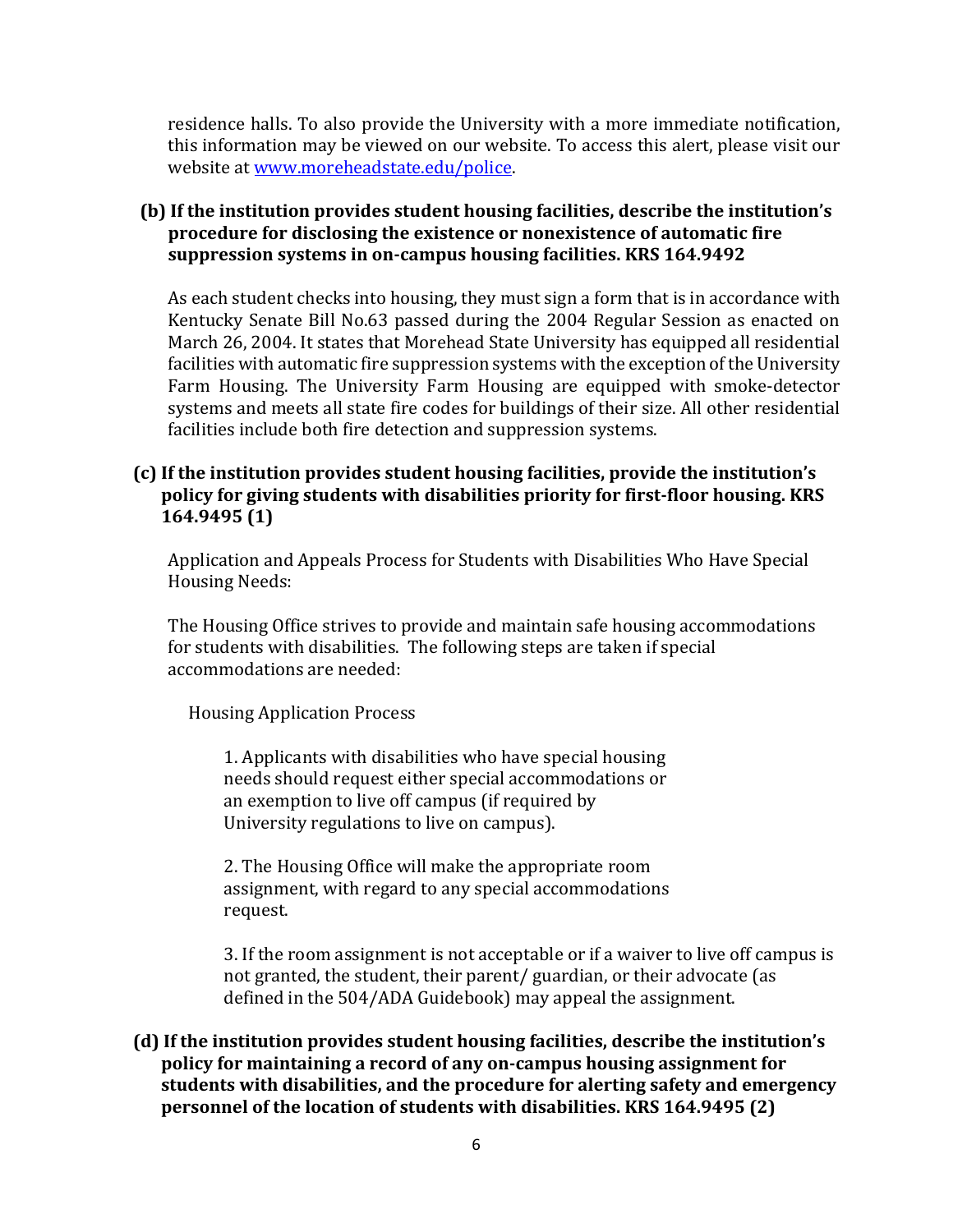residence halls. To also provide the University with a more immediate notification, this information may be viewed on our website. To access this alert, please visit our website at www.moreheadstate.edu/police.

**(b) If the institution provides student housing facilities, describe the institution's procedure for disclosing the existence or nonexistence of automatic fire suppression systems in on-campus housing facilities. KRS 164.9492**

As each student checks into housing, they must sign a form that is in accordance with Kentucky Senate Bill No.63 passed during the 2004 Regular Session as enacted on March 26, 2004. It states that Morehead State University has equipped all residential facilities with automatic fire suppression systems with the exception of the University Farm Housing. The University Farm Housing are equipped with smoke-detector systems and meets all state fire codes for buildings of their size. All other residential facilities include both fire detection and suppression systems.

**(c) If the institution provides student housing facilities, provide the institution's policy for giving students with disabilities priority for first-floor housing. KRS 164.9495 (1)**

Application and Appeals Process for Students with Disabilities Who Have Special Housing Needs:

The Housing Office strives to provide and maintain safe housing accommodations for students with disabilities. The following steps are taken if special accommodations are needed:

Housing Application Process

1. Applicants with disabilities who have special housing needs should request either special accommodations or an exemption to live off campus (if required by University regulations to live on campus).

2. The Housing Office will make the appropriate room assignment, with regard to any special accommodations request.

3. If the room assignment is not acceptable or if a waiver to live off campus is not granted, the student, their parent/ guardian, or their advocate (as defined in the 504/ADA Guidebook) may appeal the assignment.

**(d) If the institution provides student housing facilities, describe the institution's policy for maintaining a record of any on-campus housing assignment for students with disabilities, and the procedure for alerting safety and emergency personnel of the location of students with disabilities. KRS 164.9495 (2)**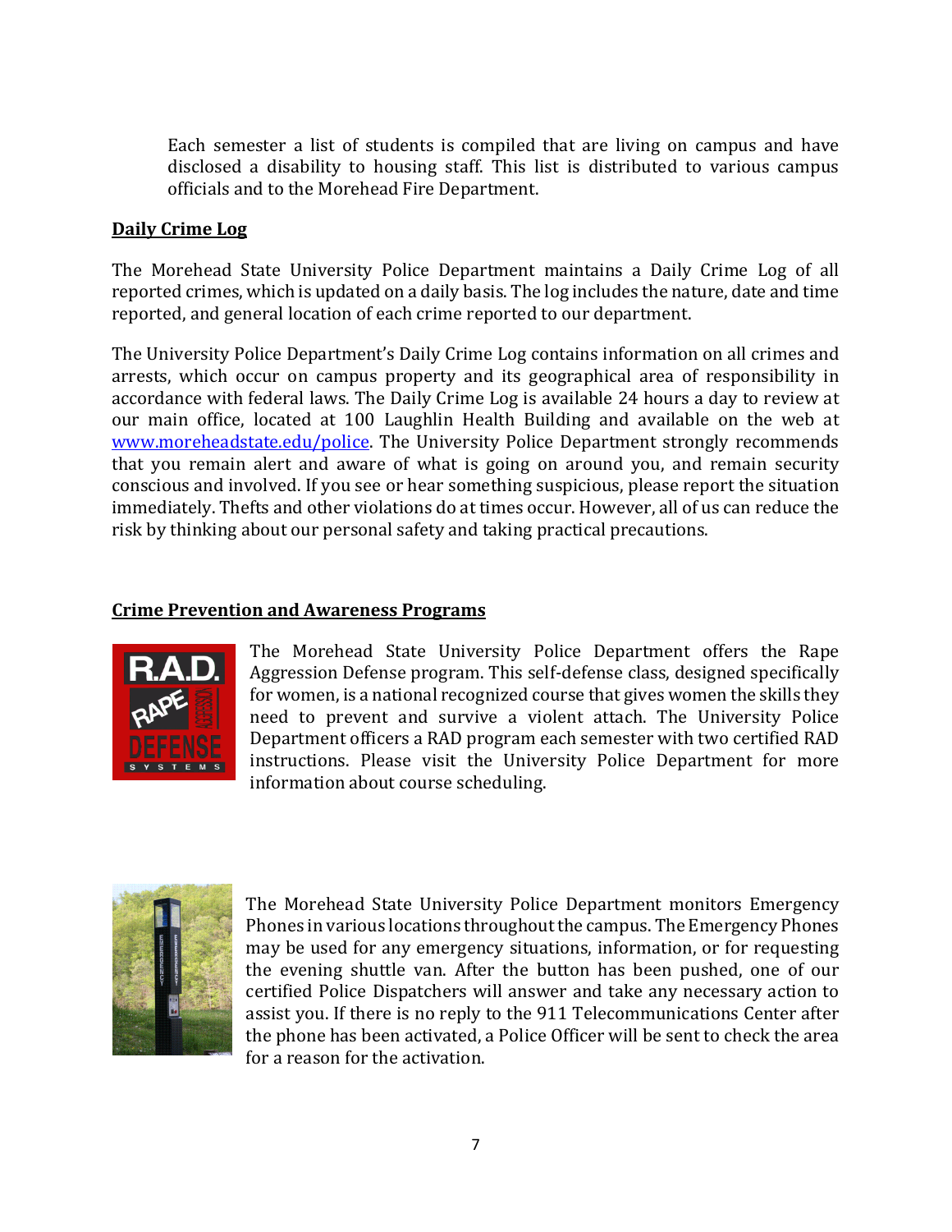Each semester a list of students is compiled that are living on campus and have disclosed a disability to housing staff. This list is distributed to various campus officials and to the Morehead Fire Department.

## Daily Crime Log

The Morehead State University Police Department maintains a Daily Crime Log of all reported crimes, which is updated on a daily basis. The log includes the nature, date and time reported, and general location of each crime reported to our department.

The University Police Department's Daily Crime Log contains information on all crimes and arrests, which occur on campus property and its geographical area of responsibility in accordance with federal laws. The Daily Crime Log is available 24 hours a day to review at our main office, located at 100 Laughlin Health Building and available on the web at www.moreheadstate.edu/police. The University Police Department strongly recommends that you remain alert and aware of what is going on around you, and remain security conscious and involved. If you see or hear something suspicious, please report the situation immediately. Thefts and other violations do at times occur. However, all of us can reduce the risk by thinking about our personal safety and taking practical precautions.

## Crime Prevention and Awareness Programs

The Morehead State University Police Department offers the Rape Aggression Defense program. This self-defense class, designed specifically for women, is a national recognized course that gives women the skills they need to prevent and survive a violent attach. The University Police Department officers a RAD program each semester with two certified RAD instructions. Please visit the University Police Department for more information about course scheduling.

The Morehead State University Police Department monitors Emergency Phones in various locations throughout the campus. The Emergency Phones may be used for any emergency situations, information, or for requesting the evening shuttle van. After the button has been pushed, one of our certified Police Dispatchers will answer and take any necessary action to assist you. If there is no reply to the 911 Telecommunications Center after the phone has been activated, a Police Officer will be sent to check the area for a reason for the activation.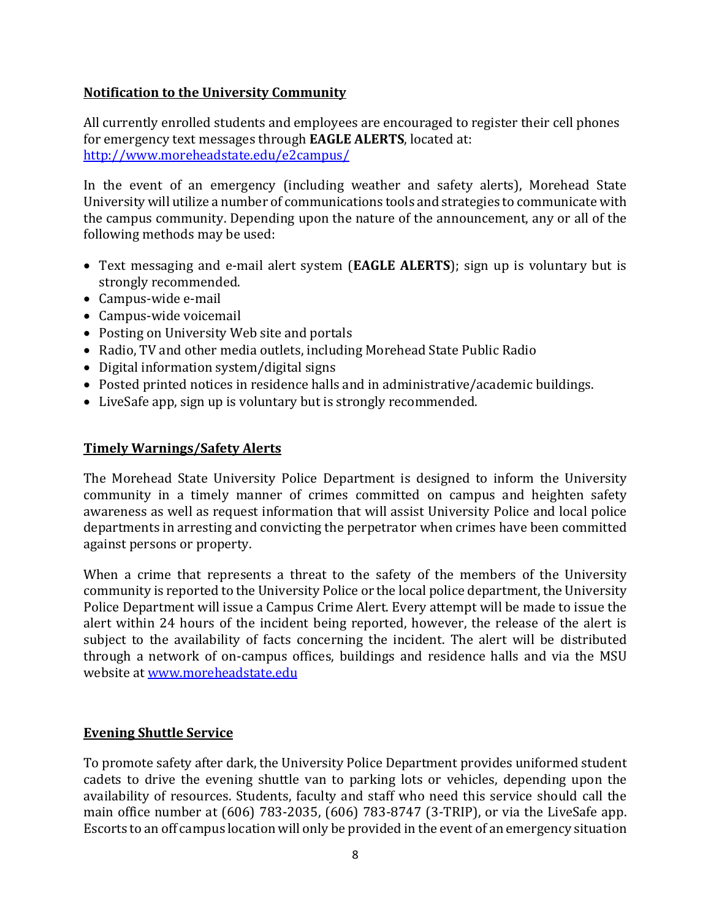## Notification to the University Community

All currently enrolled students and employees are encouraged to register their cell phones for emergency text messages through **EAGLE ALERTS**, located at: [http://www.moreheadstate.edu/e2campus/](http://www.moreheadstate.edu/e2campus/)

In the event of an emergency (including weather and safety alerts), Morehead State University will utilize a number of communications tools and strategies to communicate with the campus community. Depending upon the nature of the announcement, any or all of the following methods may be used:

- Text messaging and e-mail alert system (**EAGLE ALERTS**); sign up is voluntary but is strongly recommended.
- Campus-wide e-mail
- Campus-wide voicemail
- Posting on University Web site and portals
- Radio, TV and other media outlets, including Morehead State Public Radio
- Digital information system/digital signs
- Posted printed notices in residence halls and in administrative/academic buildings.
- LiveSafe app, sign up is voluntary but is strongly recommended.

## Timely Warnings/Safety Alerts

The Morehead State University Police Department is designed to inform the University community in a timely manner of crimes committed on campus and heighten safety awareness as well as request information that will assist University Police and local police departments in arresting and convicting the perpetrator when crimes have been committed against persons or property.

When a crime that represents a threat to the safety of the members of the University community is reported to the University Police or the local police department, the University Police Department will issue a Campus Crime Alert. Every attempt will be made to issue the alert within 24 hours of the incident being reported, however, the release of the alert is subject to the availability of facts concerning the incident. The alert will be distributed through a network of on-campus offices, buildings and residence halls and via the MSU website at [www.moreheadstate.edu](http://www.moreheadstate.edu)

## Evening Shuttle Service

To promote safety after dark, the University Police Department provides uniformed student cadets to drive the evening shuttle van to parking lots or vehicles, depending upon the availability of resources. Students, faculty and staff who need this service should call the main office number at (606) 783-2035, (606) 783-8747 (3-TRIP), or via the LiveSafe app. Escorts to an off campus location will only be provided in the event of an emergency situation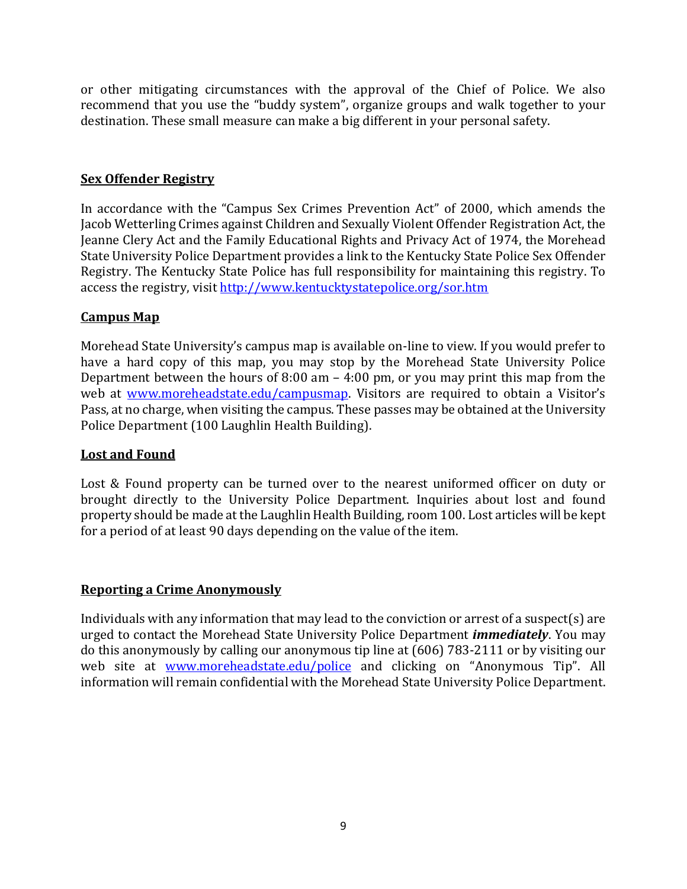or other mitigating circumstances with the approval of the Chief of Police. We also recommend that you use the "buddy system", organize groups and walk together to your destination. These small measure can make a big different in your personal safety.

## **Sex Offender Registry**

In accordance with the "Campus Sex Crimes Prevention Act" of 2000, which amends the Jacob Wetterling Crimes against Children and Sexually Violent Offender Registration Act, the Jeanne Clery Act and the Family Educational Rights and Privacy Act of 1974, the Morehead State University Police Department provides a link to the Kentucky State Police Sex Offender Registry. The Kentucky State Police has full responsibility for maintaining this registry. To access the registry, visit http://www.kentuckystatepolice.org/sor.htm

## **Campus Map**

Morehead State University's campus map is available on-line to view. If you would prefer to have a hard copy of this map, you may stop by the Morehead State University Police Department between the hours of 8:00 am – 4:00 pm, or you may print this map from the web at www.moreheadstate.edu/campusmap. Visitors are required to obtain a Visitor's Pass, at no charge, when visiting the campus. These passes may be obtained at the University Police Department (100 Laughlin Health Building).

## **Lost and Found**

Lost & Found property can be turned over to the nearest uniformed officer on duty or brought directly to the University Police Department. Inquiries about lost and found property should be made at the Laughlin Health Building, room 100. Lost articles will be kept for a period of at least 90 days depending on the value of the item.

## **Reporting a Crime Anonymously**

Individuals with any information that may lead to the conviction or arrest of a suspect(s) are urged to contact the Morehead State University Police Department ***immediately***. You may do this anonymously by calling our anonymous tip line at (606) 783-2111 or by visiting our web site at www.moreheadstate.edu/police and clicking on "Anonymous Tip". All information will remain confidential with the Morehead State University Police Department.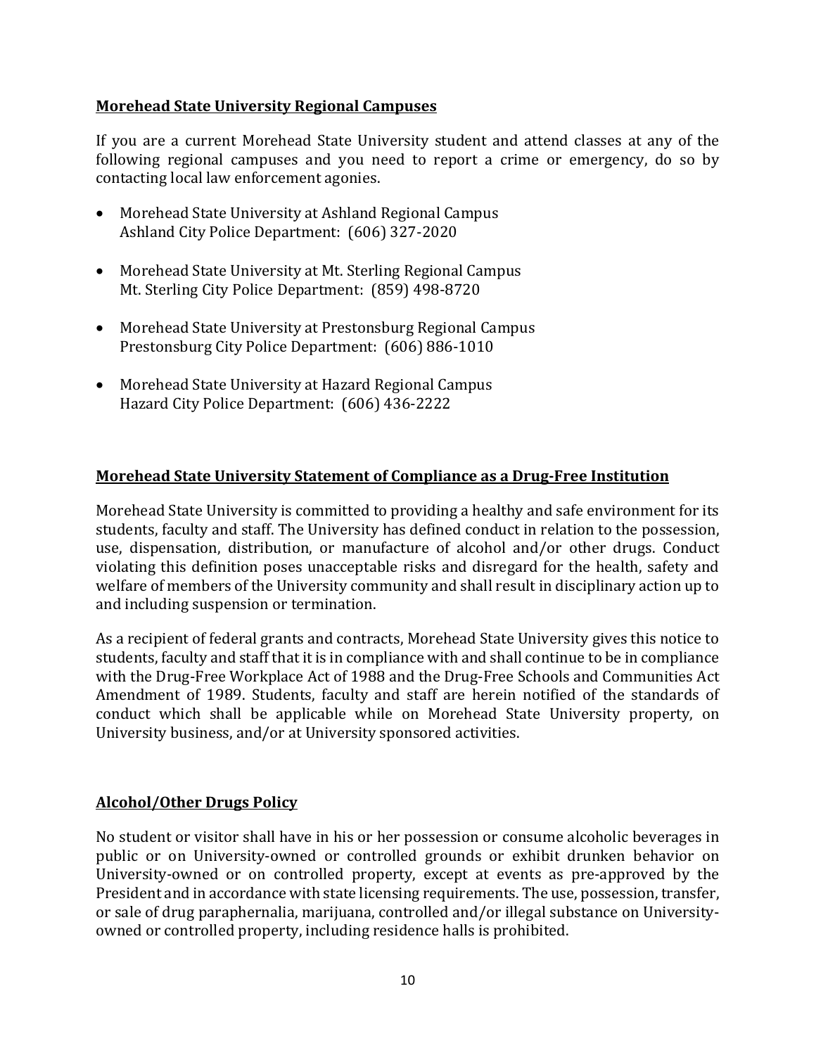**Morehead State University Regional Campuses**

If you are a current Morehead State University student and attend classes at any of the following regional campuses and you need to report a crime or emergency, do so by contacting local law enforcement agonies.

- Morehead State University at Ashland Regional Campus
  Ashland City Police Department: (606) 327-2020
- Morehead State University at Mt. Sterling Regional Campus
  Mt. Sterling City Police Department: (859) 498-8720
- Morehead State University at Prestonsburg Regional Campus
  Prestonsburg City Police Department: (606) 886-1010
- Morehead State University at Hazard Regional Campus
  Hazard City Police Department: (606) 436-2222

**Morehead State University Statement of Compliance as a Drug-Free Institution**

Morehead State University is committed to providing a healthy and safe environment for its students, faculty and staff. The University has defined conduct in relation to the possession, use, dispensation, distribution, or manufacture of alcohol and/or other drugs. Conduct violating this definition poses unacceptable risks and disregard for the health, safety and welfare of members of the University community and shall result in disciplinary action up to and including suspension or termination.

As a recipient of federal grants and contracts, Morehead State University gives this notice to students, faculty and staff that it is in compliance with and shall continue to be in compliance with the Drug-Free Workplace Act of 1988 and the Drug-Free Schools and Communities Act Amendment of 1989. Students, faculty and staff are herein notified of the standards of conduct which shall be applicable while on Morehead State University property, on University business, and/or at University sponsored activities.

**Alcohol/Other Drugs Policy**

No student or visitor shall have in his or her possession or consume alcoholic beverages in public or on University-owned or controlled grounds or exhibit drunken behavior on University-owned or on controlled property, except at events as pre-approved by the President and in accordance with state licensing requirements. The use, possession, transfer, or sale of drug paraphernalia, marijuana, controlled and/or illegal substance on University-owned or controlled property, including residence halls is prohibited.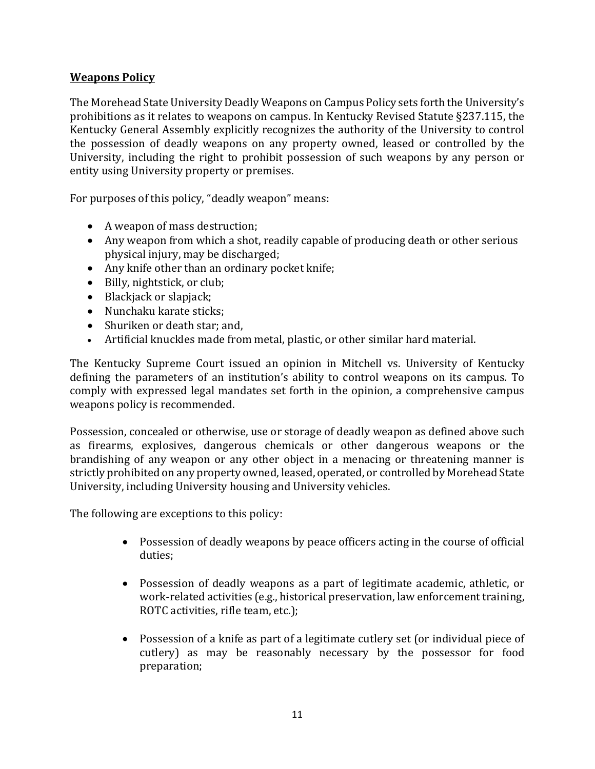**Weapons Policy**

The Morehead State University Deadly Weapons on Campus Policy sets forth the University's prohibitions as it relates to weapons on campus. In Kentucky Revised Statute §237.115, the Kentucky General Assembly explicitly recognizes the authority of the University to control the possession of deadly weapons on any property owned, leased or controlled by the University, including the right to prohibit possession of such weapons by any person or entity using University property or premises.

For purposes of this policy, "deadly weapon" means:

- A weapon of mass destruction;
- Any weapon from which a shot, readily capable of producing death or other serious physical injury, may be discharged;
- Any knife other than an ordinary pocket knife;
- Billy, nightstick, or club;
- Blackjack or slapjack;
- Nunchaku karate sticks;
- Shuriken or death star; and,
- Artificial knuckles made from metal, plastic, or other similar hard material.

The Kentucky Supreme Court issued an opinion in Mitchell vs. University of Kentucky defining the parameters of an institution's ability to control weapons on its campus. To comply with expressed legal mandates set forth in the opinion, a comprehensive campus weapons policy is recommended.

Possession, concealed or otherwise, use or storage of deadly weapon as defined above such as firearms, explosives, dangerous chemicals or other dangerous weapons or the brandishing of any weapon or any other object in a menacing or threatening manner is strictly prohibited on any property owned, leased, operated, or controlled by Morehead State University, including University housing and University vehicles.

The following are exceptions to this policy:

- Possession of deadly weapons by peace officers acting in the course of official duties;
- Possession of deadly weapons as a part of legitimate academic, athletic, or work-related activities (e.g., historical preservation, law enforcement training, ROTC activities, rifle team, etc.);
- Possession of a knife as part of a legitimate cutlery set (or individual piece of cutlery) as may be reasonably necessary by the possessor for food preparation;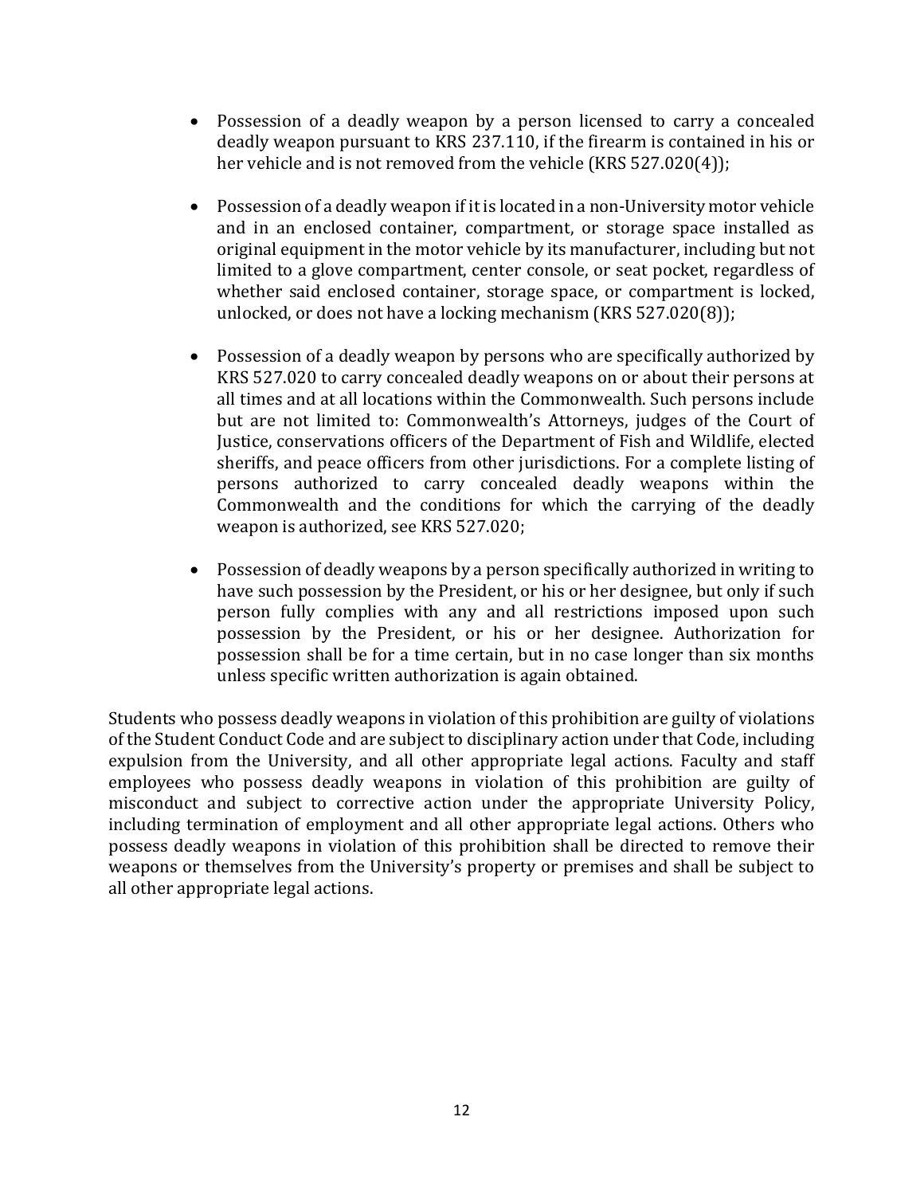- Possession of a deadly weapon by a person licensed to carry a concealed deadly weapon pursuant to KRS 237.110, if the firearm is contained in his or her vehicle and is not removed from the vehicle (KRS 527.020(4));

- Possession of a deadly weapon if it is located in a non-University motor vehicle and in an enclosed container, compartment, or storage space installed as original equipment in the motor vehicle by its manufacturer, including but not limited to a glove compartment, center console, or seat pocket, regardless of whether said enclosed container, storage space, or compartment is locked, unlocked, or does not have a locking mechanism (KRS 527.020(8));

- Possession of a deadly weapon by persons who are specifically authorized by KRS 527.020 to carry concealed deadly weapons on or about their persons at all times and at all locations within the Commonwealth. Such persons include but are not limited to: Commonwealth's Attorneys, judges of the Court of Justice, conservations officers of the Department of Fish and Wildlife, elected sheriffs, and peace officers from other jurisdictions. For a complete listing of persons authorized to carry concealed deadly weapons within the Commonwealth and the conditions for which the carrying of the deadly weapon is authorized, see KRS 527.020;

- Possession of deadly weapons by a person specifically authorized in writing to have such possession by the President, or his or her designee, but only if such person fully complies with any and all restrictions imposed upon such possession by the President, or his or her designee. Authorization for possession shall be for a time certain, but in no case longer than six months unless specific written authorization is again obtained.

Students who possess deadly weapons in violation of this prohibition are guilty of violations of the Student Conduct Code and are subject to disciplinary action under that Code, including expulsion from the University, and all other appropriate legal actions. Faculty and staff employees who possess deadly weapons in violation of this prohibition are guilty of misconduct and subject to corrective action under the appropriate University Policy, including termination of employment and all other appropriate legal actions. Others who possess deadly weapons in violation of this prohibition shall be directed to remove their weapons or themselves from the University's property or premises and shall be subject to all other appropriate legal actions.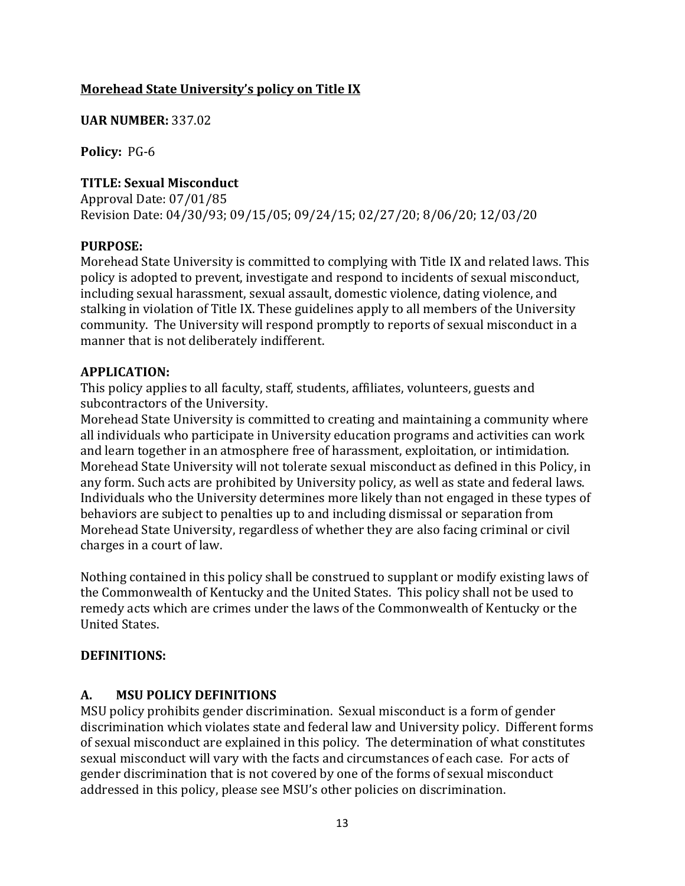**<u>Morehead State University's policy on Title IX</u>**

**UAR NUMBER:** 337.02

**Policy:** PG-6

**TITLE: Sexual Misconduct**

Approval Date: 07/01/85
Revision Date: 04/30/93; 09/15/05; 09/24/15; 02/27/20; 8/06/20; 12/03/20

**PURPOSE:**
Morehead State University is committed to complying with Title IX and related laws. This policy is adopted to prevent, investigate and respond to incidents of sexual misconduct, including sexual harassment, sexual assault, domestic violence, dating violence, and stalking in violation of Title IX. These guidelines apply to all members of the University community. The University will respond promptly to reports of sexual misconduct in a manner that is not deliberately indifferent.

**APPLICATION:**
This policy applies to all faculty, staff, students, affiliates, volunteers, guests and subcontractors of the University.
Morehead State University is committed to creating and maintaining a community where all individuals who participate in University education programs and activities can work and learn together in an atmosphere free of harassment, exploitation, or intimidation. Morehead State University will not tolerate sexual misconduct as defined in this Policy, in any form. Such acts are prohibited by University policy, as well as state and federal laws. Individuals who the University determines more likely than not engaged in these types of behaviors are subject to penalties up to and including dismissal or separation from Morehead State University, regardless of whether they are also facing criminal or civil charges in a court of law.

Nothing contained in this policy shall be construed to supplant or modify existing laws of the Commonwealth of Kentucky and the United States. This policy shall not be used to remedy acts which are crimes under the laws of the Commonwealth of Kentucky or the United States.

**DEFINITIONS:**

**A. MSU POLICY DEFINITIONS**
MSU policy prohibits gender discrimination. Sexual misconduct is a form of gender discrimination which violates state and federal law and University policy. Different forms of sexual misconduct are explained in this policy. The determination of what constitutes sexual misconduct will vary with the facts and circumstances of each case. For acts of gender discrimination that is not covered by one of the forms of sexual misconduct addressed in this policy, please see MSU's other policies on discrimination.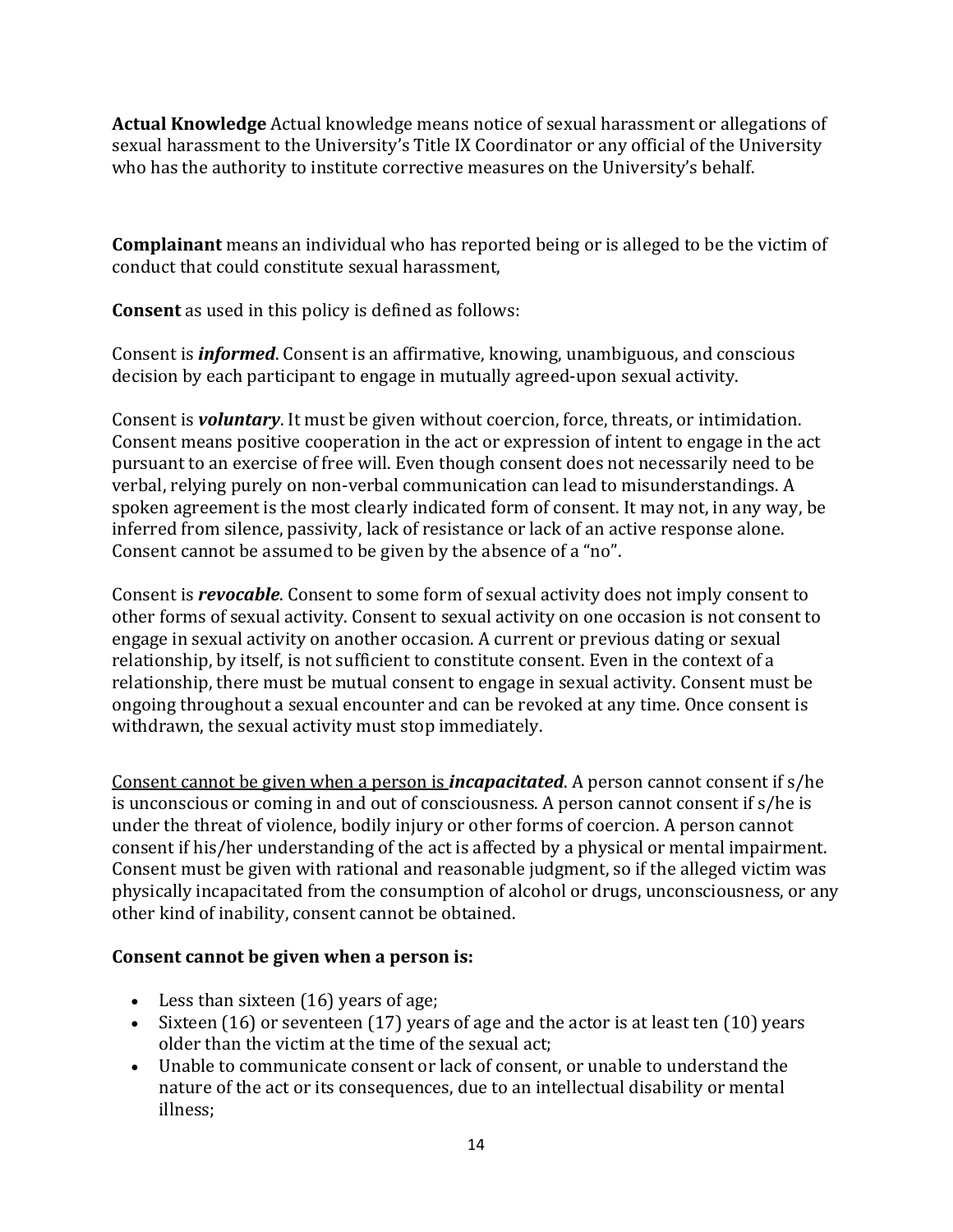**Actual Knowledge** Actual knowledge means notice of sexual harassment or allegations of sexual harassment to the University's Title IX Coordinator or any official of the University who has the authority to institute corrective measures on the University's behalf.

**Complainant** means an individual who has reported being or is alleged to be the victim of conduct that could constitute sexual harassment,

**Consent** as used in this policy is defined as follows:

Consent is ***informed***. Consent is an affirmative, knowing, unambiguous, and conscious decision by each participant to engage in mutually agreed-upon sexual activity.

Consent is ***voluntary***. It must be given without coercion, force, threats, or intimidation. Consent means positive cooperation in the act or expression of intent to engage in the act pursuant to an exercise of free will. Even though consent does not necessarily need to be verbal, relying purely on non-verbal communication can lead to misunderstandings. A spoken agreement is the most clearly indicated form of consent. It may not, in any way, be inferred from silence, passivity, lack of resistance or lack of an active response alone. Consent cannot be assumed to be given by the absence of a "no".

Consent is ***revocable***. Consent to some form of sexual activity does not imply consent to other forms of sexual activity. Consent to sexual activity on one occasion is not consent to engage in sexual activity on another occasion. A current or previous dating or sexual relationship, by itself, is not sufficient to constitute consent. Even in the context of a relationship, there must be mutual consent to engage in sexual activity. Consent must be ongoing throughout a sexual encounter and can be revoked at any time. Once consent is withdrawn, the sexual activity must stop immediately.

<u>Consent cannot be given when a person is ***incapacitated***</u>. A person cannot consent if s/he is unconscious or coming in and out of consciousness. A person cannot consent if s/he is under the threat of violence, bodily injury or other forms of coercion. A person cannot consent if his/her understanding of the act is affected by a physical or mental impairment. Consent must be given with rational and reasonable judgment, so if the alleged victim was physically incapacitated from the consumption of alcohol or drugs, unconsciousness, or any other kind of inability, consent cannot be obtained.

**Consent cannot be given when a person is:**

- Less than sixteen (16) years of age;
- Sixteen (16) or seventeen (17) years of age and the actor is at least ten (10) years older than the victim at the time of the sexual act;
- Unable to communicate consent or lack of consent, or unable to understand the nature of the act or its consequences, due to an intellectual disability or mental illness;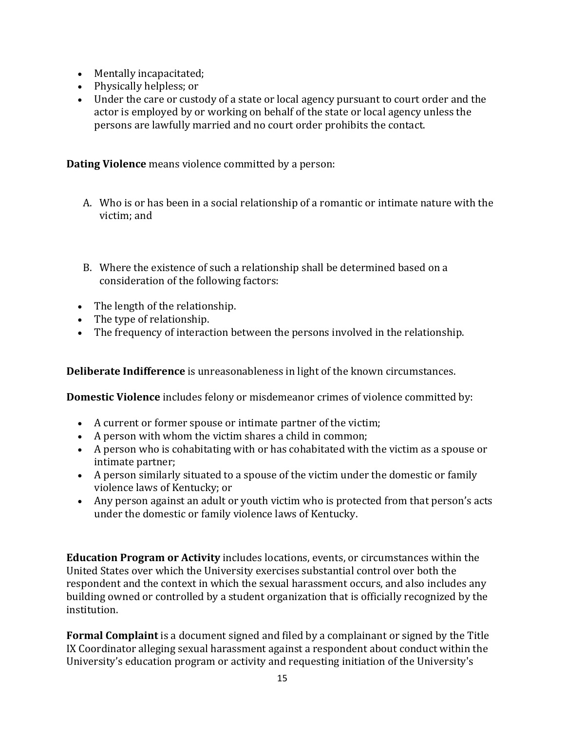- Mentally incapacitated;
- Physically helpless; or
- Under the care or custody of a state or local agency pursuant to court order and the actor is employed by or working on behalf of the state or local agency unless the persons are lawfully married and no court order prohibits the contact.

**Dating Violence** means violence committed by a person:

A. Who is or has been in a social relationship of a romantic or intimate nature with the victim; and

B. Where the existence of such a relationship shall be determined based on a consideration of the following factors:

- The length of the relationship.
- The type of relationship.
- The frequency of interaction between the persons involved in the relationship.

**Deliberate Indifference** is unreasonableness in light of the known circumstances.

**Domestic Violence** includes felony or misdemeanor crimes of violence committed by:

- A current or former spouse or intimate partner of the victim;
- A person with whom the victim shares a child in common;
- A person who is cohabitating with or has cohabitated with the victim as a spouse or intimate partner;
- A person similarly situated to a spouse of the victim under the domestic or family violence laws of Kentucky; or
- Any person against an adult or youth victim who is protected from that person's acts under the domestic or family violence laws of Kentucky.

**Education Program or Activity** includes locations, events, or circumstances within the United States over which the University exercises substantial control over both the respondent and the context in which the sexual harassment occurs, and also includes any building owned or controlled by a student organization that is officially recognized by the institution.

**Formal Complaint** is a document signed and filed by a complainant or signed by the Title IX Coordinator alleging sexual harassment against a respondent about conduct within the University's education program or activity and requesting initiation of the University's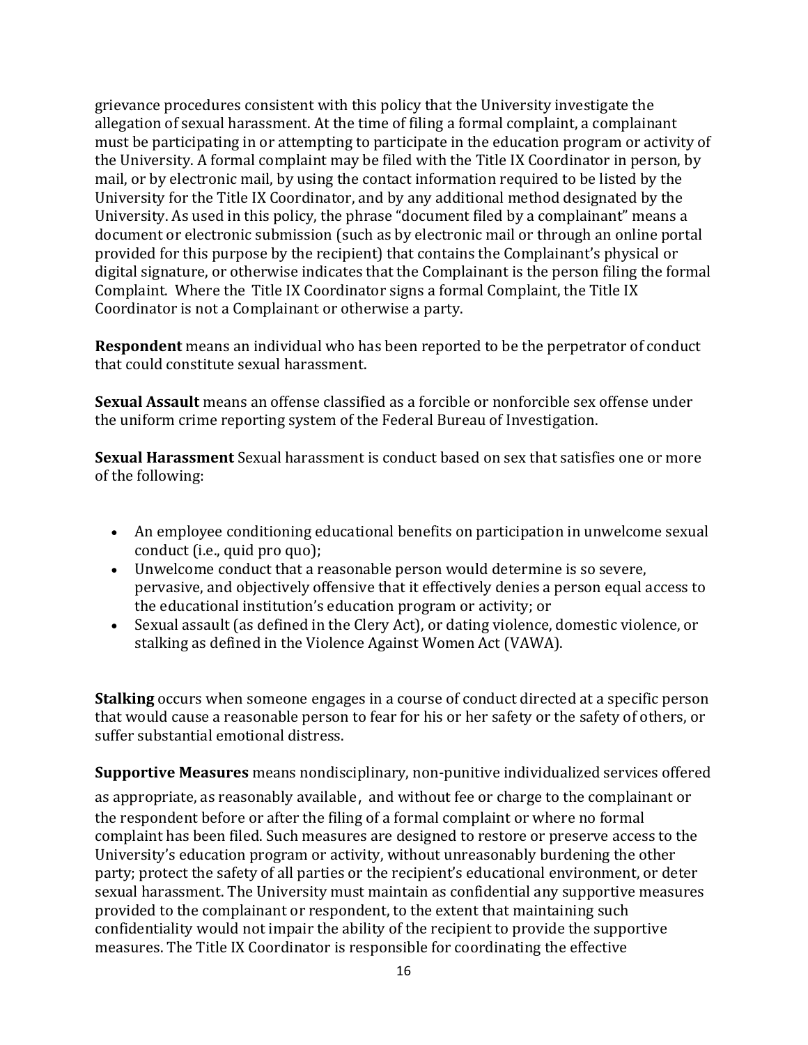grievance procedures consistent with this policy that the University investigate the allegation of sexual harassment. At the time of filing a formal complaint, a complainant must be participating in or attempting to participate in the education program or activity of the University. A formal complaint may be filed with the Title IX Coordinator in person, by mail, or by electronic mail, by using the contact information required to be listed by the University for the Title IX Coordinator, and by any additional method designated by the University. As used in this policy, the phrase "document filed by a complainant" means a document or electronic submission (such as by electronic mail or through an online portal provided for this purpose by the recipient) that contains the Complainant's physical or digital signature, or otherwise indicates that the Complainant is the person filing the formal Complaint. Where the Title IX Coordinator signs a formal Complaint, the Title IX Coordinator is not a Complainant or otherwise a party.

**Respondent** means an individual who has been reported to be the perpetrator of conduct that could constitute sexual harassment.

**Sexual Assault** means an offense classified as a forcible or nonforcible sex offense under the uniform crime reporting system of the Federal Bureau of Investigation.

**Sexual Harassment** Sexual harassment is conduct based on sex that satisfies one or more of the following:

- An employee conditioning educational benefits on participation in unwelcome sexual conduct (i.e., quid pro quo);
- Unwelcome conduct that a reasonable person would determine is so severe, pervasive, and objectively offensive that it effectively denies a person equal access to the educational institution's education program or activity; or
- Sexual assault (as defined in the Clery Act), or dating violence, domestic violence, or stalking as defined in the Violence Against Women Act (VAWA).

**Stalking** occurs when someone engages in a course of conduct directed at a specific person that would cause a reasonable person to fear for his or her safety or the safety of others, or suffer substantial emotional distress.

**Supportive Measures** means nondisciplinary, non-punitive individualized services offered as appropriate, as reasonably available, and without fee or charge to the complainant or the respondent before or after the filing of a formal complaint or where no formal complaint has been filed. Such measures are designed to restore or preserve access to the University's education program or activity, without unreasonably burdening the other party; protect the safety of all parties or the recipient's educational environment, or deter sexual harassment. The University must maintain as confidential any supportive measures provided to the complainant or respondent, to the extent that maintaining such confidentiality would not impair the ability of the recipient to provide the supportive measures. The Title IX Coordinator is responsible for coordinating the effective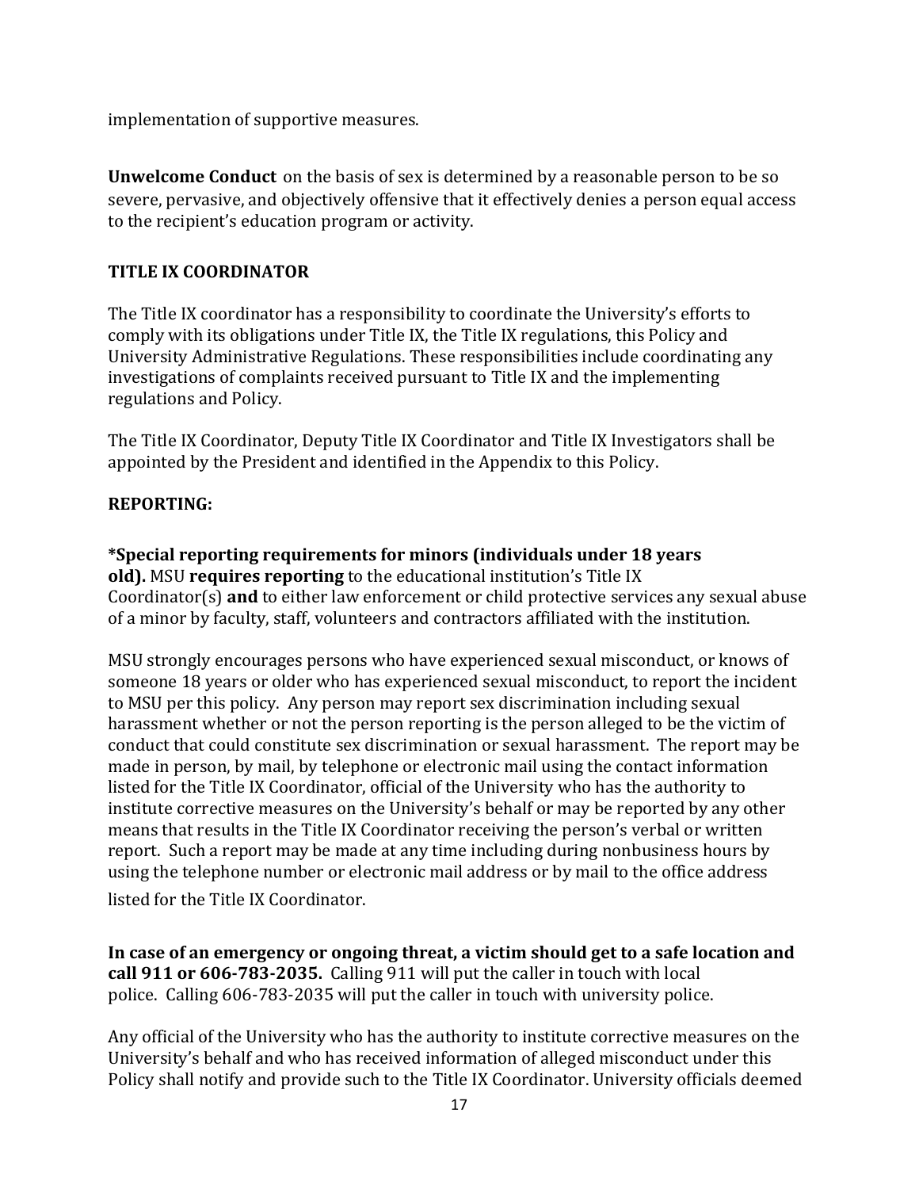implementation of supportive measures.

**Unwelcome Conduct** on the basis of sex is determined by a reasonable person to be so severe, pervasive, and objectively offensive that it effectively denies a person equal access to the recipient's education program or activity.

**TITLE IX COORDINATOR**

The Title IX coordinator has a responsibility to coordinate the University's efforts to comply with its obligations under Title IX, the Title IX regulations, this Policy and University Administrative Regulations. These responsibilities include coordinating any investigations of complaints received pursuant to Title IX and the implementing regulations and Policy.

The Title IX Coordinator, Deputy Title IX Coordinator and Title IX Investigators shall be appointed by the President and identified in the Appendix to this Policy.

**REPORTING:**

***Special reporting requirements for minors (individuals under 18 years old).** MSU **requires reporting** to the educational institution's Title IX Coordinator(s) **and** to either law enforcement or child protective services any sexual abuse of a minor by faculty, staff, volunteers and contractors affiliated with the institution.

MSU strongly encourages persons who have experienced sexual misconduct, or knows of someone 18 years or older who has experienced sexual misconduct, to report the incident to MSU per this policy. Any person may report sex discrimination including sexual harassment whether or not the person reporting is the person alleged to be the victim of conduct that could constitute sex discrimination or sexual harassment. The report may be made in person, by mail, by telephone or electronic mail using the contact information listed for the Title IX Coordinator, official of the University who has the authority to institute corrective measures on the University's behalf or may be reported by any other means that results in the Title IX Coordinator receiving the person's verbal or written report. Such a report may be made at any time including during nonbusiness hours by using the telephone number or electronic mail address or by mail to the office address listed for the Title IX Coordinator.

**In case of an emergency or ongoing threat, a victim should get to a safe location and call 911 or 606-783-2035.** Calling 911 will put the caller in touch with local police. Calling 606-783-2035 will put the caller in touch with university police.

Any official of the University who has the authority to institute corrective measures on the University's behalf and who has received information of alleged misconduct under this Policy shall notify and provide such to the Title IX Coordinator. University officials deemed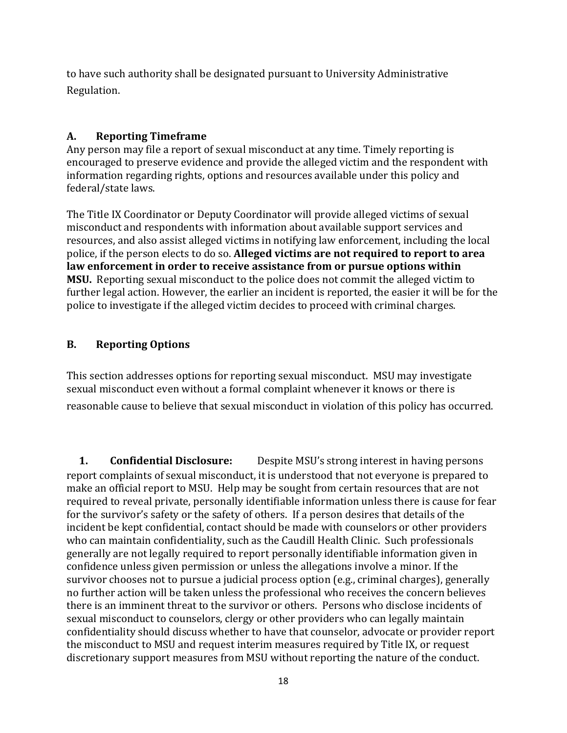to have such authority shall be designated pursuant to University Administrative Regulation.

### A. Reporting Timeframe

Any person may file a report of sexual misconduct at any time. Timely reporting is encouraged to preserve evidence and provide the alleged victim and the respondent with information regarding rights, options and resources available under this policy and federal/state laws.

The Title IX Coordinator or Deputy Coordinator will provide alleged victims of sexual misconduct and respondents with information about available support services and resources, and also assist alleged victims in notifying law enforcement, including the local police, if the person elects to do so. **Alleged victims are not required to report to area law enforcement in order to receive assistance from or pursue options within MSU.** Reporting sexual misconduct to the police does not commit the alleged victim to further legal action. However, the earlier an incident is reported, the easier it will be for the police to investigate if the alleged victim decides to proceed with criminal charges.

### B. Reporting Options

This section addresses options for reporting sexual misconduct. MSU may investigate sexual misconduct even without a formal complaint whenever it knows or there is reasonable cause to believe that sexual misconduct in violation of this policy has occurred.

**1. Confidential Disclosure:** Despite MSU's strong interest in having persons report complaints of sexual misconduct, it is understood that not everyone is prepared to make an official report to MSU. Help may be sought from certain resources that are not required to reveal private, personally identifiable information unless there is cause for fear for the survivor's safety or the safety of others. If a person desires that details of the incident be kept confidential, contact should be made with counselors or other providers who can maintain confidentiality, such as the Caudill Health Clinic. Such professionals generally are not legally required to report personally identifiable information given in confidence unless given permission or unless the allegations involve a minor. If the survivor chooses not to pursue a judicial process option (e.g., criminal charges), generally no further action will be taken unless the professional who receives the concern believes there is an imminent threat to the survivor or others. Persons who disclose incidents of sexual misconduct to counselors, clergy or other providers who can legally maintain confidentiality should discuss whether to have that counselor, advocate or provider report the misconduct to MSU and request interim measures required by Title IX, or request discretionary support measures from MSU without reporting the nature of the conduct.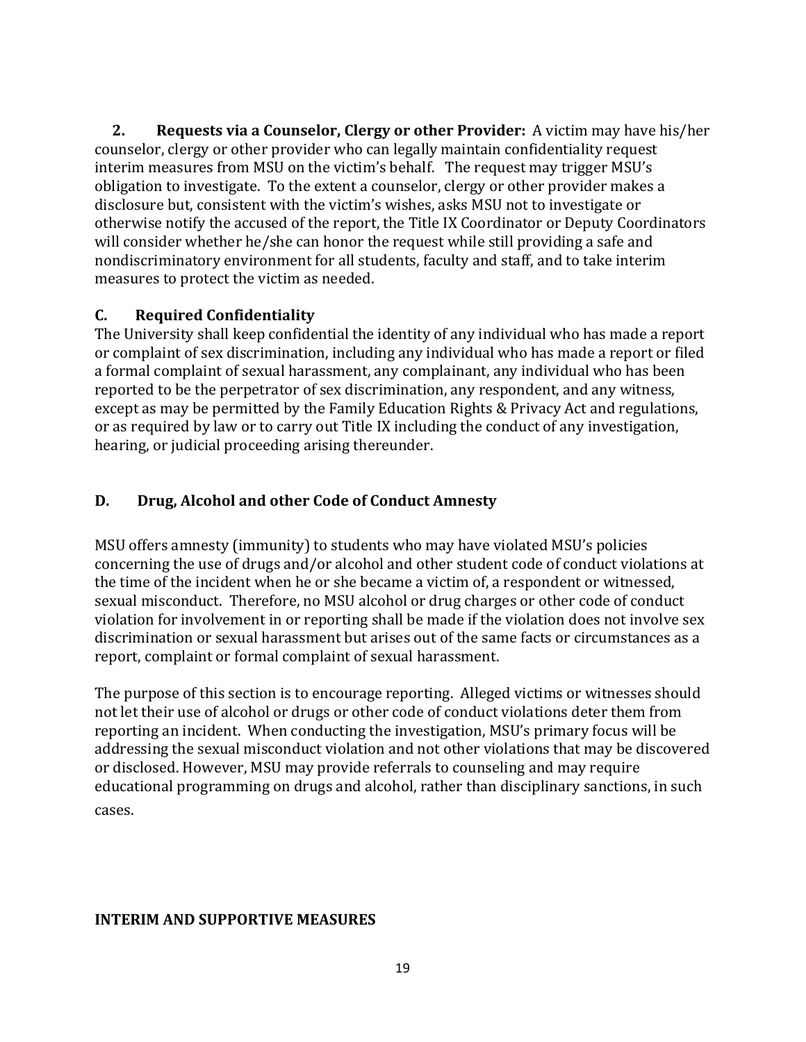**2. Requests via a Counselor, Clergy or other Provider:** A victim may have his/her counselor, clergy or other provider who can legally maintain confidentiality request interim measures from MSU on the victim's behalf. The request may trigger MSU's obligation to investigate. To the extent a counselor, clergy or other provider makes a disclosure but, consistent with the victim's wishes, asks MSU not to investigate or otherwise notify the accused of the report, the Title IX Coordinator or Deputy Coordinators will consider whether he/she can honor the request while still providing a safe and nondiscriminatory environment for all students, faculty and staff, and to take interim measures to protect the victim as needed.

### C. Required Confidentiality

The University shall keep confidential the identity of any individual who has made a report or complaint of sex discrimination, including any individual who has made a report or filed a formal complaint of sexual harassment, any complainant, any individual who has been reported to be the perpetrator of sex discrimination, any respondent, and any witness, except as may be permitted by the Family Education Rights & Privacy Act and regulations, or as required by law or to carry out Title IX including the conduct of any investigation, hearing, or judicial proceeding arising thereunder.

### D. Drug, Alcohol and other Code of Conduct Amnesty

MSU offers amnesty (immunity) to students who may have violated MSU's policies concerning the use of drugs and/or alcohol and other student code of conduct violations at the time of the incident when he or she became a victim of, a respondent or witnessed, sexual misconduct. Therefore, no MSU alcohol or drug charges or other code of conduct violation for involvement in or reporting shall be made if the violation does not involve sex discrimination or sexual harassment but arises out of the same facts or circumstances as a report, complaint or formal complaint of sexual harassment.

The purpose of this section is to encourage reporting. Alleged victims or witnesses should not let their use of alcohol or drugs or other code of conduct violations deter them from reporting an incident. When conducting the investigation, MSU's primary focus will be addressing the sexual misconduct violation and not other violations that may be discovered or disclosed. However, MSU may provide referrals to counseling and may require educational programming on drugs and alcohol, rather than disciplinary sanctions, in such cases.

## INTERIM AND SUPPORTIVE MEASURES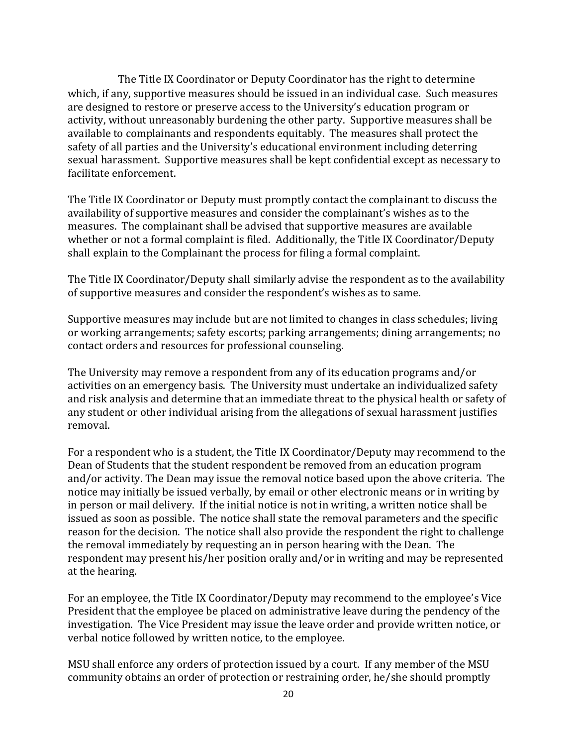The Title IX Coordinator or Deputy Coordinator has the right to determine which, if any, supportive measures should be issued in an individual case. Such measures are designed to restore or preserve access to the University's education program or activity, without unreasonably burdening the other party. Supportive measures shall be available to complainants and respondents equitably. The measures shall protect the safety of all parties and the University's educational environment including deterring sexual harassment. Supportive measures shall be kept confidential except as necessary to facilitate enforcement.

The Title IX Coordinator or Deputy must promptly contact the complainant to discuss the availability of supportive measures and consider the complainant's wishes as to the measures. The complainant shall be advised that supportive measures are available whether or not a formal complaint is filed. Additionally, the Title IX Coordinator/Deputy shall explain to the Complainant the process for filing a formal complaint.

The Title IX Coordinator/Deputy shall similarly advise the respondent as to the availability of supportive measures and consider the respondent's wishes as to same.

Supportive measures may include but are not limited to changes in class schedules; living or working arrangements; safety escorts; parking arrangements; dining arrangements; no contact orders and resources for professional counseling.

The University may remove a respondent from any of its education programs and/or activities on an emergency basis. The University must undertake an individualized safety and risk analysis and determine that an immediate threat to the physical health or safety of any student or other individual arising from the allegations of sexual harassment justifies removal.

For a respondent who is a student, the Title IX Coordinator/Deputy may recommend to the Dean of Students that the student respondent be removed from an education program and/or activity. The Dean may issue the removal notice based upon the above criteria. The notice may initially be issued verbally, by email or other electronic means or in writing by in person or mail delivery. If the initial notice is not in writing, a written notice shall be issued as soon as possible. The notice shall state the removal parameters and the specific reason for the decision. The notice shall also provide the respondent the right to challenge the removal immediately by requesting an in person hearing with the Dean. The respondent may present his/her position orally and/or in writing and may be represented at the hearing.

For an employee, the Title IX Coordinator/Deputy may recommend to the employee's Vice President that the employee be placed on administrative leave during the pendency of the investigation. The Vice President may issue the leave order and provide written notice, or verbal notice followed by written notice, to the employee.

MSU shall enforce any orders of protection issued by a court. If any member of the MSU community obtains an order of protection or restraining order, he/she should promptly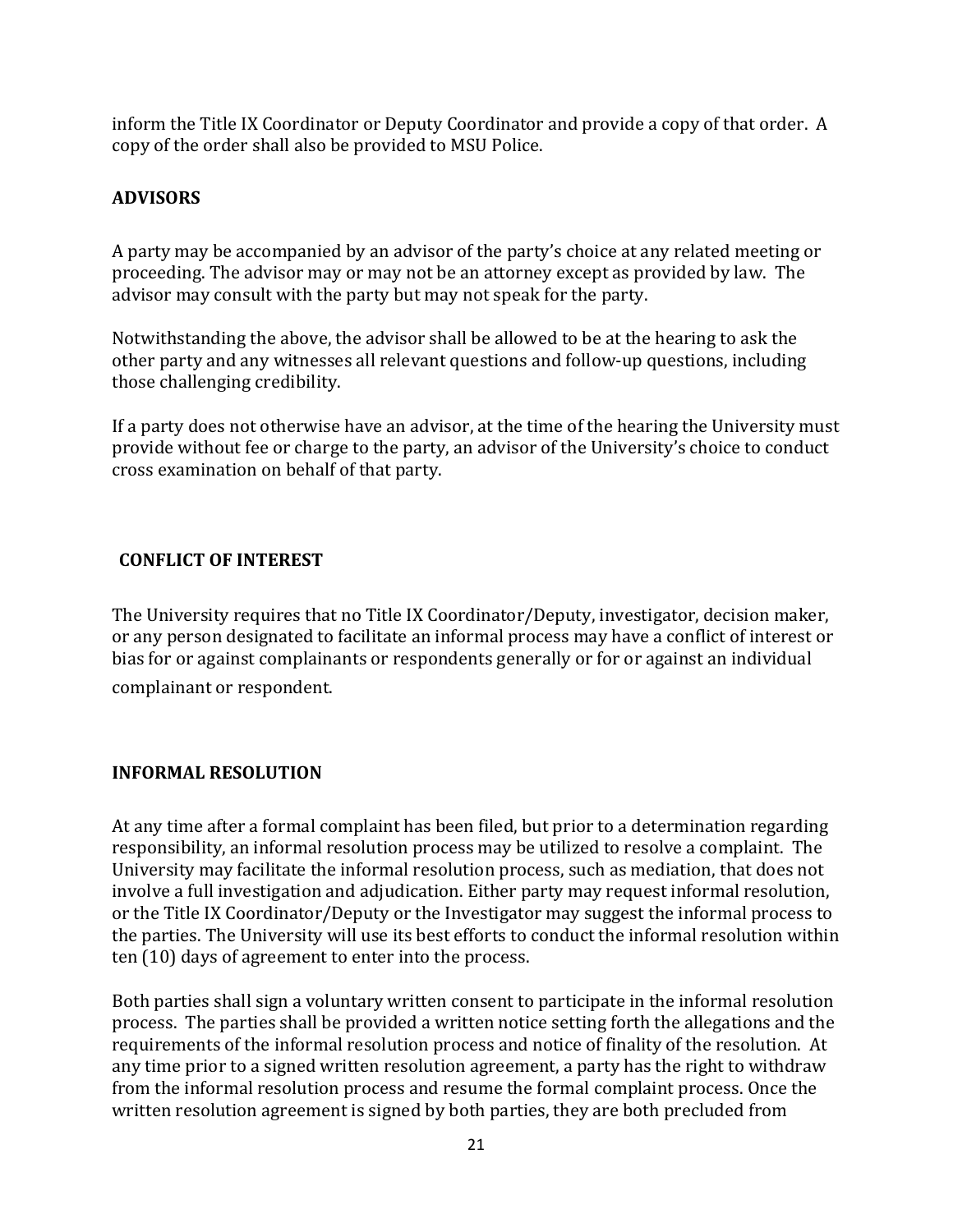inform the Title IX Coordinator or Deputy Coordinator and provide a copy of that order. A copy of the order shall also be provided to MSU Police.

## ADVISORS

A party may be accompanied by an advisor of the party's choice at any related meeting or proceeding. The advisor may or may not be an attorney except as provided by law. The advisor may consult with the party but may not speak for the party.

Notwithstanding the above, the advisor shall be allowed to be at the hearing to ask the other party and any witnesses all relevant questions and follow-up questions, including those challenging credibility.

If a party does not otherwise have an advisor, at the time of the hearing the University must provide without fee or charge to the party, an advisor of the University's choice to conduct cross examination on behalf of that party.

## CONFLICT OF INTEREST

The University requires that no Title IX Coordinator/Deputy, investigator, decision maker, or any person designated to facilitate an informal process may have a conflict of interest or bias for or against complainants or respondents generally or for or against an individual complainant or respondent.

## INFORMAL RESOLUTION

At any time after a formal complaint has been filed, but prior to a determination regarding responsibility, an informal resolution process may be utilized to resolve a complaint. The University may facilitate the informal resolution process, such as mediation, that does not involve a full investigation and adjudication. Either party may request informal resolution, or the Title IX Coordinator/Deputy or the Investigator may suggest the informal process to the parties. The University will use its best efforts to conduct the informal resolution within ten (10) days of agreement to enter into the process.

Both parties shall sign a voluntary written consent to participate in the informal resolution process. The parties shall be provided a written notice setting forth the allegations and the requirements of the informal resolution process and notice of finality of the resolution. At any time prior to a signed written resolution agreement, a party has the right to withdraw from the informal resolution process and resume the formal complaint process. Once the written resolution agreement is signed by both parties, they are both precluded from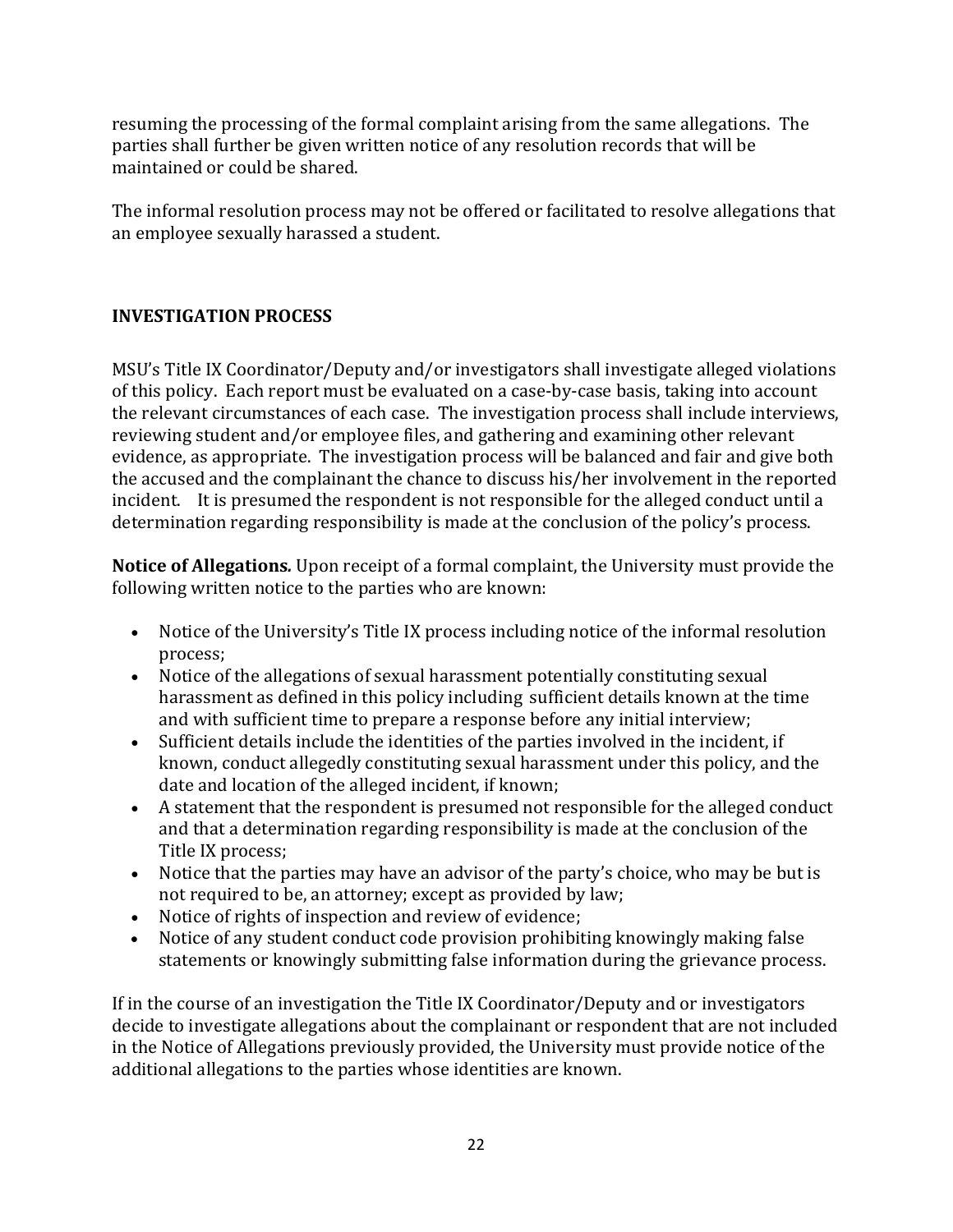resuming the processing of the formal complaint arising from the same allegations. The parties shall further be given written notice of any resolution records that will be maintained or could be shared.

The informal resolution process may not be offered or facilitated to resolve allegations that an employee sexually harassed a student.

## INVESTIGATION PROCESS

MSU's Title IX Coordinator/Deputy and/or investigators shall investigate alleged violations of this policy. Each report must be evaluated on a case-by-case basis, taking into account the relevant circumstances of each case. The investigation process shall include interviews, reviewing student and/or employee files, and gathering and examining other relevant evidence, as appropriate. The investigation process will be balanced and fair and give both the accused and the complainant the chance to discuss his/her involvement in the reported incident. It is presumed the respondent is not responsible for the alleged conduct until a determination regarding responsibility is made at the conclusion of the policy's process.

**Notice of Allegations.** Upon receipt of a formal complaint, the University must provide the following written notice to the parties who are known:

- Notice of the University's Title IX process including notice of the informal resolution process;
- Notice of the allegations of sexual harassment potentially constituting sexual harassment as defined in this policy including sufficient details known at the time and with sufficient time to prepare a response before any initial interview;
- Sufficient details include the identities of the parties involved in the incident, if known, conduct allegedly constituting sexual harassment under this policy, and the date and location of the alleged incident, if known;
- A statement that the respondent is presumed not responsible for the alleged conduct and that a determination regarding responsibility is made at the conclusion of the Title IX process;
- Notice that the parties may have an advisor of the party's choice, who may be but is not required to be, an attorney; except as provided by law;
- Notice of rights of inspection and review of evidence;
- Notice of any student conduct code provision prohibiting knowingly making false statements or knowingly submitting false information during the grievance process.

If in the course of an investigation the Title IX Coordinator/Deputy and or investigators decide to investigate allegations about the complainant or respondent that are not included in the Notice of Allegations previously provided, the University must provide notice of the additional allegations to the parties whose identities are known.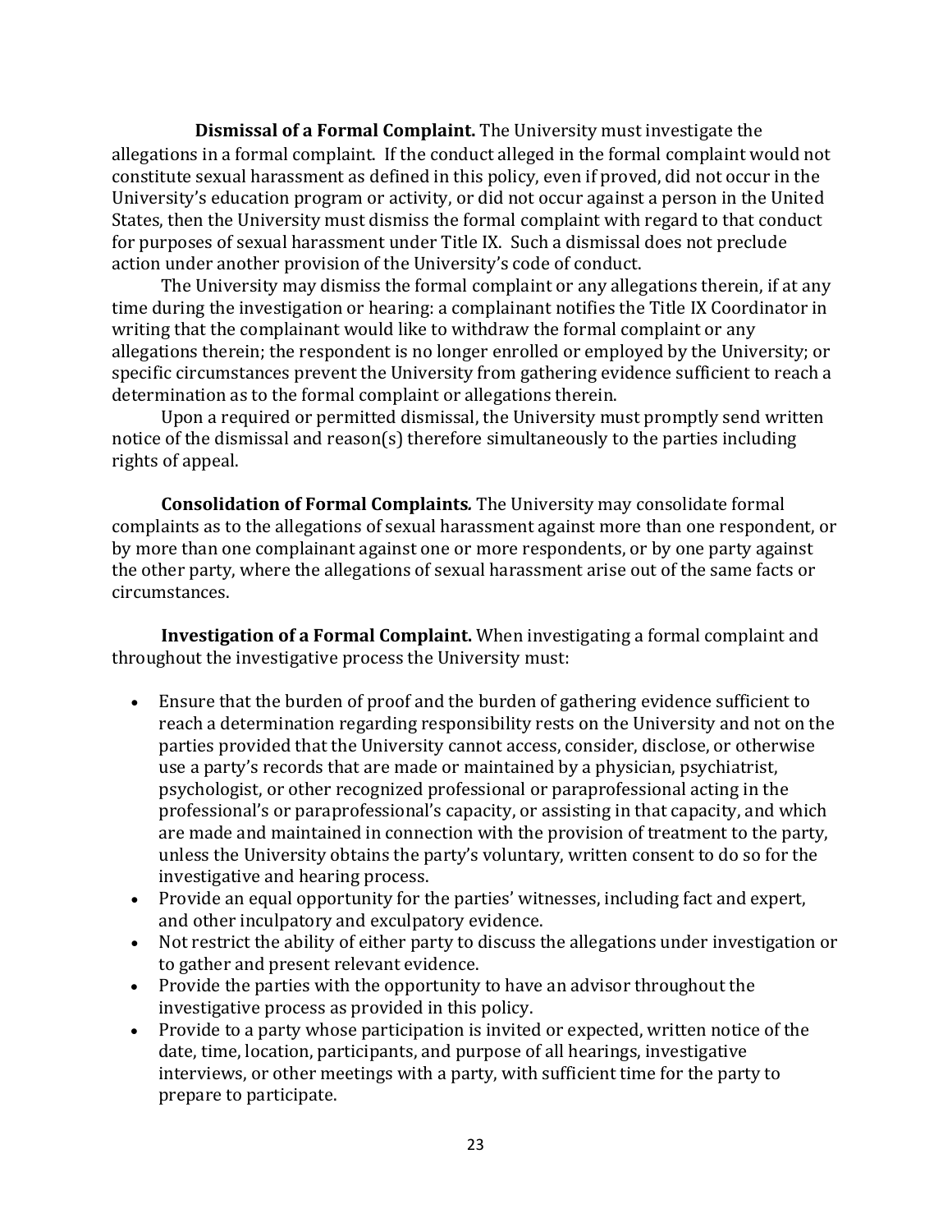**Dismissal of a Formal Complaint.** The University must investigate the allegations in a formal complaint. If the conduct alleged in the formal complaint would not constitute sexual harassment as defined in this policy, even if proved, did not occur in the University's education program or activity, or did not occur against a person in the United States, then the University must dismiss the formal complaint with regard to that conduct for purposes of sexual harassment under Title IX. Such a dismissal does not preclude action under another provision of the University's code of conduct.

The University may dismiss the formal complaint or any allegations therein, if at any time during the investigation or hearing: a complainant notifies the Title IX Coordinator in writing that the complainant would like to withdraw the formal complaint or any allegations therein; the respondent is no longer enrolled or employed by the University; or specific circumstances prevent the University from gathering evidence sufficient to reach a determination as to the formal complaint or allegations therein.

Upon a required or permitted dismissal, the University must promptly send written notice of the dismissal and reason(s) therefore simultaneously to the parties including rights of appeal.

**Consolidation of Formal Complaints.** The University may consolidate formal complaints as to the allegations of sexual harassment against more than one respondent, or by more than one complainant against one or more respondents, or by one party against the other party, where the allegations of sexual harassment arise out of the same facts or circumstances.

**Investigation of a Formal Complaint.** When investigating a formal complaint and throughout the investigative process the University must:

- Ensure that the burden of proof and the burden of gathering evidence sufficient to reach a determination regarding responsibility rests on the University and not on the parties provided that the University cannot access, consider, disclose, or otherwise use a party's records that are made or maintained by a physician, psychiatrist, psychologist, or other recognized professional or paraprofessional acting in the professional's or paraprofessional's capacity, or assisting in that capacity, and which are made and maintained in connection with the provision of treatment to the party, unless the University obtains the party's voluntary, written consent to do so for the investigative and hearing process.
- Provide an equal opportunity for the parties' witnesses, including fact and expert, and other inculpatory and exculpatory evidence.
- Not restrict the ability of either party to discuss the allegations under investigation or to gather and present relevant evidence.
- Provide the parties with the opportunity to have an advisor throughout the investigative process as provided in this policy.
- Provide to a party whose participation is invited or expected, written notice of the date, time, location, participants, and purpose of all hearings, investigative interviews, or other meetings with a party, with sufficient time for the party to prepare to participate.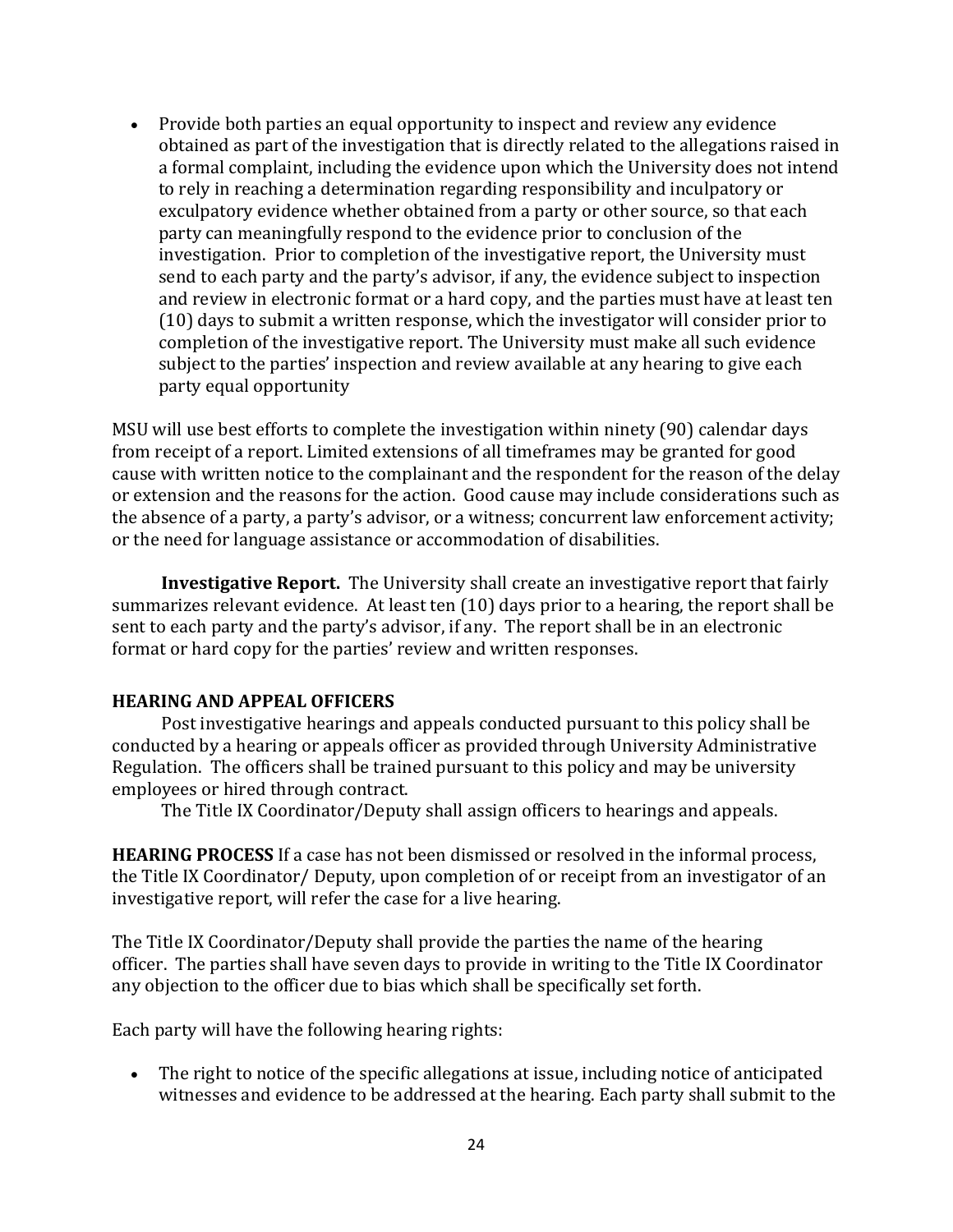- Provide both parties an equal opportunity to inspect and review any evidence obtained as part of the investigation that is directly related to the allegations raised in a formal complaint, including the evidence upon which the University does not intend to rely in reaching a determination regarding responsibility and inculpatory or exculpatory evidence whether obtained from a party or other source, so that each party can meaningfully respond to the evidence prior to conclusion of the investigation. Prior to completion of the investigative report, the University must send to each party and the party's advisor, if any, the evidence subject to inspection and review in electronic format or a hard copy, and the parties must have at least ten (10) days to submit a written response, which the investigator will consider prior to completion of the investigative report. The University must make all such evidence subject to the parties' inspection and review available at any hearing to give each party equal opportunity

MSU will use best efforts to complete the investigation within ninety (90) calendar days from receipt of a report. Limited extensions of all timeframes may be granted for good cause with written notice to the complainant and the respondent for the reason of the delay or extension and the reasons for the action. Good cause may include considerations such as the absence of a party, a party's advisor, or a witness; concurrent law enforcement activity; or the need for language assistance or accommodation of disabilities.

**Investigative Report.** The University shall create an investigative report that fairly summarizes relevant evidence. At least ten (10) days prior to a hearing, the report shall be sent to each party and the party's advisor, if any. The report shall be in an electronic format or hard copy for the parties' review and written responses.

**HEARING AND APPEAL OFFICERS**

Post investigative hearings and appeals conducted pursuant to this policy shall be conducted by a hearing or appeals officer as provided through University Administrative Regulation. The officers shall be trained pursuant to this policy and may be university employees or hired through contract.

The Title IX Coordinator/Deputy shall assign officers to hearings and appeals.

**HEARING PROCESS** If a case has not been dismissed or resolved in the informal process, the Title IX Coordinator/ Deputy, upon completion of or receipt from an investigator of an investigative report, will refer the case for a live hearing.

The Title IX Coordinator/Deputy shall provide the parties the name of the hearing officer. The parties shall have seven days to provide in writing to the Title IX Coordinator any objection to the officer due to bias which shall be specifically set forth.

Each party will have the following hearing rights:

- The right to notice of the specific allegations at issue, including notice of anticipated witnesses and evidence to be addressed at the hearing. Each party shall submit to the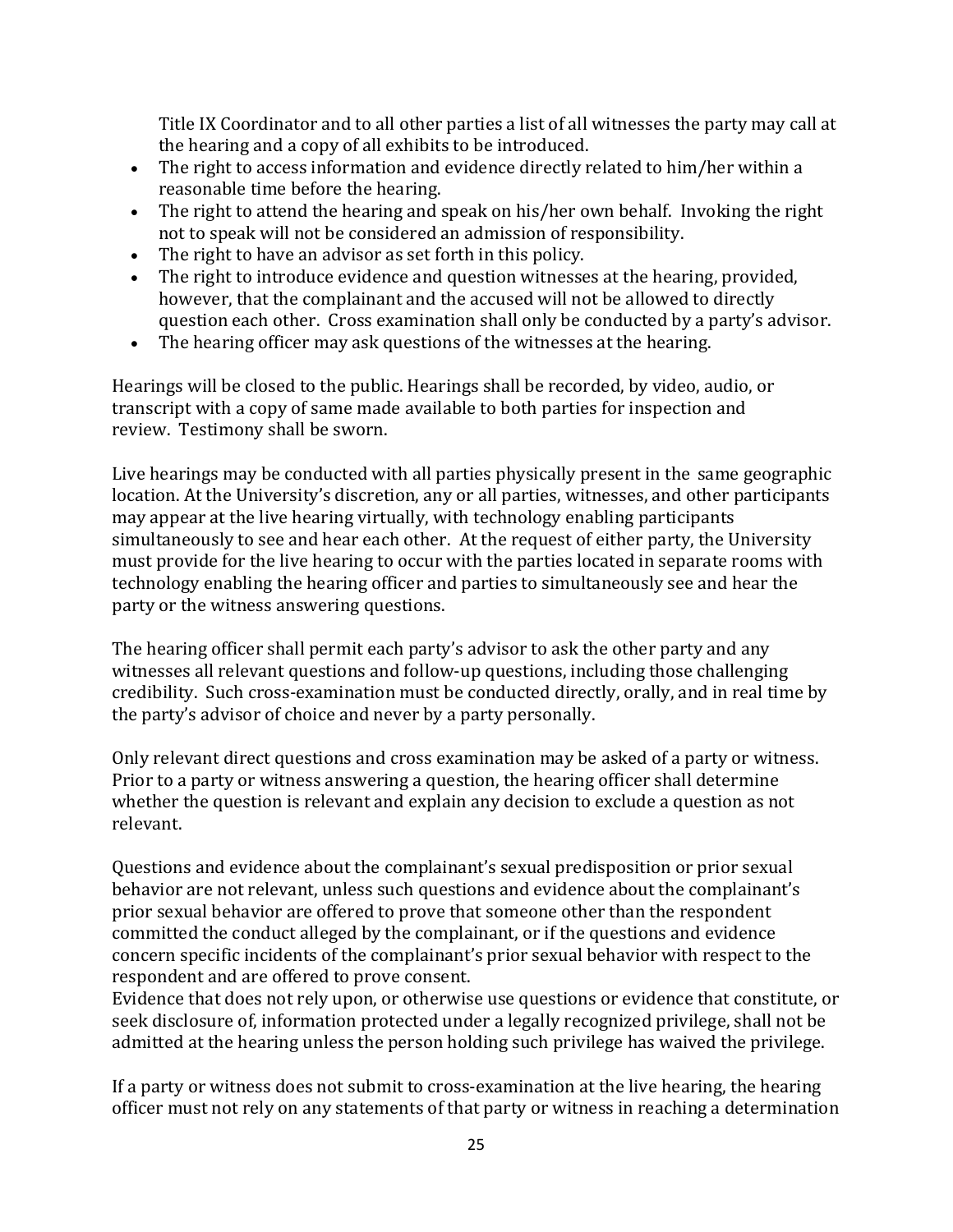Title IX Coordinator and to all other parties a list of all witnesses the party may call at the hearing and a copy of all exhibits to be introduced.

- The right to access information and evidence directly related to him/her within a reasonable time before the hearing.
- The right to attend the hearing and speak on his/her own behalf. Invoking the right not to speak will not be considered an admission of responsibility.
- The right to have an advisor as set forth in this policy.
- The right to introduce evidence and question witnesses at the hearing, provided, however, that the complainant and the accused will not be allowed to directly question each other. Cross examination shall only be conducted by a party's advisor.
- The hearing officer may ask questions of the witnesses at the hearing.

Hearings will be closed to the public. Hearings shall be recorded, by video, audio, or transcript with a copy of same made available to both parties for inspection and review. Testimony shall be sworn.

Live hearings may be conducted with all parties physically present in the same geographic location. At the University's discretion, any or all parties, witnesses, and other participants may appear at the live hearing virtually, with technology enabling participants simultaneously to see and hear each other. At the request of either party, the University must provide for the live hearing to occur with the parties located in separate rooms with technology enabling the hearing officer and parties to simultaneously see and hear the party or the witness answering questions.

The hearing officer shall permit each party's advisor to ask the other party and any witnesses all relevant questions and follow-up questions, including those challenging credibility. Such cross-examination must be conducted directly, orally, and in real time by the party's advisor of choice and never by a party personally.

Only relevant direct questions and cross examination may be asked of a party or witness. Prior to a party or witness answering a question, the hearing officer shall determine whether the question is relevant and explain any decision to exclude a question as not relevant.

Questions and evidence about the complainant's sexual predisposition or prior sexual behavior are not relevant, unless such questions and evidence about the complainant's prior sexual behavior are offered to prove that someone other than the respondent committed the conduct alleged by the complainant, or if the questions and evidence concern specific incidents of the complainant's prior sexual behavior with respect to the respondent and are offered to prove consent.
Evidence that does not rely upon, or otherwise use questions or evidence that constitute, or seek disclosure of, information protected under a legally recognized privilege, shall not be admitted at the hearing unless the person holding such privilege has waived the privilege.

If a party or witness does not submit to cross-examination at the live hearing, the hearing officer must not rely on any statements of that party or witness in reaching a determination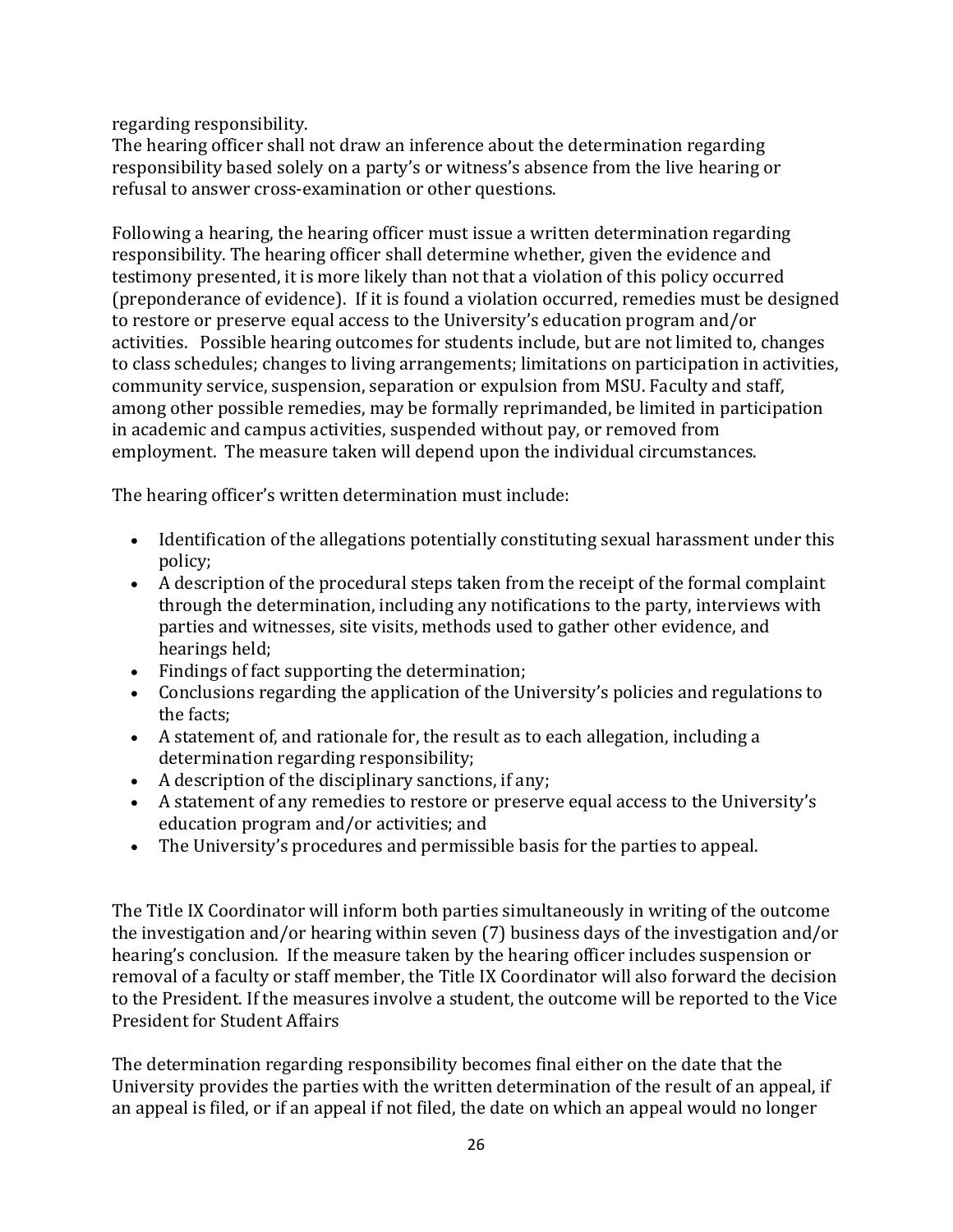regarding responsibility.
The hearing officer shall not draw an inference about the determination regarding responsibility based solely on a party's or witness's absence from the live hearing or refusal to answer cross-examination or other questions.

Following a hearing, the hearing officer must issue a written determination regarding responsibility. The hearing officer shall determine whether, given the evidence and testimony presented, it is more likely than not that a violation of this policy occurred (preponderance of evidence). If it is found a violation occurred, remedies must be designed to restore or preserve equal access to the University's education program and/or activities. Possible hearing outcomes for students include, but are not limited to, changes to class schedules; changes to living arrangements; limitations on participation in activities, community service, suspension, separation or expulsion from MSU. Faculty and staff, among other possible remedies, may be formally reprimanded, be limited in participation in academic and campus activities, suspended without pay, or removed from employment. The measure taken will depend upon the individual circumstances.

The hearing officer's written determination must include:

- Identification of the allegations potentially constituting sexual harassment under this policy;
- A description of the procedural steps taken from the receipt of the formal complaint through the determination, including any notifications to the party, interviews with parties and witnesses, site visits, methods used to gather other evidence, and hearings held;
- Findings of fact supporting the determination;
- Conclusions regarding the application of the University's policies and regulations to the facts;
- A statement of, and rationale for, the result as to each allegation, including a determination regarding responsibility;
- A description of the disciplinary sanctions, if any;
- A statement of any remedies to restore or preserve equal access to the University's education program and/or activities; and
- The University's procedures and permissible basis for the parties to appeal.

The Title IX Coordinator will inform both parties simultaneously in writing of the outcome the investigation and/or hearing within seven (7) business days of the investigation and/or hearing's conclusion. If the measure taken by the hearing officer includes suspension or removal of a faculty or staff member, the Title IX Coordinator will also forward the decision to the President. If the measures involve a student, the outcome will be reported to the Vice President for Student Affairs

The determination regarding responsibility becomes final either on the date that the University provides the parties with the written determination of the result of an appeal, if an appeal is filed, or if an appeal if not filed, the date on which an appeal would no longer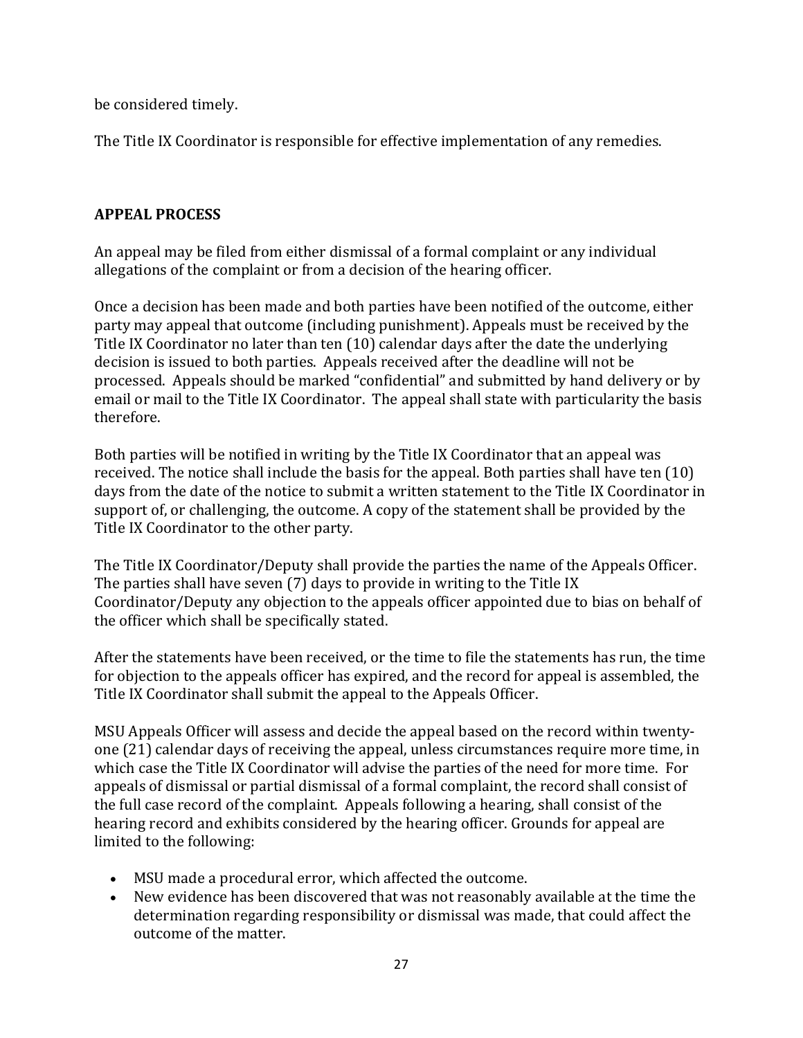be considered timely.

The Title IX Coordinator is responsible for effective implementation of any remedies.

## APPEAL PROCESS

An appeal may be filed from either dismissal of a formal complaint or any individual allegations of the complaint or from a decision of the hearing officer.

Once a decision has been made and both parties have been notified of the outcome, either party may appeal that outcome (including punishment). Appeals must be received by the Title IX Coordinator no later than ten (10) calendar days after the date the underlying decision is issued to both parties. Appeals received after the deadline will not be processed. Appeals should be marked "confidential" and submitted by hand delivery or by email or mail to the Title IX Coordinator. The appeal shall state with particularity the basis therefore.

Both parties will be notified in writing by the Title IX Coordinator that an appeal was received. The notice shall include the basis for the appeal. Both parties shall have ten (10) days from the date of the notice to submit a written statement to the Title IX Coordinator in support of, or challenging, the outcome. A copy of the statement shall be provided by the Title IX Coordinator to the other party.

The Title IX Coordinator/Deputy shall provide the parties the name of the Appeals Officer. The parties shall have seven (7) days to provide in writing to the Title IX Coordinator/Deputy any objection to the appeals officer appointed due to bias on behalf of the officer which shall be specifically stated.

After the statements have been received, or the time to file the statements has run, the time for objection to the appeals officer has expired, and the record for appeal is assembled, the Title IX Coordinator shall submit the appeal to the Appeals Officer.

MSU Appeals Officer will assess and decide the appeal based on the record within twenty-one (21) calendar days of receiving the appeal, unless circumstances require more time, in which case the Title IX Coordinator will advise the parties of the need for more time. For appeals of dismissal or partial dismissal of a formal complaint, the record shall consist of the full case record of the complaint. Appeals following a hearing, shall consist of the hearing record and exhibits considered by the hearing officer. Grounds for appeal are limited to the following:

- MSU made a procedural error, which affected the outcome.
- New evidence has been discovered that was not reasonably available at the time the determination regarding responsibility or dismissal was made, that could affect the outcome of the matter.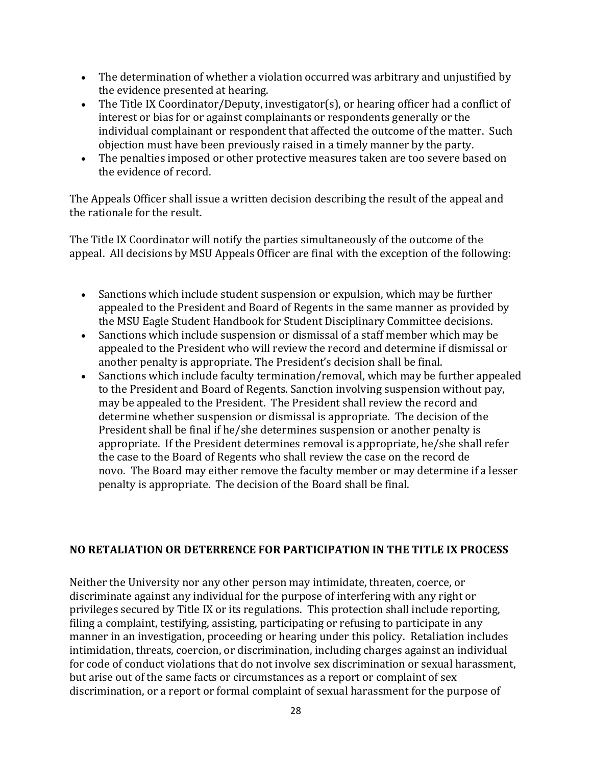- The determination of whether a violation occurred was arbitrary and unjustified by the evidence presented at hearing.
- The Title IX Coordinator/Deputy, investigator(s), or hearing officer had a conflict of interest or bias for or against complainants or respondents generally or the individual complainant or respondent that affected the outcome of the matter. Such objection must have been previously raised in a timely manner by the party.
- The penalties imposed or other protective measures taken are too severe based on the evidence of record.

The Appeals Officer shall issue a written decision describing the result of the appeal and the rationale for the result.

The Title IX Coordinator will notify the parties simultaneously of the outcome of the appeal. All decisions by MSU Appeals Officer are final with the exception of the following:

- Sanctions which include student suspension or expulsion, which may be further appealed to the President and Board of Regents in the same manner as provided by the MSU Eagle Student Handbook for Student Disciplinary Committee decisions.
- Sanctions which include suspension or dismissal of a staff member which may be appealed to the President who will review the record and determine if dismissal or another penalty is appropriate. The President's decision shall be final.
- Sanctions which include faculty termination/removal, which may be further appealed to the President and Board of Regents. Sanction involving suspension without pay, may be appealed to the President. The President shall review the record and determine whether suspension or dismissal is appropriate. The decision of the President shall be final if he/she determines suspension or another penalty is appropriate. If the President determines removal is appropriate, he/she shall refer the case to the Board of Regents who shall review the case on the record de novo. The Board may either remove the faculty member or may determine if a lesser penalty is appropriate. The decision of the Board shall be final.

**NO RETALIATION OR DETERRENCE FOR PARTICIPATION IN THE TITLE IX PROCESS**

Neither the University nor any other person may intimidate, threaten, coerce, or discriminate against any individual for the purpose of interfering with any right or privileges secured by Title IX or its regulations. This protection shall include reporting, filing a complaint, testifying, assisting, participating or refusing to participate in any manner in an investigation, proceeding or hearing under this policy. Retaliation includes intimidation, threats, coercion, or discrimination, including charges against an individual for code of conduct violations that do not involve sex discrimination or sexual harassment, but arise out of the same facts or circumstances as a report or complaint of sex discrimination, or a report or formal complaint of sexual harassment for the purpose of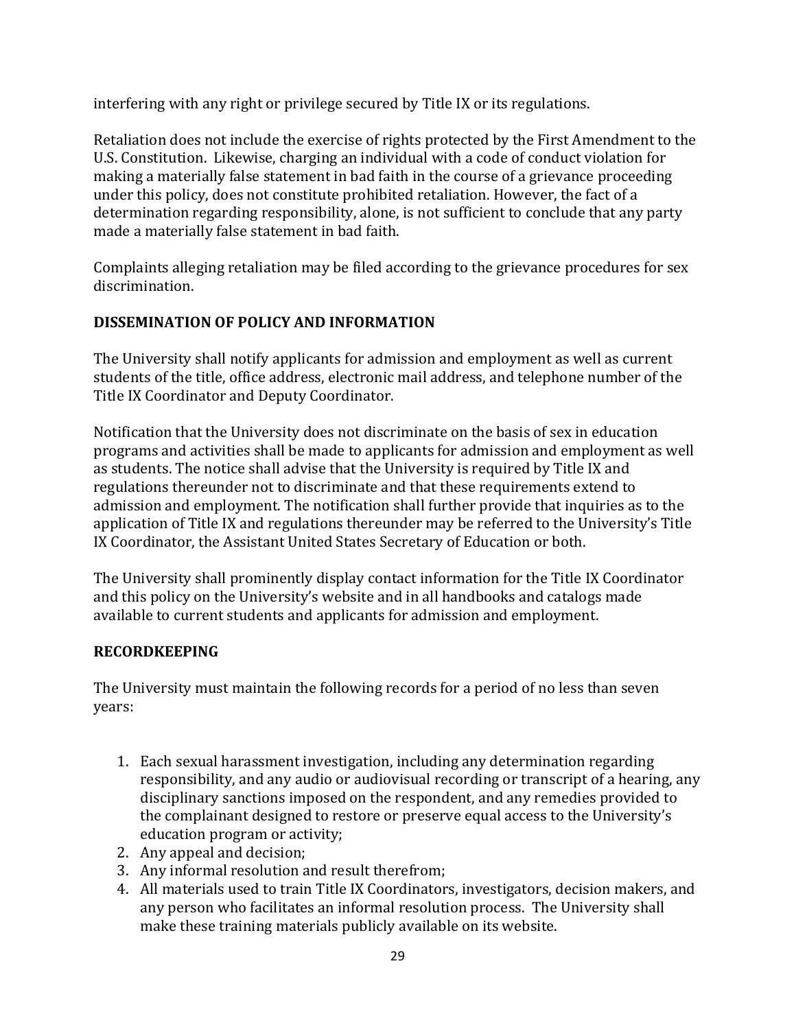interfering with any right or privilege secured by Title IX or its regulations.

Retaliation does not include the exercise of rights protected by the First Amendment to the U.S. Constitution. Likewise, charging an individual with a code of conduct violation for making a materially false statement in bad faith in the course of a grievance proceeding under this policy, does not constitute prohibited retaliation. However, the fact of a determination regarding responsibility, alone, is not sufficient to conclude that any party made a materially false statement in bad faith.

Complaints alleging retaliation may be filed according to the grievance procedures for sex discrimination.

**DISSEMINATION OF POLICY AND INFORMATION**

The University shall notify applicants for admission and employment as well as current students of the title, office address, electronic mail address, and telephone number of the Title IX Coordinator and Deputy Coordinator.

Notification that the University does not discriminate on the basis of sex in education programs and activities shall be made to applicants for admission and employment as well as students. The notice shall advise that the University is required by Title IX and regulations thereunder not to discriminate and that these requirements extend to admission and employment. The notification shall further provide that inquiries as to the application of Title IX and regulations thereunder may be referred to the University's Title IX Coordinator, the Assistant United States Secretary of Education or both.

The University shall prominently display contact information for the Title IX Coordinator and this policy on the University's website and in all handbooks and catalogs made available to current students and applicants for admission and employment.

**RECORDKEEPING**

The University must maintain the following records for a period of no less than seven years:

1. Each sexual harassment investigation, including any determination regarding responsibility, and any audio or audiovisual recording or transcript of a hearing, any disciplinary sanctions imposed on the respondent, and any remedies provided to the complainant designed to restore or preserve equal access to the University's education program or activity;
2. Any appeal and decision;
3. Any informal resolution and result therefrom;
4. All materials used to train Title IX Coordinators, investigators, decision makers, and any person who facilitates an informal resolution process. The University shall make these training materials publicly available on its website.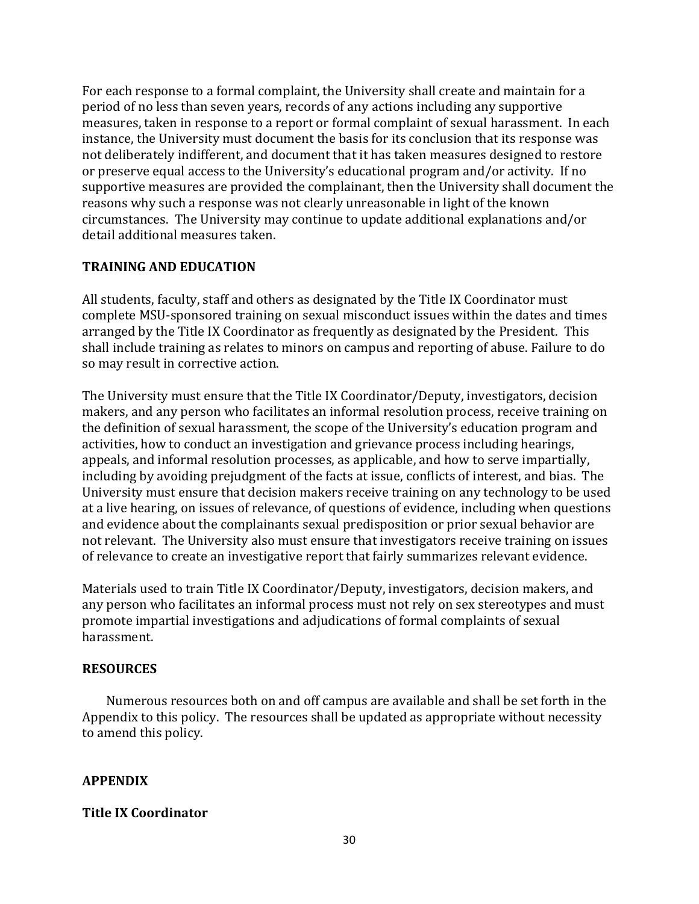For each response to a formal complaint, the University shall create and maintain for a period of no less than seven years, records of any actions including any supportive measures, taken in response to a report or formal complaint of sexual harassment. In each instance, the University must document the basis for its conclusion that its response was not deliberately indifferent, and document that it has taken measures designed to restore or preserve equal access to the University's educational program and/or activity. If no supportive measures are provided the complainant, then the University shall document the reasons why such a response was not clearly unreasonable in light of the known circumstances. The University may continue to update additional explanations and/or detail additional measures taken.

**TRAINING AND EDUCATION**

All students, faculty, staff and others as designated by the Title IX Coordinator must complete MSU-sponsored training on sexual misconduct issues within the dates and times arranged by the Title IX Coordinator as frequently as designated by the President. This shall include training as relates to minors on campus and reporting of abuse. Failure to do so may result in corrective action.

The University must ensure that the Title IX Coordinator/Deputy, investigators, decision makers, and any person who facilitates an informal resolution process, receive training on the definition of sexual harassment, the scope of the University's education program and activities, how to conduct an investigation and grievance process including hearings, appeals, and informal resolution processes, as applicable, and how to serve impartially, including by avoiding prejudgment of the facts at issue, conflicts of interest, and bias. The University must ensure that decision makers receive training on any technology to be used at a live hearing, on issues of relevance, of questions of evidence, including when questions and evidence about the complainants sexual predisposition or prior sexual behavior are not relevant. The University also must ensure that investigators receive training on issues of relevance to create an investigative report that fairly summarizes relevant evidence.

Materials used to train Title IX Coordinator/Deputy, investigators, decision makers, and any person who facilitates an informal process must not rely on sex stereotypes and must promote impartial investigations and adjudications of formal complaints of sexual harassment.

**RESOURCES**

Numerous resources both on and off campus are available and shall be set forth in the Appendix to this policy. The resources shall be updated as appropriate without necessity to amend this policy.

**APPENDIX**

**Title IX Coordinator**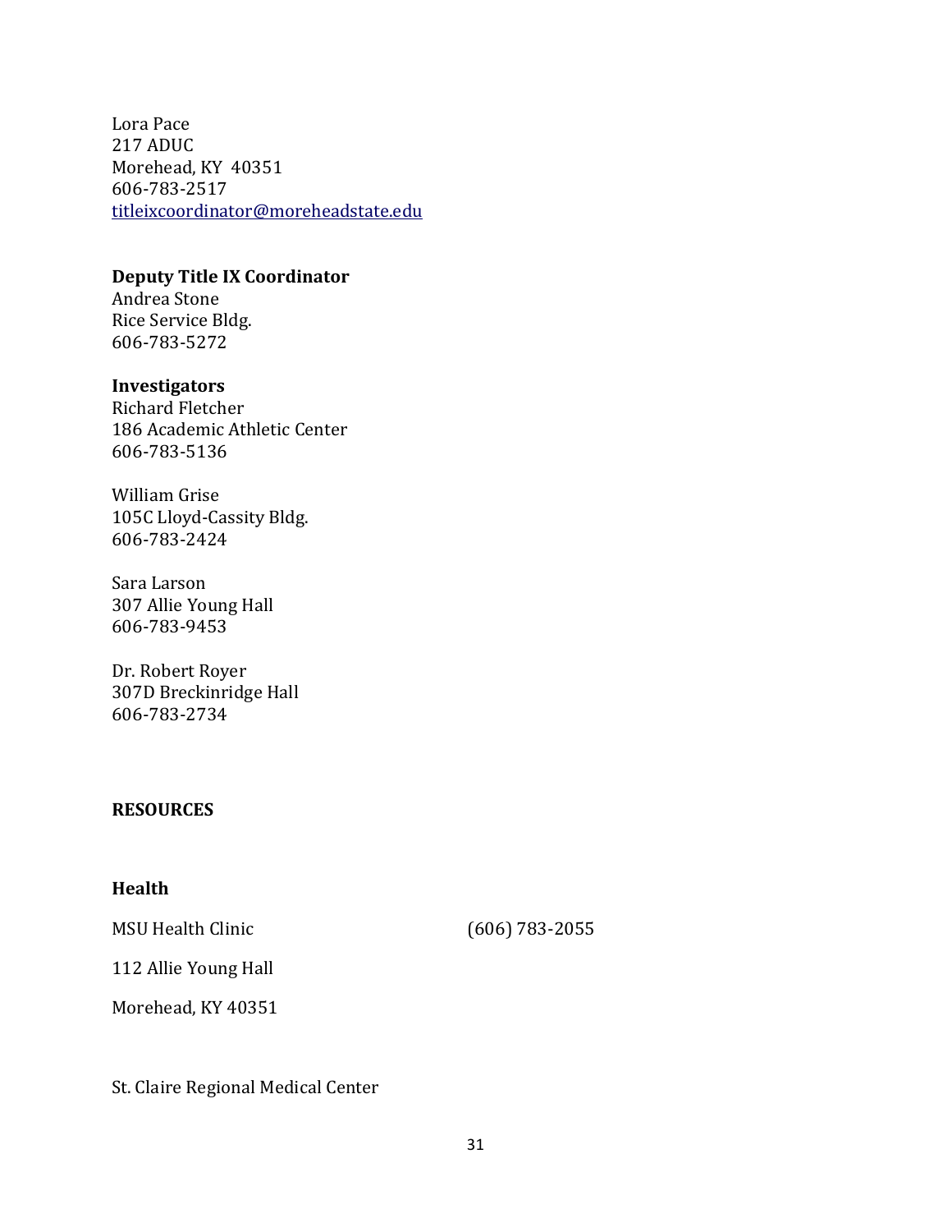Lora Pace
217 ADUC
Morehead, KY 40351
606-783-2517
titleixcoordinator@moreheadstate.edu

**Deputy Title IX Coordinator**
Andrea Stone
Rice Service Bldg.
606-783-5272

**Investigators**
Richard Fletcher
186 Academic Athletic Center
606-783-5136

William Grise
105C Lloyd-Cassity Bldg.
606-783-2424

Sara Larson
307 Allie Young Hall
606-783-9453

Dr. Robert Royer
307D Breckinridge Hall
606-783-2734

**RESOURCES**

**Health**

MSU Health Clinic (606) 783-2055

112 Allie Young Hall

Morehead, KY 40351

St. Claire Regional Medical Center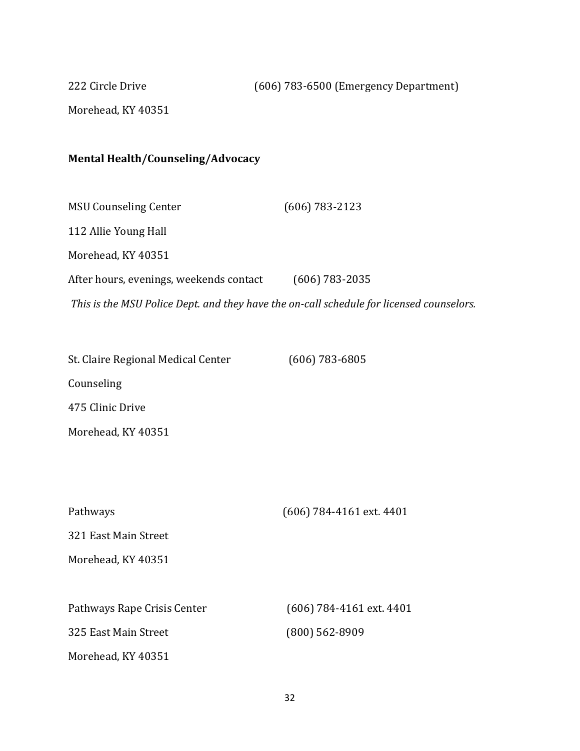222 Circle Drive (606) 783-6500 (Emergency Department)

Morehead, KY 40351

**Mental Health/Counseling/Advocacy**

MSU Counseling Center (606) 783-2123

112 Allie Young Hall

Morehead, KY 40351

After hours, evenings, weekends contact (606) 783-2035

*This is the MSU Police Dept. and they have the on-call schedule for licensed counselors.*

St. Claire Regional Medical Center (606) 783-6805

Counseling

475 Clinic Drive

Morehead, KY 40351

Pathways (606) 784-4161 ext. 4401

321 East Main Street

Morehead, KY 40351

Pathways Rape Crisis Center (606) 784-4161 ext. 4401

325 East Main Street (800) 562-8909

Morehead, KY 40351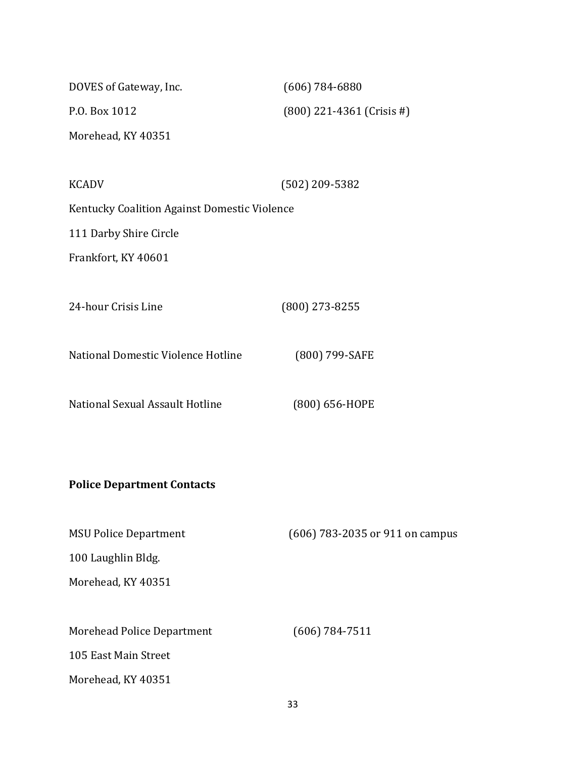DOVES of Gateway, Inc. (606) 784-6880

P.O. Box 1012 (800) 221-4361 (Crisis #)

Morehead, KY 40351

KCADV (502) 209-5382

Kentucky Coalition Against Domestic Violence

111 Darby Shire Circle

Frankfort, KY 40601

24-hour Crisis Line (800) 273-8255

National Domestic Violence Hotline (800) 799-SAFE

National Sexual Assault Hotline (800) 656-HOPE

**Police Department Contacts**

MSU Police Department (606) 783-2035 or 911 on campus

100 Laughlin Bldg.

Morehead, KY 40351

Morehead Police Department (606) 784-7511

105 East Main Street

Morehead, KY 40351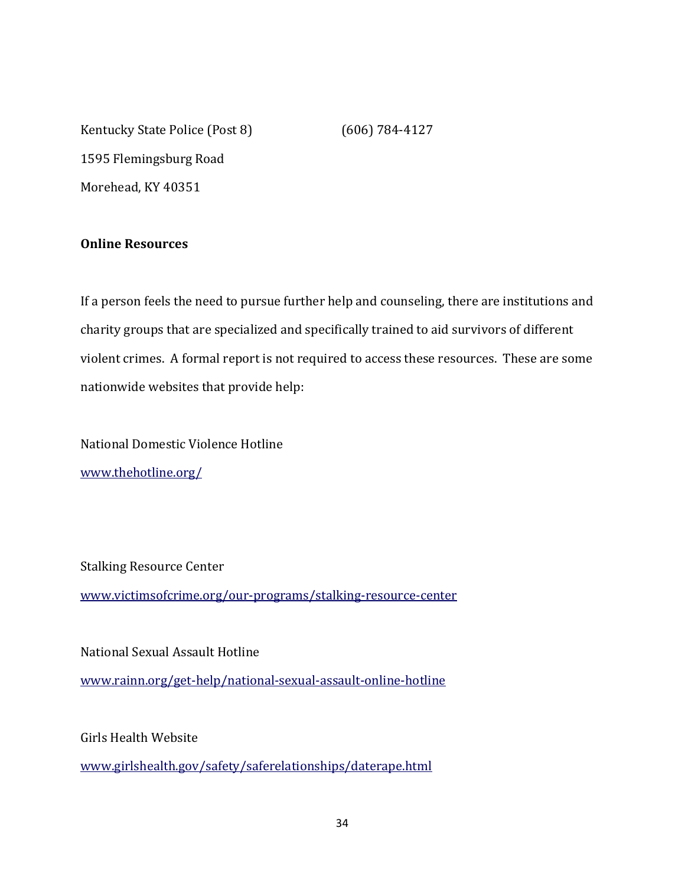Kentucky State Police (Post 8) (606) 784-4127

1595 Flemingsburg Road

Morehead, KY 40351

**Online Resources**

If a person feels the need to pursue further help and counseling, there are institutions and charity groups that are specialized and specifically trained to aid survivors of different violent crimes. A formal report is not required to access these resources. These are some nationwide websites that provide help:

National Domestic Violence Hotline

www.thehotline.org/

Stalking Resource Center

www.victimsofcrime.org/our-programs/stalking-resource-center

National Sexual Assault Hotline

www.rainn.org/get-help/national-sexual-assault-online-hotline

Girls Health Website

www.girlshealth.gov/safety/saferelationships/daterape.html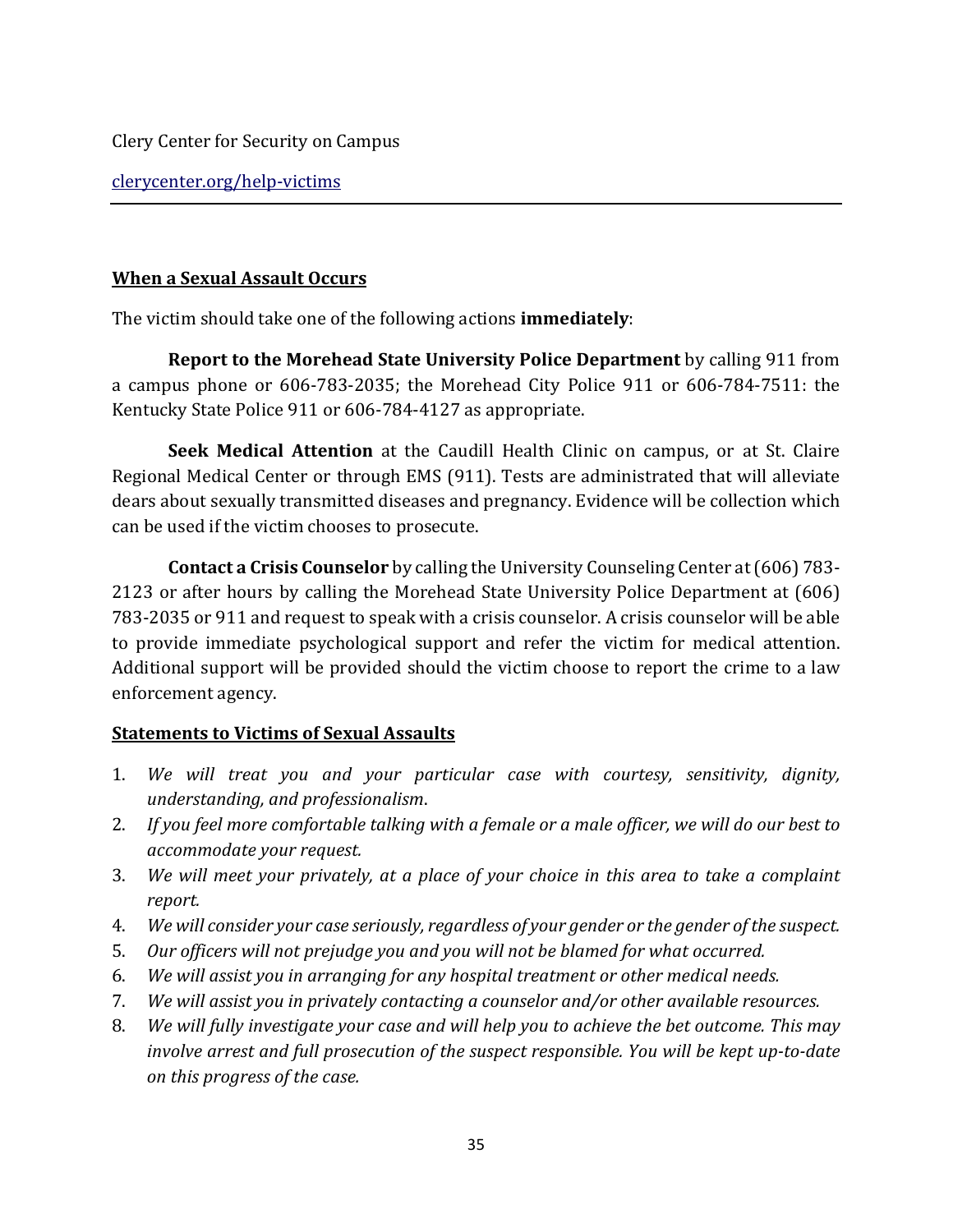Clery Center for Security on Campus

[clerycenter.org/help-victims](clerycenter.org/help-victims)

---

**<u>When a Sexual Assault Occurs</u>**

The victim should take one of the following actions **immediately**:

**Report to the Morehead State University Police Department** by calling 911 from a campus phone or 606-783-2035; the Morehead City Police 911 or 606-784-7511: the Kentucky State Police 911 or 606-784-4127 as appropriate.

**Seek Medical Attention** at the Caudill Health Clinic on campus, or at St. Claire Regional Medical Center or through EMS (911). Tests are administrated that will alleviate dears about sexually transmitted diseases and pregnancy. Evidence will be collection which can be used if the victim chooses to prosecute.

**Contact a Crisis Counselor** by calling the University Counseling Center at (606) 783-2123 or after hours by calling the Morehead State University Police Department at (606) 783-2035 or 911 and request to speak with a crisis counselor. A crisis counselor will be able to provide immediate psychological support and refer the victim for medical attention. Additional support will be provided should the victim choose to report the crime to a law enforcement agency.

**<u>Statements to Victims of Sexual Assaults</u>**

1. *We will treat you and your particular case with courtesy, sensitivity, dignity, understanding, and professionalism*.
2. *If you feel more comfortable talking with a female or a male officer, we will do our best to accommodate your request.*
3. *We will meet your privately, at a place of your choice in this area to take a complaint report.*
4. *We will consider your case seriously, regardless of your gender or the gender of the suspect.*
5. *Our officers will not prejudge you and you will not be blamed for what occurred.*
6. *We will assist you in arranging for any hospital treatment or other medical needs.*
7. *We will assist you in privately contacting a counselor and/or other available resources.*
8. *We will fully investigate your case and will help you to achieve the bet outcome. This may involve arrest and full prosecution of the suspect responsible. You will be kept up-to-date on this progress of the case.*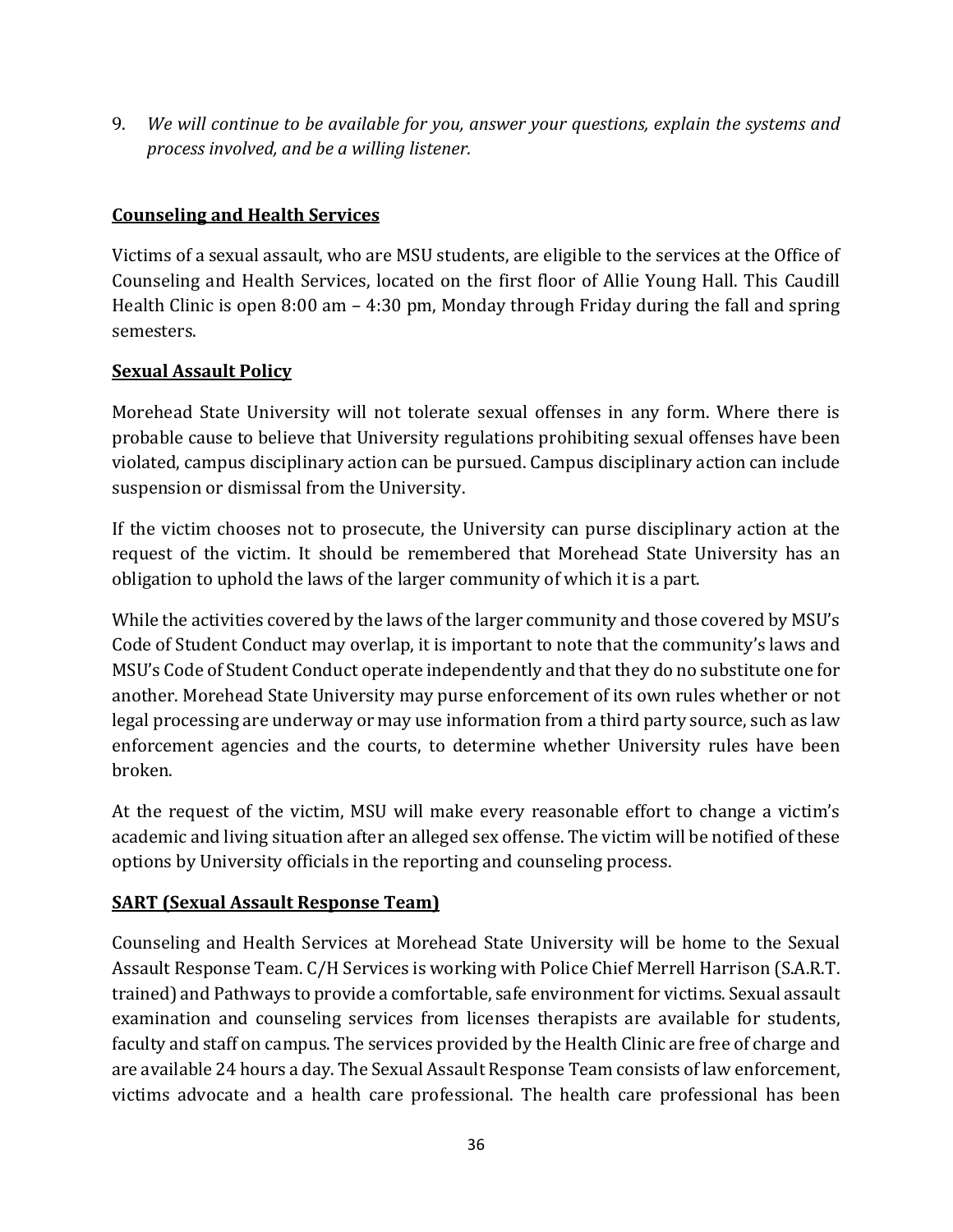9. *We will continue to be available for you, answer your questions, explain the systems and process involved, and be a willing listener.*

**Counseling and Health Services**

Victims of a sexual assault, who are MSU students, are eligible to the services at the Office of Counseling and Health Services, located on the first floor of Allie Young Hall. This Caudill Health Clinic is open 8:00 am – 4:30 pm, Monday through Friday during the fall and spring semesters.

**Sexual Assault Policy**

Morehead State University will not tolerate sexual offenses in any form. Where there is probable cause to believe that University regulations prohibiting sexual offenses have been violated, campus disciplinary action can be pursued. Campus disciplinary action can include suspension or dismissal from the University.

If the victim chooses not to prosecute, the University can purse disciplinary action at the request of the victim. It should be remembered that Morehead State University has an obligation to uphold the laws of the larger community of which it is a part.

While the activities covered by the laws of the larger community and those covered by MSU's Code of Student Conduct may overlap, it is important to note that the community's laws and MSU's Code of Student Conduct operate independently and that they do no substitute one for another. Morehead State University may purse enforcement of its own rules whether or not legal processing are underway or may use information from a third party source, such as law enforcement agencies and the courts, to determine whether University rules have been broken.

At the request of the victim, MSU will make every reasonable effort to change a victim's academic and living situation after an alleged sex offense. The victim will be notified of these options by University officials in the reporting and counseling process.

**SART (Sexual Assault Response Team)**

Counseling and Health Services at Morehead State University will be home to the Sexual Assault Response Team. C/H Services is working with Police Chief Merrell Harrison (S.A.R.T. trained) and Pathways to provide a comfortable, safe environment for victims. Sexual assault examination and counseling services from licenses therapists are available for students, faculty and staff on campus. The services provided by the Health Clinic are free of charge and are available 24 hours a day. The Sexual Assault Response Team consists of law enforcement, victims advocate and a health care professional. The health care professional has been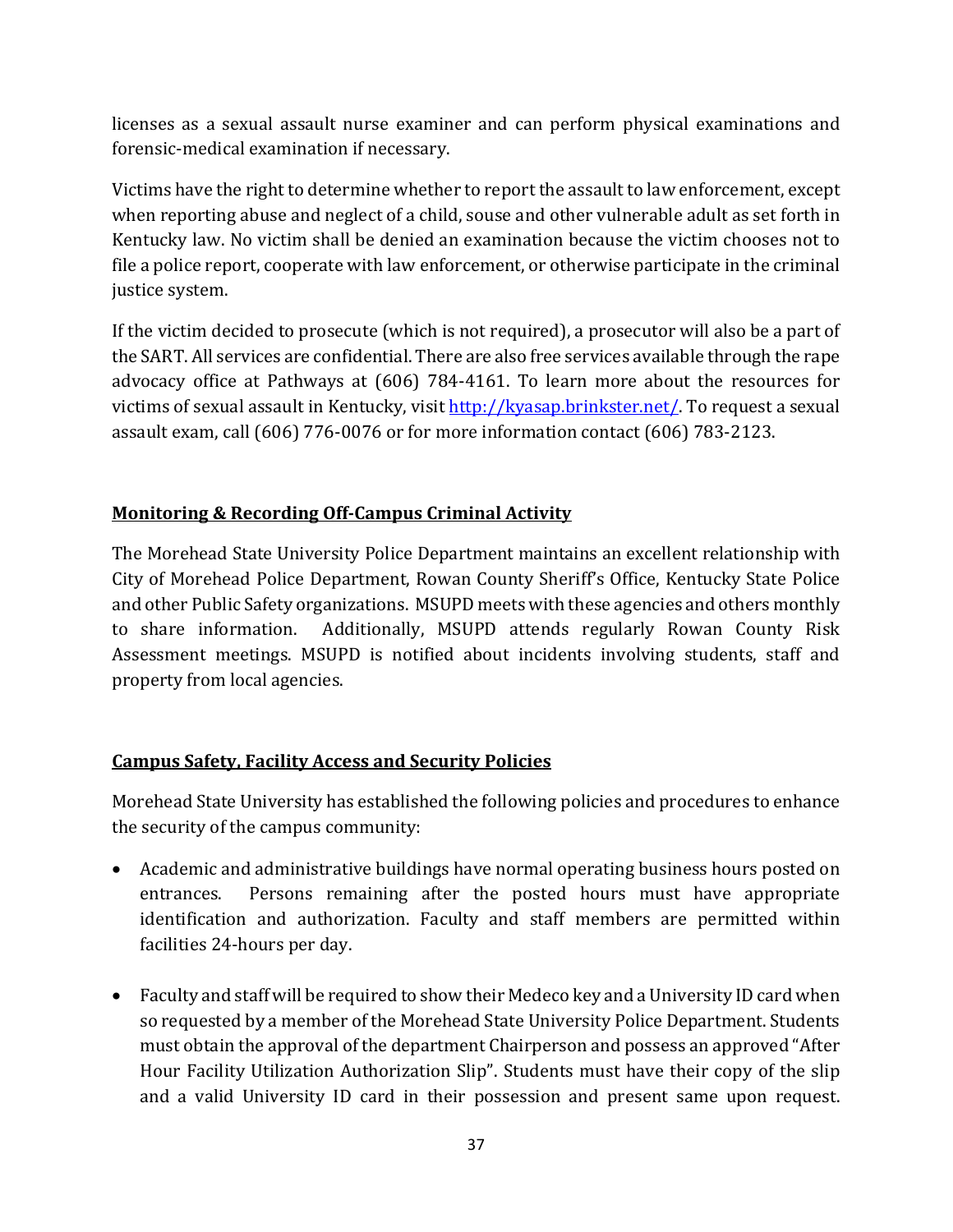licenses as a sexual assault nurse examiner and can perform physical examinations and forensic-medical examination if necessary.

Victims have the right to determine whether to report the assault to law enforcement, except when reporting abuse and neglect of a child, souse and other vulnerable adult as set forth in Kentucky law. No victim shall be denied an examination because the victim chooses not to file a police report, cooperate with law enforcement, or otherwise participate in the criminal justice system.

If the victim decided to prosecute (which is not required), a prosecutor will also be a part of the SART. All services are confidential. There are also free services available through the rape advocacy office at Pathways at (606) 784-4161. To learn more about the resources for victims of sexual assault in Kentucky, visit [http://kyasap.brinkster.net/](http://kyasap.brinkster.net/). To request a sexual assault exam, call (606) 776-0076 or for more information contact (606) 783-2123.

## Monitoring & Recording Off-Campus Criminal Activity

The Morehead State University Police Department maintains an excellent relationship with City of Morehead Police Department, Rowan County Sheriff's Office, Kentucky State Police and other Public Safety organizations. MSUPD meets with these agencies and others monthly to share information. Additionally, MSUPD attends regularly Rowan County Risk Assessment meetings. MSUPD is notified about incidents involving students, staff and property from local agencies.

## Campus Safety, Facility Access and Security Policies

Morehead State University has established the following policies and procedures to enhance the security of the campus community:

- Academic and administrative buildings have normal operating business hours posted on entrances. Persons remaining after the posted hours must have appropriate identification and authorization. Faculty and staff members are permitted within facilities 24-hours per day.

- Faculty and staff will be required to show their Medeco key and a University ID card when so requested by a member of the Morehead State University Police Department. Students must obtain the approval of the department Chairperson and possess an approved "After Hour Facility Utilization Authorization Slip". Students must have their copy of the slip and a valid University ID card in their possession and present same upon request.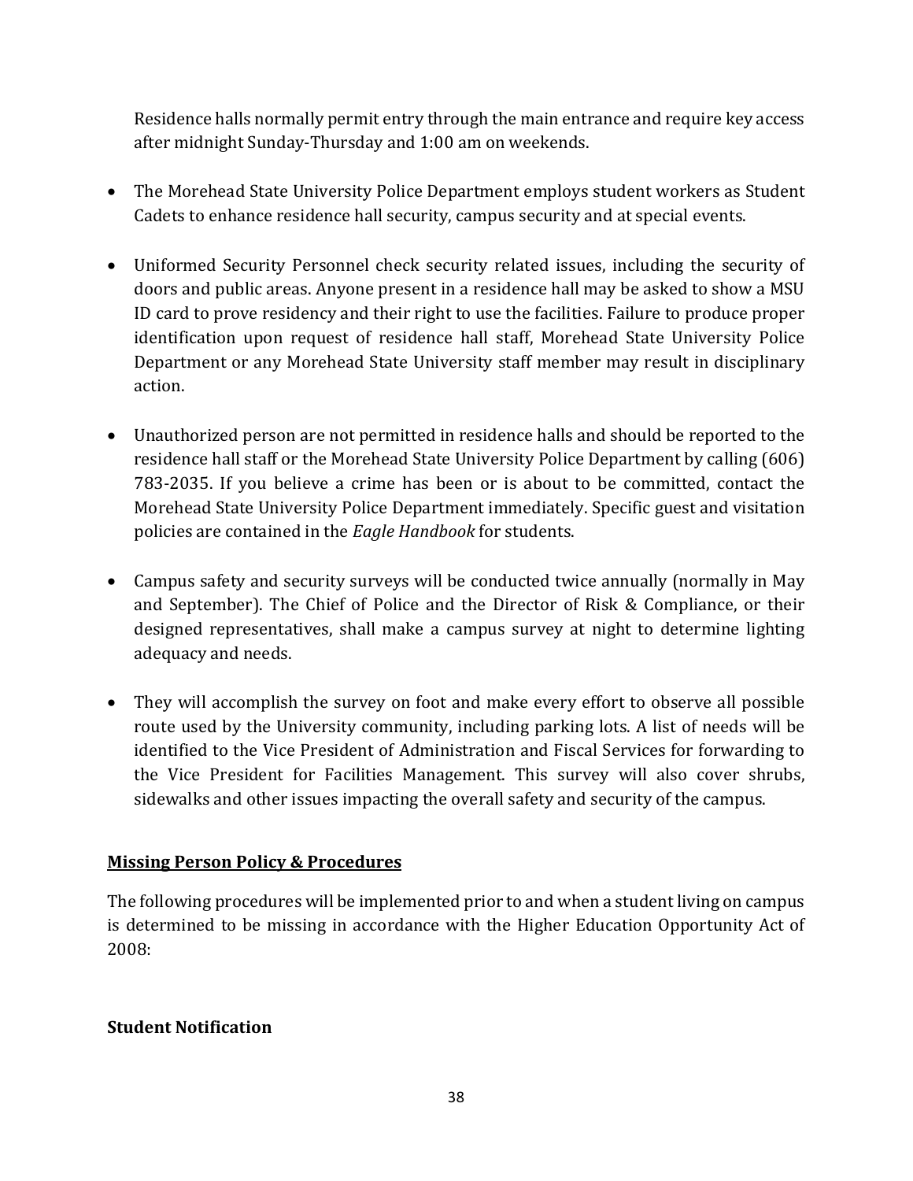Residence halls normally permit entry through the main entrance and require key access after midnight Sunday-Thursday and 1:00 am on weekends.

- The Morehead State University Police Department employs student workers as Student Cadets to enhance residence hall security, campus security and at special events.

- Uniformed Security Personnel check security related issues, including the security of doors and public areas. Anyone present in a residence hall may be asked to show a MSU ID card to prove residency and their right to use the facilities. Failure to produce proper identification upon request of residence hall staff, Morehead State University Police Department or any Morehead State University staff member may result in disciplinary action.

- Unauthorized person are not permitted in residence halls and should be reported to the residence hall staff or the Morehead State University Police Department by calling (606) 783-2035. If you believe a crime has been or is about to be committed, contact the Morehead State University Police Department immediately. Specific guest and visitation policies are contained in the *Eagle Handbook* for students.

- Campus safety and security surveys will be conducted twice annually (normally in May and September). The Chief of Police and the Director of Risk & Compliance, or their designed representatives, shall make a campus survey at night to determine lighting adequacy and needs.

- They will accomplish the survey on foot and make every effort to observe all possible route used by the University community, including parking lots. A list of needs will be identified to the Vice President of Administration and Fiscal Services for forwarding to the Vice President for Facilities Management. This survey will also cover shrubs, sidewalks and other issues impacting the overall safety and security of the campus.

## Missing Person Policy & Procedures

The following procedures will be implemented prior to and when a student living on campus is determined to be missing in accordance with the Higher Education Opportunity Act of 2008:

### Student Notification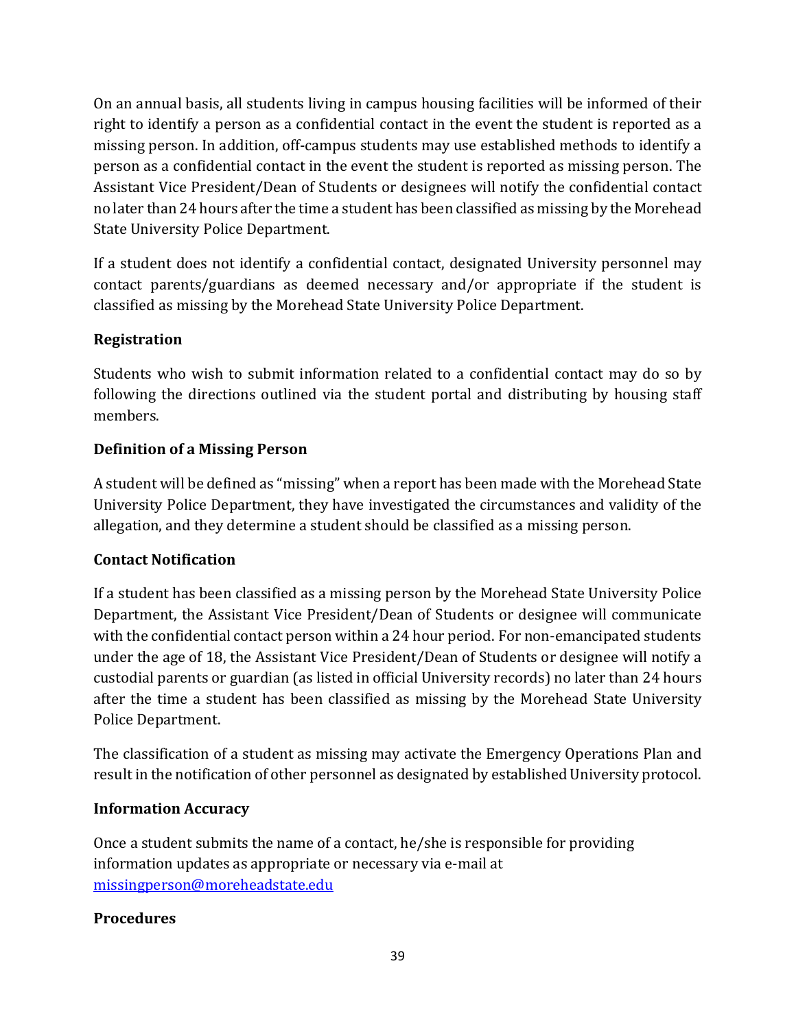On an annual basis, all students living in campus housing facilities will be informed of their right to identify a person as a confidential contact in the event the student is reported as a missing person. In addition, off-campus students may use established methods to identify a person as a confidential contact in the event the student is reported as missing person. The Assistant Vice President/Dean of Students or designees will notify the confidential contact no later than 24 hours after the time a student has been classified as missing by the Morehead State University Police Department.

If a student does not identify a confidential contact, designated University personnel may contact parents/guardians as deemed necessary and/or appropriate if the student is classified as missing by the Morehead State University Police Department.

**Registration**

Students who wish to submit information related to a confidential contact may do so by following the directions outlined via the student portal and distributing by housing staff members.

**Definition of a Missing Person**

A student will be defined as "missing" when a report has been made with the Morehead State University Police Department, they have investigated the circumstances and validity of the allegation, and they determine a student should be classified as a missing person.

**Contact Notification**

If a student has been classified as a missing person by the Morehead State University Police Department, the Assistant Vice President/Dean of Students or designee will communicate with the confidential contact person within a 24 hour period. For non-emancipated students under the age of 18, the Assistant Vice President/Dean of Students or designee will notify a custodial parents or guardian (as listed in official University records) no later than 24 hours after the time a student has been classified as missing by the Morehead State University Police Department.

The classification of a student as missing may activate the Emergency Operations Plan and result in the notification of other personnel as designated by established University protocol.

**Information Accuracy**

Once a student submits the name of a contact, he/she is responsible for providing information updates as appropriate or necessary via e-mail at missingperson@moreheadstate.edu

**Procedures**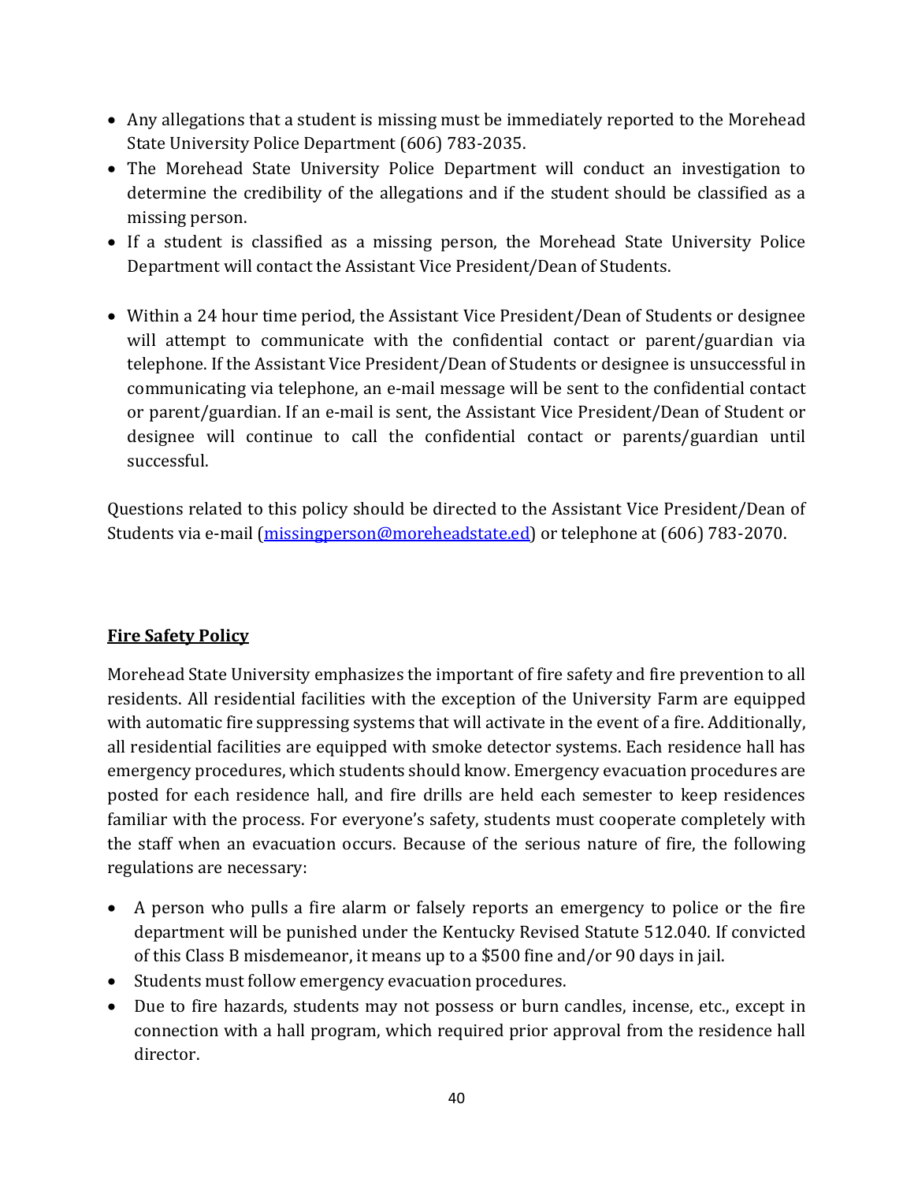- Any allegations that a student is missing must be immediately reported to the Morehead State University Police Department (606) 783-2035.
- The Morehead State University Police Department will conduct an investigation to determine the credibility of the allegations and if the student should be classified as a missing person.
- If a student is classified as a missing person, the Morehead State University Police Department will contact the Assistant Vice President/Dean of Students.

- Within a 24 hour time period, the Assistant Vice President/Dean of Students or designee will attempt to communicate with the confidential contact or parent/guardian via telephone. If the Assistant Vice President/Dean of Students or designee is unsuccessful in communicating via telephone, an e-mail message will be sent to the confidential contact or parent/guardian. If an e-mail is sent, the Assistant Vice President/Dean of Student or designee will continue to call the confidential contact or parents/guardian until successful.

Questions related to this policy should be directed to the Assistant Vice President/Dean of Students via e-mail (missingperson@moreheadstate.ed) or telephone at (606) 783-2070.

**Fire Safety Policy**

Morehead State University emphasizes the important of fire safety and fire prevention to all residents. All residential facilities with the exception of the University Farm are equipped with automatic fire suppressing systems that will activate in the event of a fire. Additionally, all residential facilities are equipped with smoke detector systems. Each residence hall has emergency procedures, which students should know. Emergency evacuation procedures are posted for each residence hall, and fire drills are held each semester to keep residences familiar with the process. For everyone's safety, students must cooperate completely with the staff when an evacuation occurs. Because of the serious nature of fire, the following regulations are necessary:

- A person who pulls a fire alarm or falsely reports an emergency to police or the fire department will be punished under the Kentucky Revised Statute 512.040. If convicted of this Class B misdemeanor, it means up to a $500 fine and/or 90 days in jail.
- Students must follow emergency evacuation procedures.
- Due to fire hazards, students may not possess or burn candles, incense, etc., except in connection with a hall program, which required prior approval from the residence hall director.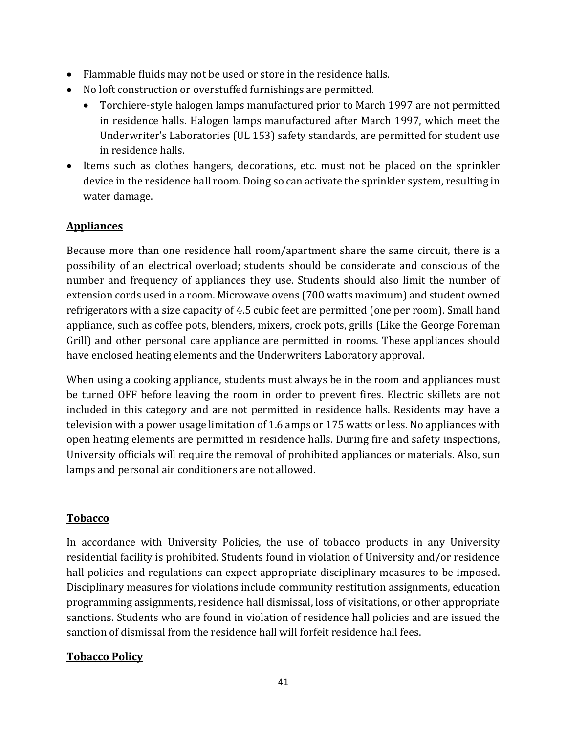- Flammable fluids may not be used or store in the residence halls.
- No loft construction or overstuffed furnishings are permitted.
  - Torchiere-style halogen lamps manufactured prior to March 1997 are not permitted in residence halls. Halogen lamps manufactured after March 1997, which meet the Underwriter's Laboratories (UL 153) safety standards, are permitted for student use in residence halls.
- Items such as clothes hangers, decorations, etc. must not be placed on the sprinkler device in the residence hall room. Doing so can activate the sprinkler system, resulting in water damage.

**Appliances**

Because more than one residence hall room/apartment share the same circuit, there is a possibility of an electrical overload; students should be considerate and conscious of the number and frequency of appliances they use. Students should also limit the number of extension cords used in a room. Microwave ovens (700 watts maximum) and student owned refrigerators with a size capacity of 4.5 cubic feet are permitted (one per room). Small hand appliance, such as coffee pots, blenders, mixers, crock pots, grills (Like the George Foreman Grill) and other personal care appliance are permitted in rooms. These appliances should have enclosed heating elements and the Underwriters Laboratory approval.

When using a cooking appliance, students must always be in the room and appliances must be turned OFF before leaving the room in order to prevent fires. Electric skillets are not included in this category and are not permitted in residence halls. Residents may have a television with a power usage limitation of 1.6 amps or 175 watts or less. No appliances with open heating elements are permitted in residence halls. During fire and safety inspections, University officials will require the removal of prohibited appliances or materials. Also, sun lamps and personal air conditioners are not allowed.

**Tobacco**

In accordance with University Policies, the use of tobacco products in any University residential facility is prohibited. Students found in violation of University and/or residence hall policies and regulations can expect appropriate disciplinary measures to be imposed. Disciplinary measures for violations include community restitution assignments, education programming assignments, residence hall dismissal, loss of visitations, or other appropriate sanctions. Students who are found in violation of residence hall policies and are issued the sanction of dismissal from the residence hall will forfeit residence hall fees.

**Tobacco Policy**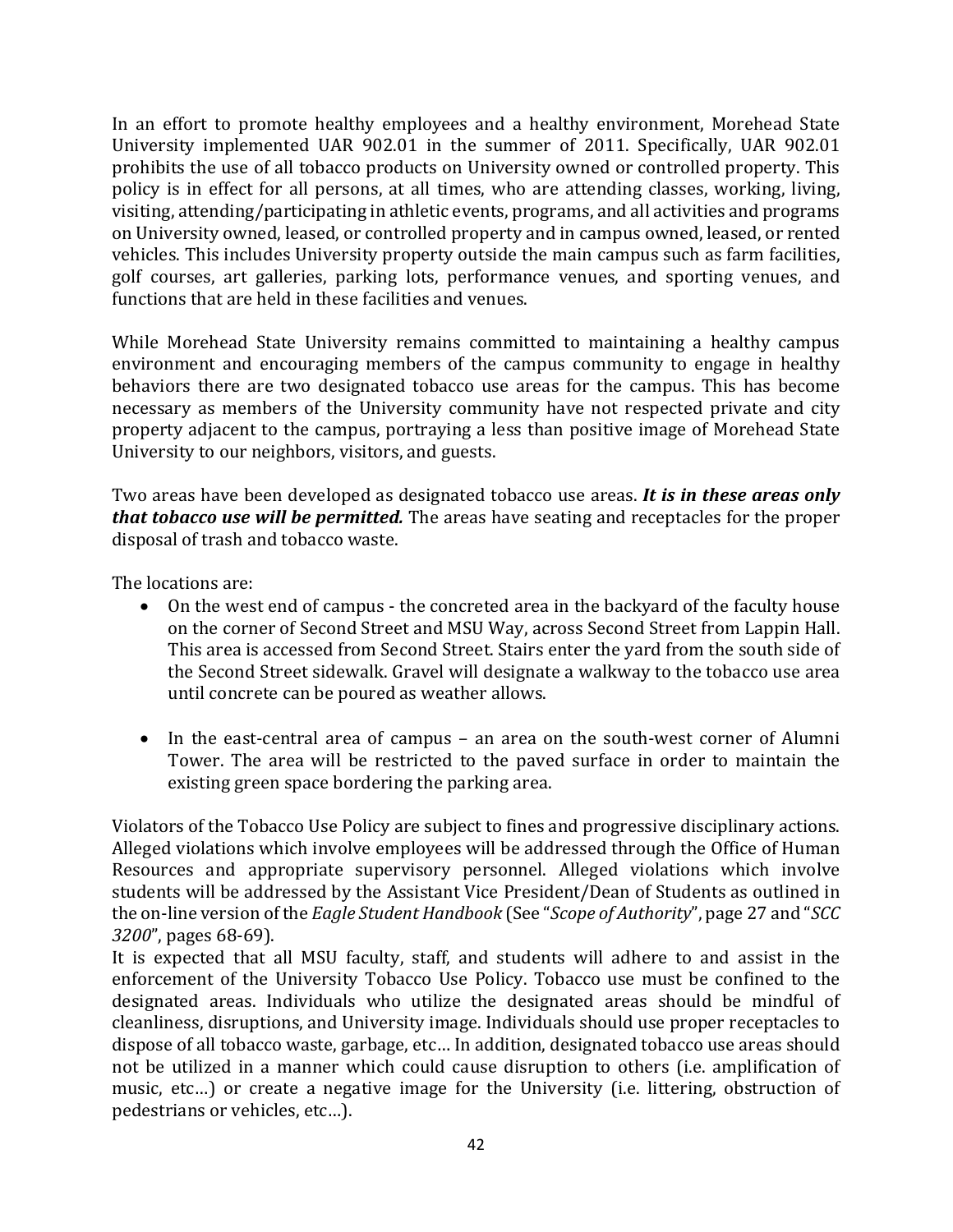In an effort to promote healthy employees and a healthy environment, Morehead State University implemented UAR 902.01 in the summer of 2011. Specifically, UAR 902.01 prohibits the use of all tobacco products on University owned or controlled property. This policy is in effect for all persons, at all times, who are attending classes, working, living, visiting, attending/participating in athletic events, programs, and all activities and programs on University owned, leased, or controlled property and in campus owned, leased, or rented vehicles. This includes University property outside the main campus such as farm facilities, golf courses, art galleries, parking lots, performance venues, and sporting venues, and functions that are held in these facilities and venues.

While Morehead State University remains committed to maintaining a healthy campus environment and encouraging members of the campus community to engage in healthy behaviors there are two designated tobacco use areas for the campus. This has become necessary as members of the University community have not respected private and city property adjacent to the campus, portraying a less than positive image of Morehead State University to our neighbors, visitors, and guests.

Two areas have been developed as designated tobacco use areas. ***It is in these areas only that tobacco use will be permitted.*** The areas have seating and receptacles for the proper disposal of trash and tobacco waste.

The locations are:

- On the west end of campus - the concreted area in the backyard of the faculty house on the corner of Second Street and MSU Way, across Second Street from Lappin Hall. This area is accessed from Second Street. Stairs enter the yard from the south side of the Second Street sidewalk. Gravel will designate a walkway to the tobacco use area until concrete can be poured as weather allows.

- In the east-central area of campus – an area on the south-west corner of Alumni Tower. The area will be restricted to the paved surface in order to maintain the existing green space bordering the parking area.

Violators of the Tobacco Use Policy are subject to fines and progressive disciplinary actions. Alleged violations which involve employees will be addressed through the Office of Human Resources and appropriate supervisory personnel. Alleged violations which involve students will be addressed by the Assistant Vice President/Dean of Students as outlined in the on-line version of the *Eagle Student Handbook* (See "*Scope of Authority*", page 27 and "*SCC 3200*", pages 68-69).

It is expected that all MSU faculty, staff, and students will adhere to and assist in the enforcement of the University Tobacco Use Policy. Tobacco use must be confined to the designated areas. Individuals who utilize the designated areas should be mindful of cleanliness, disruptions, and University image. Individuals should use proper receptacles to dispose of all tobacco waste, garbage, etc… In addition, designated tobacco use areas should not be utilized in a manner which could cause disruption to others (i.e. amplification of music, etc…) or create a negative image for the University (i.e. littering, obstruction of pedestrians or vehicles, etc…).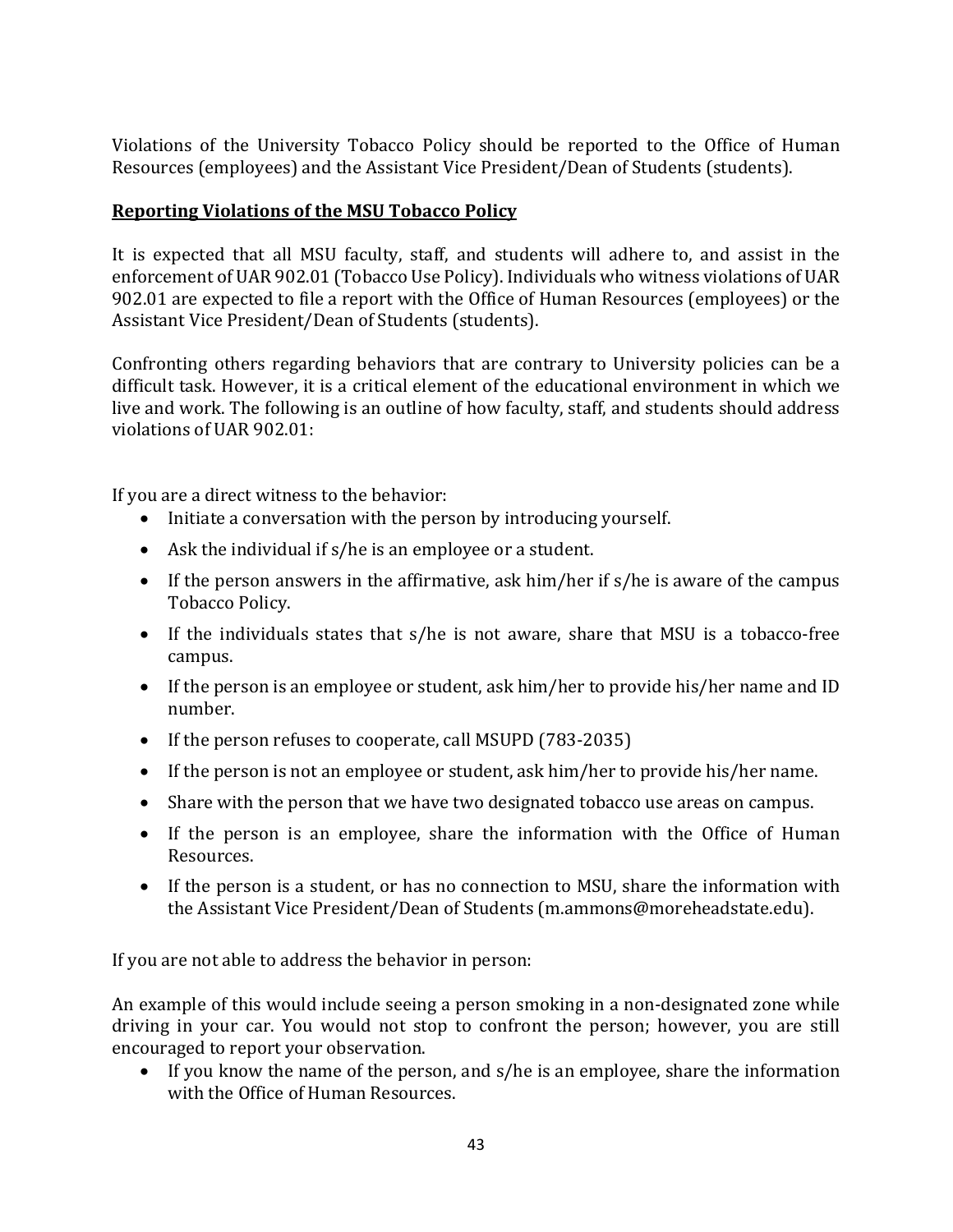Violations of the University Tobacco Policy should be reported to the Office of Human Resources (employees) and the Assistant Vice President/Dean of Students (students).

**Reporting Violations of the MSU Tobacco Policy**

It is expected that all MSU faculty, staff, and students will adhere to, and assist in the enforcement of UAR 902.01 (Tobacco Use Policy). Individuals who witness violations of UAR 902.01 are expected to file a report with the Office of Human Resources (employees) or the Assistant Vice President/Dean of Students (students).

Confronting others regarding behaviors that are contrary to University policies can be a difficult task. However, it is a critical element of the educational environment in which we live and work. The following is an outline of how faculty, staff, and students should address violations of UAR 902.01:

If you are a direct witness to the behavior:

- Initiate a conversation with the person by introducing yourself.
- Ask the individual if s/he is an employee or a student.
- If the person answers in the affirmative, ask him/her if s/he is aware of the campus Tobacco Policy.
- If the individuals states that s/he is not aware, share that MSU is a tobacco-free campus.
- If the person is an employee or student, ask him/her to provide his/her name and ID number.
- If the person refuses to cooperate, call MSUPD (783-2035)
- If the person is not an employee or student, ask him/her to provide his/her name.
- Share with the person that we have two designated tobacco use areas on campus.
- If the person is an employee, share the information with the Office of Human Resources.
- If the person is a student, or has no connection to MSU, share the information with the Assistant Vice President/Dean of Students (m.ammons@moreheadstate.edu).

If you are not able to address the behavior in person:

An example of this would include seeing a person smoking in a non-designated zone while driving in your car. You would not stop to confront the person; however, you are still encouraged to report your observation.

- If you know the name of the person, and s/he is an employee, share the information with the Office of Human Resources.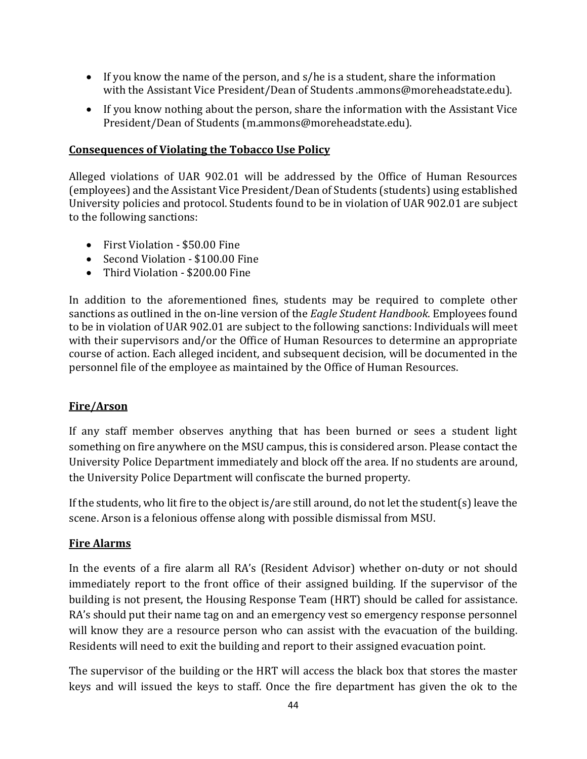- If you know the name of the person, and s/he is a student, share the information with the Assistant Vice President/Dean of Students .ammons@moreheadstate.edu).
- If you know nothing about the person, share the information with the Assistant Vice President/Dean of Students (m.ammons@moreheadstate.edu).

**Consequences of Violating the Tobacco Use Policy**

Alleged violations of UAR 902.01 will be addressed by the Office of Human Resources (employees) and the Assistant Vice President/Dean of Students (students) using established University policies and protocol. Students found to be in violation of UAR 902.01 are subject to the following sanctions:

- First Violation - $50.00 Fine
- Second Violation - $100.00 Fine
- Third Violation - $200.00 Fine

In addition to the aforementioned fines, students may be required to complete other sanctions as outlined in the on-line version of the *Eagle Student Handbook*. Employees found to be in violation of UAR 902.01 are subject to the following sanctions: Individuals will meet with their supervisors and/or the Office of Human Resources to determine an appropriate course of action. Each alleged incident, and subsequent decision, will be documented in the personnel file of the employee as maintained by the Office of Human Resources.

**Fire/Arson**

If any staff member observes anything that has been burned or sees a student light something on fire anywhere on the MSU campus, this is considered arson. Please contact the University Police Department immediately and block off the area. If no students are around, the University Police Department will confiscate the burned property.

If the students, who lit fire to the object is/are still around, do not let the student(s) leave the scene. Arson is a felonious offense along with possible dismissal from MSU.

**Fire Alarms**

In the events of a fire alarm all RA's (Resident Advisor) whether on-duty or not should immediately report to the front office of their assigned building. If the supervisor of the building is not present, the Housing Response Team (HRT) should be called for assistance. RA's should put their name tag on and an emergency vest so emergency response personnel will know they are a resource person who can assist with the evacuation of the building. Residents will need to exit the building and report to their assigned evacuation point.

The supervisor of the building or the HRT will access the black box that stores the master keys and will issued the keys to staff. Once the fire department has given the ok to the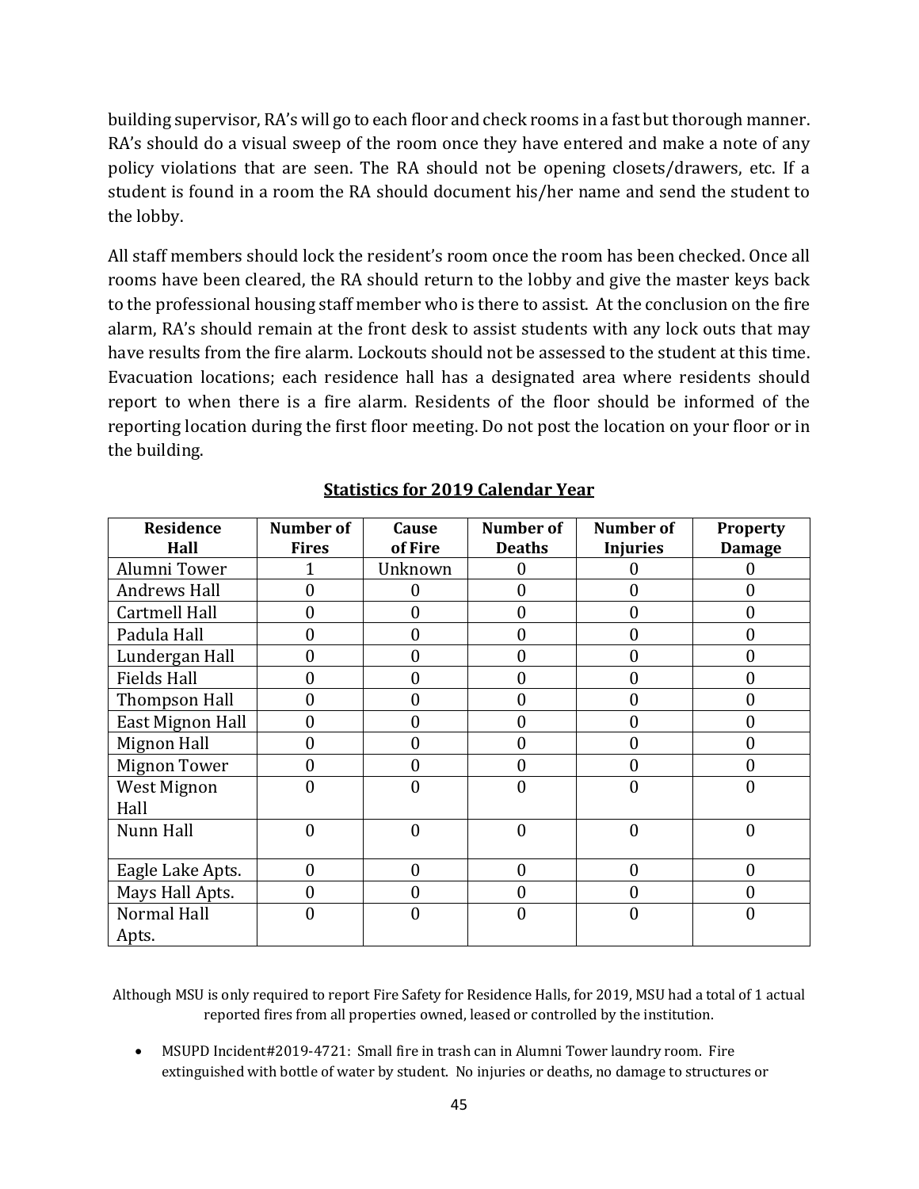building supervisor, RA's will go to each floor and check rooms in a fast but thorough manner. RA's should do a visual sweep of the room once they have entered and make a note of any policy violations that are seen. The RA should not be opening closets/drawers, etc. If a student is found in a room the RA should document his/her name and send the student to the lobby.

All staff members should lock the resident's room once the room has been checked. Once all rooms have been cleared, the RA should return to the lobby and give the master keys back to the professional housing staff member who is there to assist. At the conclusion on the fire alarm, RA's should remain at the front desk to assist students with any lock outs that may have results from the fire alarm. Lockouts should not be assessed to the student at this time. Evacuation locations; each residence hall has a designated area where residents should report to when there is a fire alarm. Residents of the floor should be informed of the reporting location during the first floor meeting. Do not post the location on your floor or in the building.

**Statistics for 2019 Calendar Year**

| Residence Hall | Number of Fires | Cause of Fire | Number of Deaths | Number of Injuries | Property Damage |
|---|---|---|---|---|---|
| Alumni Tower | 1 | Unknown | 0 | 0 | 0 |
| Andrews Hall | 0 | 0 | 0 | 0 | 0 |
| Cartmell Hall | 0 | 0 | 0 | 0 | 0 |
| Padula Hall | 0 | 0 | 0 | 0 | 0 |
| Lundergan Hall | 0 | 0 | 0 | 0 | 0 |
| Fields Hall | 0 | 0 | 0 | 0 | 0 |
| Thompson Hall | 0 | 0 | 0 | 0 | 0 |
| East Mignon Hall | 0 | 0 | 0 | 0 | 0 |
| Mignon Hall | 0 | 0 | 0 | 0 | 0 |
| Mignon Tower | 0 | 0 | 0 | 0 | 0 |
| West Mignon Hall | 0 | 0 | 0 | 0 | 0 |
| Nunn Hall | 0 | 0 | 0 | 0 | 0 |
| Eagle Lake Apts. | 0 | 0 | 0 | 0 | 0 |
| Mays Hall Apts. | 0 | 0 | 0 | 0 | 0 |
| Normal Hall Apts. | 0 | 0 | 0 | 0 | 0 |

Although MSU is only required to report Fire Safety for Residence Halls, for 2019, MSU had a total of 1 actual reported fires from all properties owned, leased or controlled by the institution.

- MSUPD Incident#2019-4721: Small fire in trash can in Alumni Tower laundry room. Fire extinguished with bottle of water by student. No injuries or deaths, no damage to structures or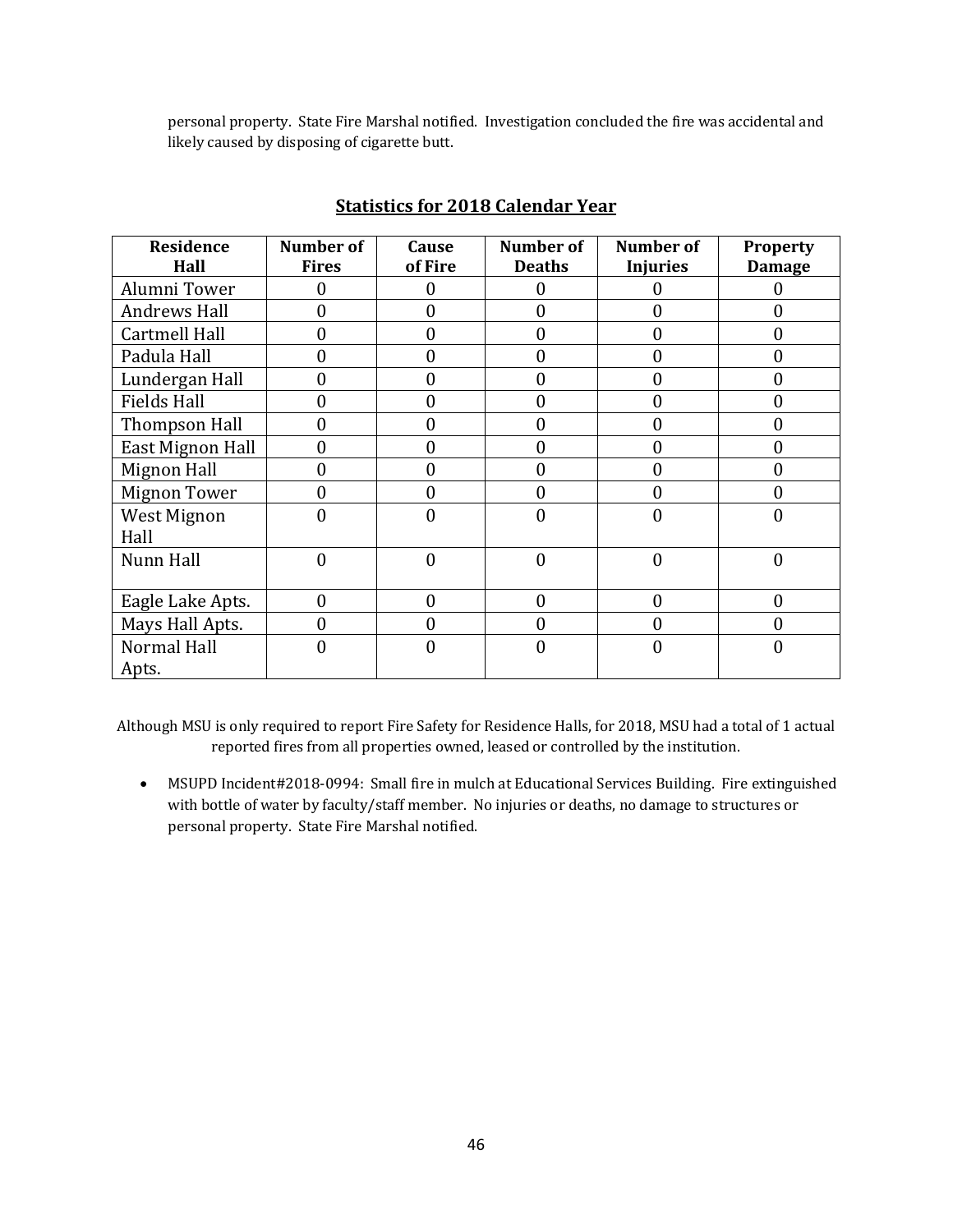personal property. State Fire Marshal notified. Investigation concluded the fire was accidental and likely caused by disposing of cigarette butt.

## Statistics for 2018 Calendar Year

| Residence Hall | Number of Fires | Cause of Fire | Number of Deaths | Number of Injuries | Property Damage |
|---|---|---|---|---|---|
| Alumni Tower | 0 | 0 | 0 | 0 | 0 |
| Andrews Hall | 0 | 0 | 0 | 0 | 0 |
| Cartmell Hall | 0 | 0 | 0 | 0 | 0 |
| Padula Hall | 0 | 0 | 0 | 0 | 0 |
| Lundergan Hall | 0 | 0 | 0 | 0 | 0 |
| Fields Hall | 0 | 0 | 0 | 0 | 0 |
| Thompson Hall | 0 | 0 | 0 | 0 | 0 |
| East Mignon Hall | 0 | 0 | 0 | 0 | 0 |
| Mignon Hall | 0 | 0 | 0 | 0 | 0 |
| Mignon Tower | 0 | 0 | 0 | 0 | 0 |
| West Mignon Hall | 0 | 0 | 0 | 0 | 0 |
| Nunn Hall | 0 | 0 | 0 | 0 | 0 |
| Eagle Lake Apts. | 0 | 0 | 0 | 0 | 0 |
| Mays Hall Apts. | 0 | 0 | 0 | 0 | 0 |
| Normal Hall Apts. | 0 | 0 | 0 | 0 | 0 |

Although MSU is only required to report Fire Safety for Residence Halls, for 2018, MSU had a total of 1 actual reported fires from all properties owned, leased or controlled by the institution.

- MSUPD Incident#2018-0994: Small fire in mulch at Educational Services Building. Fire extinguished with bottle of water by faculty/staff member. No injuries or deaths, no damage to structures or personal property. State Fire Marshal notified.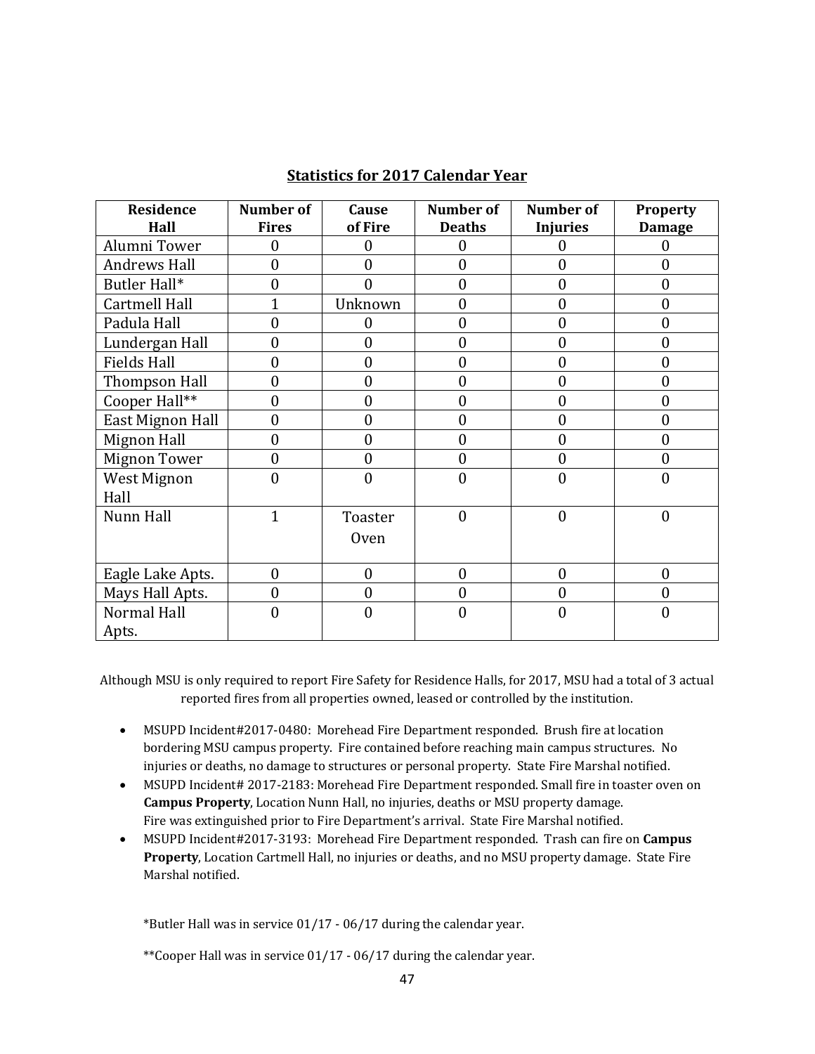## Statistics for 2017 Calendar Year

| Residence Hall | Number of Fires | Cause of Fire | Number of Deaths | Number of Injuries | Property Damage |
|---|---|---|---|---|---|
| Alumni Tower | 0 | 0 | 0 | 0 | 0 |
| Andrews Hall | 0 | 0 | 0 | 0 | 0 |
| Butler Hall* | 0 | 0 | 0 | 0 | 0 |
| Cartmell Hall | 1 | Unknown | 0 | 0 | 0 |
| Padula Hall | 0 | 0 | 0 | 0 | 0 |
| Lundergan Hall | 0 | 0 | 0 | 0 | 0 |
| Fields Hall | 0 | 0 | 0 | 0 | 0 |
| Thompson Hall | 0 | 0 | 0 | 0 | 0 |
| Cooper Hall** | 0 | 0 | 0 | 0 | 0 |
| East Mignon Hall | 0 | 0 | 0 | 0 | 0 |
| Mignon Hall | 0 | 0 | 0 | 0 | 0 |
| Mignon Tower | 0 | 0 | 0 | 0 | 0 |
| West Mignon Hall | 0 | 0 | 0 | 0 | 0 |
| Nunn Hall | 1 | Toaster Oven | 0 | 0 | 0 |
| Eagle Lake Apts. | 0 | 0 | 0 | 0 | 0 |
| Mays Hall Apts. | 0 | 0 | 0 | 0 | 0 |
| Normal Hall Apts. | 0 | 0 | 0 | 0 | 0 |

Although MSU is only required to report Fire Safety for Residence Halls, for 2017, MSU had a total of 3 actual reported fires from all properties owned, leased or controlled by the institution.

- MSUPD Incident#2017-0480: Morehead Fire Department responded. Brush fire at location bordering MSU campus property. Fire contained before reaching main campus structures. No injuries or deaths, no damage to structures or personal property. State Fire Marshal notified.
- MSUPD Incident# 2017-2183: Morehead Fire Department responded. Small fire in toaster oven on **Campus Property**, Location Nunn Hall, no injuries, deaths or MSU property damage. Fire was extinguished prior to Fire Department's arrival. State Fire Marshal notified.
- MSUPD Incident#2017-3193: Morehead Fire Department responded. Trash can fire on **Campus Property**, Location Cartmell Hall, no injuries or deaths, and no MSU property damage. State Fire Marshal notified.

*Butler Hall was in service 01/17 - 06/17 during the calendar year.

**Cooper Hall was in service 01/17 - 06/17 during the calendar year.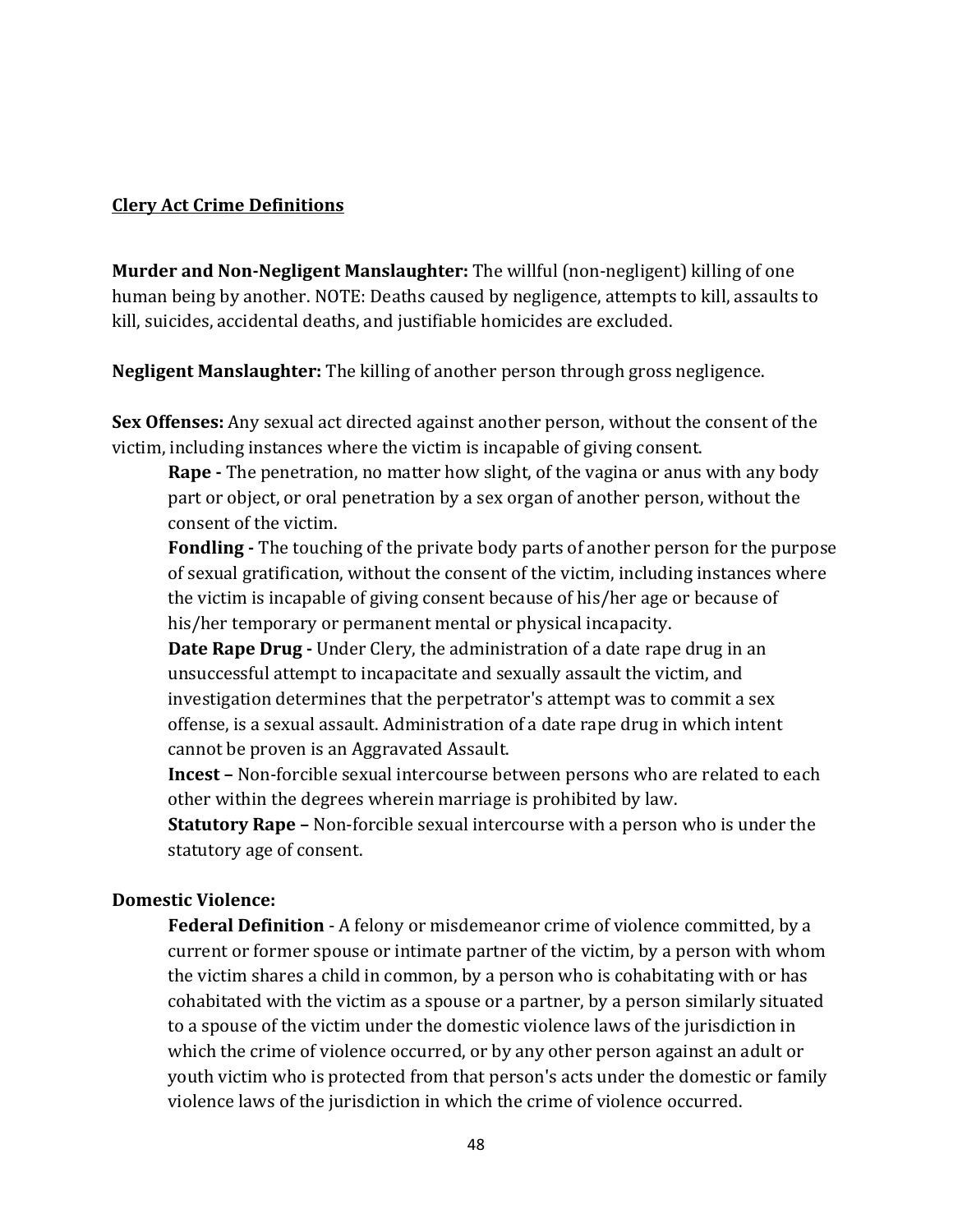## Clery Act Crime Definitions

**Murder and Non-Negligent Manslaughter:** The willful (non-negligent) killing of one human being by another. NOTE: Deaths caused by negligence, attempts to kill, assaults to kill, suicides, accidental deaths, and justifiable homicides are excluded.

**Negligent Manslaughter:** The killing of another person through gross negligence.

**Sex Offenses:** Any sexual act directed against another person, without the consent of the victim, including instances where the victim is incapable of giving consent.

> **Rape -** The penetration, no matter how slight, of the vagina or anus with any body part or object, or oral penetration by a sex organ of another person, without the consent of the victim.
>
> **Fondling -** The touching of the private body parts of another person for the purpose of sexual gratification, without the consent of the victim, including instances where the victim is incapable of giving consent because of his/her age or because of his/her temporary or permanent mental or physical incapacity.
>
> **Date Rape Drug -** Under Clery, the administration of a date rape drug in an unsuccessful attempt to incapacitate and sexually assault the victim, and investigation determines that the perpetrator's attempt was to commit a sex offense, is a sexual assault. Administration of a date rape drug in which intent cannot be proven is an Aggravated Assault.
>
> **Incest –** Non-forcible sexual intercourse between persons who are related to each other within the degrees wherein marriage is prohibited by law.
>
> **Statutory Rape –** Non-forcible sexual intercourse with a person who is under the statutory age of consent.

**Domestic Violence:**

> **Federal Definition** - A felony or misdemeanor crime of violence committed, by a current or former spouse or intimate partner of the victim, by a person with whom the victim shares a child in common, by a person who is cohabitating with or has cohabitated with the victim as a spouse or a partner, by a person similarly situated to a spouse of the victim under the domestic violence laws of the jurisdiction in which the crime of violence occurred, or by any other person against an adult or youth victim who is protected from that person's acts under the domestic or family violence laws of the jurisdiction in which the crime of violence occurred.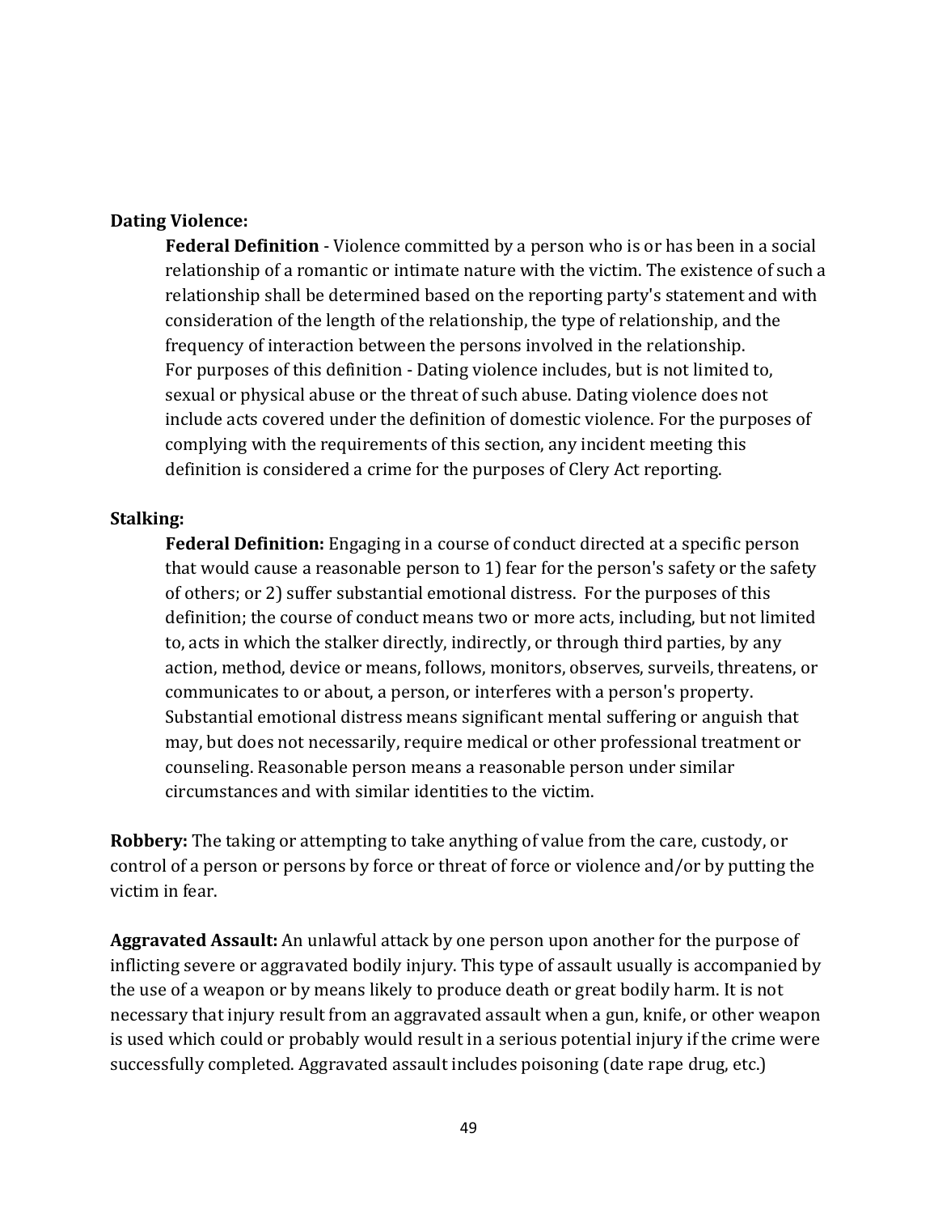**Dating Violence:**

**Federal Definition** - Violence committed by a person who is or has been in a social relationship of a romantic or intimate nature with the victim. The existence of such a relationship shall be determined based on the reporting party's statement and with consideration of the length of the relationship, the type of relationship, and the frequency of interaction between the persons involved in the relationship.
For purposes of this definition - Dating violence includes, but is not limited to, sexual or physical abuse or the threat of such abuse. Dating violence does not include acts covered under the definition of domestic violence. For the purposes of complying with the requirements of this section, any incident meeting this definition is considered a crime for the purposes of Clery Act reporting.

**Stalking:**

**Federal Definition:** Engaging in a course of conduct directed at a specific person that would cause a reasonable person to 1) fear for the person's safety or the safety of others; or 2) suffer substantial emotional distress. For the purposes of this definition; the course of conduct means two or more acts, including, but not limited to, acts in which the stalker directly, indirectly, or through third parties, by any action, method, device or means, follows, monitors, observes, surveils, threatens, or communicates to or about, a person, or interferes with a person's property. Substantial emotional distress means significant mental suffering or anguish that may, but does not necessarily, require medical or other professional treatment or counseling. Reasonable person means a reasonable person under similar circumstances and with similar identities to the victim.

**Robbery:** The taking or attempting to take anything of value from the care, custody, or control of a person or persons by force or threat of force or violence and/or by putting the victim in fear.

**Aggravated Assault:** An unlawful attack by one person upon another for the purpose of inflicting severe or aggravated bodily injury. This type of assault usually is accompanied by the use of a weapon or by means likely to produce death or great bodily harm. It is not necessary that injury result from an aggravated assault when a gun, knife, or other weapon is used which could or probably would result in a serious potential injury if the crime were successfully completed. Aggravated assault includes poisoning (date rape drug, etc.)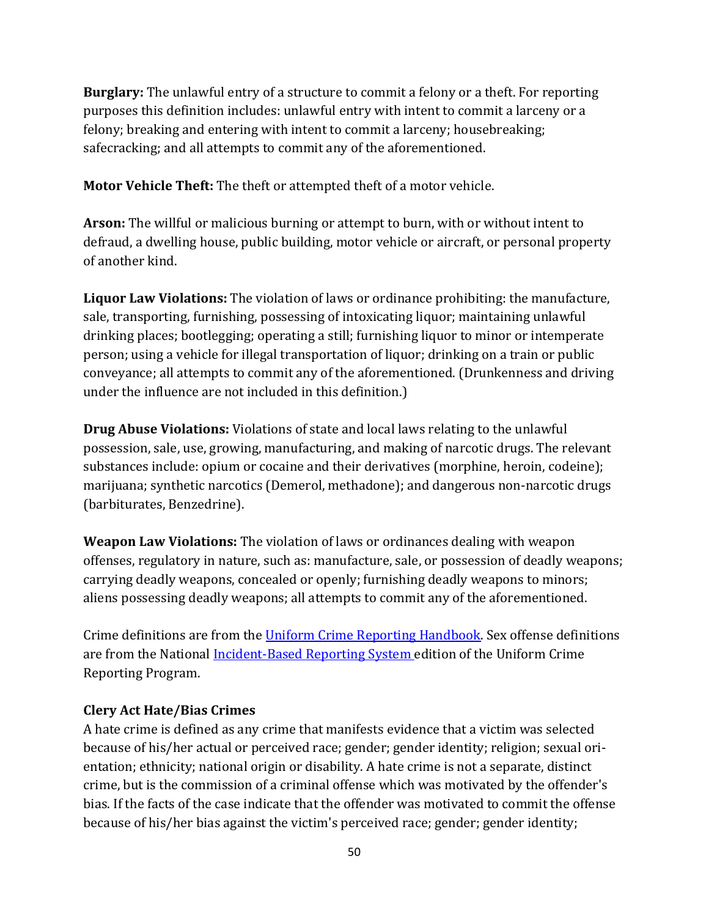**Burglary:** The unlawful entry of a structure to commit a felony or a theft. For reporting purposes this definition includes: unlawful entry with intent to commit a larceny or a felony; breaking and entering with intent to commit a larceny; housebreaking; safecracking; and all attempts to commit any of the aforementioned.

**Motor Vehicle Theft:** The theft or attempted theft of a motor vehicle.

**Arson:** The willful or malicious burning or attempt to burn, with or without intent to defraud, a dwelling house, public building, motor vehicle or aircraft, or personal property of another kind.

**Liquor Law Violations:** The violation of laws or ordinance prohibiting: the manufacture, sale, transporting, furnishing, possessing of intoxicating liquor; maintaining unlawful drinking places; bootlegging; operating a still; furnishing liquor to minor or intemperate person; using a vehicle for illegal transportation of liquor; drinking on a train or public conveyance; all attempts to commit any of the aforementioned. (Drunkenness and driving under the influence are not included in this definition.)

**Drug Abuse Violations:** Violations of state and local laws relating to the unlawful possession, sale, use, growing, manufacturing, and making of narcotic drugs. The relevant substances include: opium or cocaine and their derivatives (morphine, heroin, codeine); marijuana; synthetic narcotics (Demerol, methadone); and dangerous non-narcotic drugs (barbiturates, Benzedrine).

**Weapon Law Violations:** The violation of laws or ordinances dealing with weapon offenses, regulatory in nature, such as: manufacture, sale, or possession of deadly weapons; carrying deadly weapons, concealed or openly; furnishing deadly weapons to minors; aliens possessing deadly weapons; all attempts to commit any of the aforementioned.

Crime definitions are from the [Uniform Crime Reporting Handbook](). Sex offense definitions are from the National [Incident-Based Reporting System]() edition of the Uniform Crime Reporting Program.

**Clery Act Hate/Bias Crimes**

A hate crime is defined as any crime that manifests evidence that a victim was selected because of his/her actual or perceived race; gender; gender identity; religion; sexual orientation; ethnicity; national origin or disability. A hate crime is not a separate, distinct crime, but is the commission of a criminal offense which was motivated by the offender's bias. If the facts of the case indicate that the offender was motivated to commit the offense because of his/her bias against the victim's perceived race; gender; gender identity;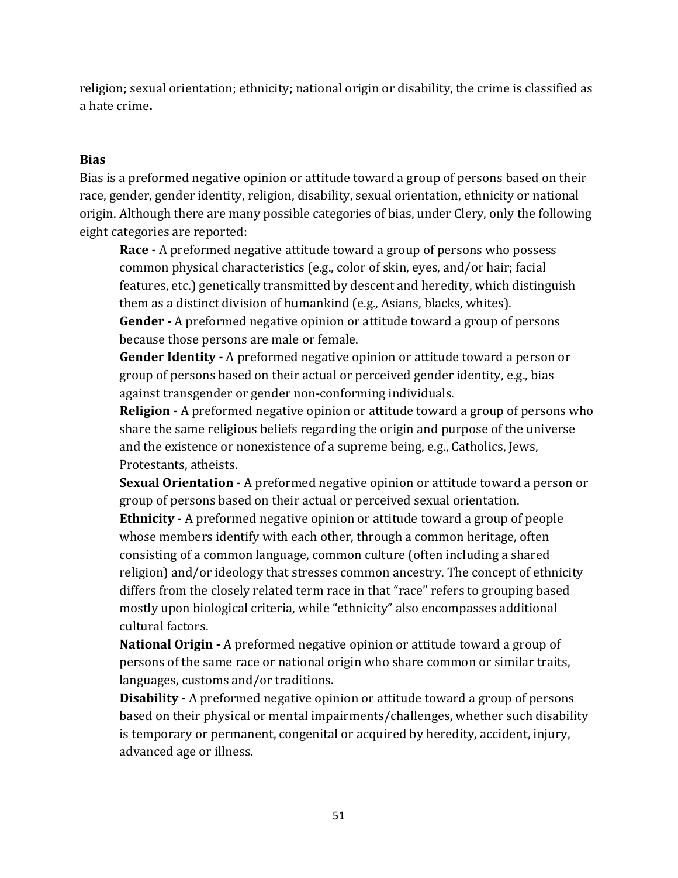religion; sexual orientation; ethnicity; national origin or disability, the crime is classified as a hate crime**.**

**Bias**

Bias is a preformed negative opinion or attitude toward a group of persons based on their race, gender, gender identity, religion, disability, sexual orientation, ethnicity or national origin. Although there are many possible categories of bias, under Clery, only the following eight categories are reported:

> **Race -** A preformed negative attitude toward a group of persons who possess common physical characteristics (e.g., color of skin, eyes, and/or hair; facial features, etc.) genetically transmitted by descent and heredity, which distinguish them as a distinct division of humankind (e.g., Asians, blacks, whites).
>
> **Gender -** A preformed negative opinion or attitude toward a group of persons because those persons are male or female.
>
> **Gender Identity -** A preformed negative opinion or attitude toward a person or group of persons based on their actual or perceived gender identity, e.g., bias against transgender or gender non-conforming individuals.
>
> **Religion -** A preformed negative opinion or attitude toward a group of persons who share the same religious beliefs regarding the origin and purpose of the universe and the existence or nonexistence of a supreme being, e.g., Catholics, Jews, Protestants, atheists.
>
> **Sexual Orientation -** A preformed negative opinion or attitude toward a person or group of persons based on their actual or perceived sexual orientation.
>
> **Ethnicity -** A preformed negative opinion or attitude toward a group of people whose members identify with each other, through a common heritage, often consisting of a common language, common culture (often including a shared religion) and/or ideology that stresses common ancestry. The concept of ethnicity differs from the closely related term race in that "race" refers to grouping based mostly upon biological criteria, while "ethnicity" also encompasses additional cultural factors.
>
> **National Origin -** A preformed negative opinion or attitude toward a group of persons of the same race or national origin who share common or similar traits, languages, customs and/or traditions.
>
> **Disability -** A preformed negative opinion or attitude toward a group of persons based on their physical or mental impairments/challenges, whether such disability is temporary or permanent, congenital or acquired by heredity, accident, injury, advanced age or illness.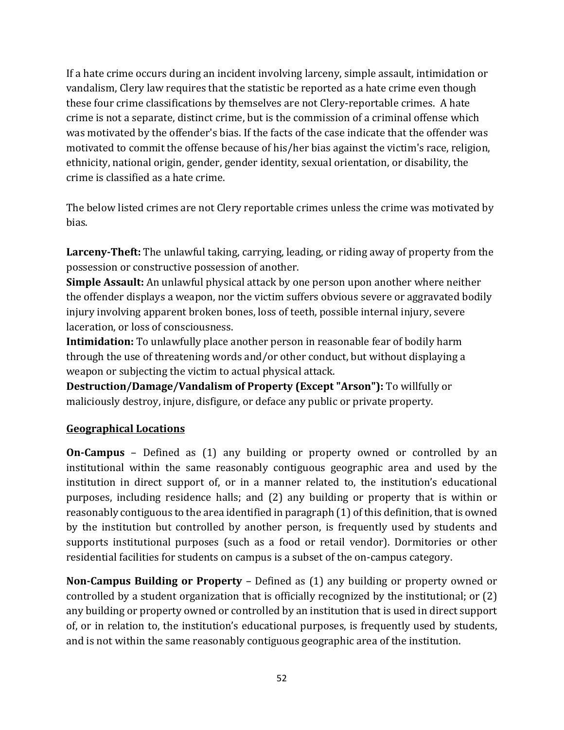If a hate crime occurs during an incident involving larceny, simple assault, intimidation or vandalism, Clery law requires that the statistic be reported as a hate crime even though these four crime classifications by themselves are not Clery-reportable crimes. A hate crime is not a separate, distinct crime, but is the commission of a criminal offense which was motivated by the offender's bias. If the facts of the case indicate that the offender was motivated to commit the offense because of his/her bias against the victim's race, religion, ethnicity, national origin, gender, gender identity, sexual orientation, or disability, the crime is classified as a hate crime.

The below listed crimes are not Clery reportable crimes unless the crime was motivated by bias.

**Larceny-Theft:** The unlawful taking, carrying, leading, or riding away of property from the possession or constructive possession of another.
**Simple Assault:** An unlawful physical attack by one person upon another where neither the offender displays a weapon, nor the victim suffers obvious severe or aggravated bodily injury involving apparent broken bones, loss of teeth, possible internal injury, severe laceration, or loss of consciousness.
**Intimidation:** To unlawfully place another person in reasonable fear of bodily harm through the use of threatening words and/or other conduct, but without displaying a weapon or subjecting the victim to actual physical attack.
**Destruction/Damage/Vandalism of Property (Except "Arson"):** To willfully or maliciously destroy, injure, disfigure, or deface any public or private property.

## Geographical Locations

**On-Campus** – Defined as (1) any building or property owned or controlled by an institutional within the same reasonably contiguous geographic area and used by the institution in direct support of, or in a manner related to, the institution's educational purposes, including residence halls; and (2) any building or property that is within or reasonably contiguous to the area identified in paragraph (1) of this definition, that is owned by the institution but controlled by another person, is frequently used by students and supports institutional purposes (such as a food or retail vendor). Dormitories or other residential facilities for students on campus is a subset of the on-campus category.

**Non-Campus Building or Property** – Defined as (1) any building or property owned or controlled by a student organization that is officially recognized by the institutional; or (2) any building or property owned or controlled by an institution that is used in direct support of, or in relation to, the institution's educational purposes, is frequently used by students, and is not within the same reasonably contiguous geographic area of the institution.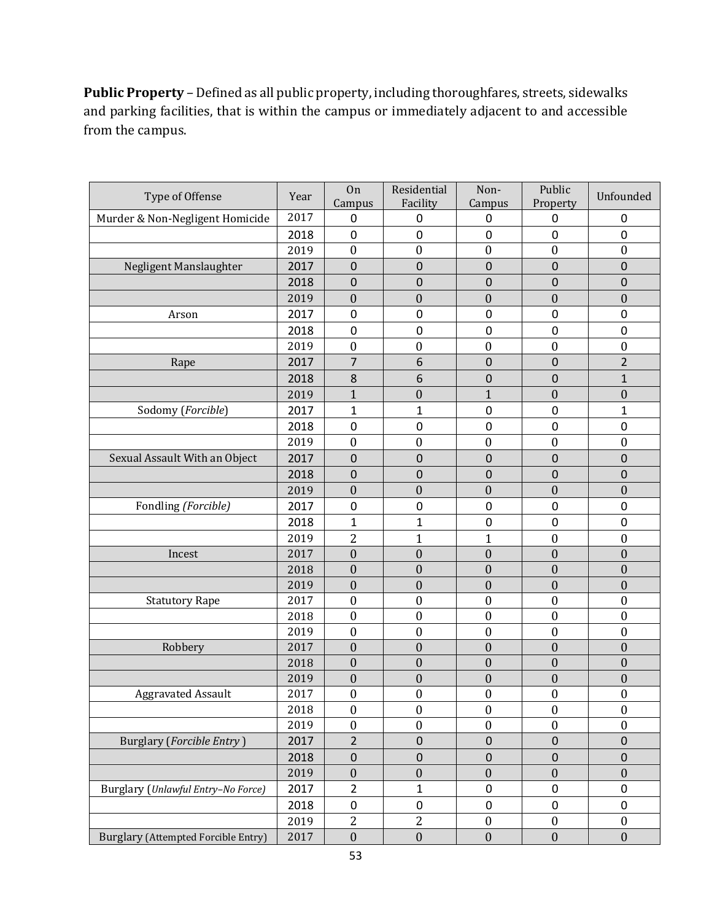**Public Property** – Defined as all public property, including thoroughfares, streets, sidewalks and parking facilities, that is within the campus or immediately adjacent to and accessible from the campus.

| Type of Offense | Year | On Campus | Residential Facility | Non-Campus | Public Property | Unfounded |
|---|---|---|---|---|---|---|
| Murder & Non-Negligent Homicide | 2017 | 0 | 0 | 0 | 0 | 0 |
| | 2018 | 0 | 0 | 0 | 0 | 0 |
| | 2019 | 0 | 0 | 0 | 0 | 0 |
| Negligent Manslaughter | 2017 | 0 | 0 | 0 | 0 | 0 |
| | 2018 | 0 | 0 | 0 | 0 | 0 |
| | 2019 | 0 | 0 | 0 | 0 | 0 |
| Arson | 2017 | 0 | 0 | 0 | 0 | 0 |
| | 2018 | 0 | 0 | 0 | 0 | 0 |
| | 2019 | 0 | 0 | 0 | 0 | 0 |
| Rape | 2017 | 7 | 6 | 0 | 0 | 2 |
| | 2018 | 8 | 6 | 0 | 0 | 1 |
| | 2019 | 1 | 0 | 1 | 0 | 0 |
| Sodomy (*Forcible*) | 2017 | 1 | 1 | 0 | 0 | 1 |
| | 2018 | 0 | 0 | 0 | 0 | 0 |
| | 2019 | 0 | 0 | 0 | 0 | 0 |
| Sexual Assault With an Object | 2017 | 0 | 0 | 0 | 0 | 0 |
| | 2018 | 0 | 0 | 0 | 0 | 0 |
| | 2019 | 0 | 0 | 0 | 0 | 0 |
| Fondling *(Forcible)* | 2017 | 0 | 0 | 0 | 0 | 0 |
| | 2018 | 1 | 1 | 0 | 0 | 0 |
| | 2019 | 2 | 1 | 1 | 0 | 0 |
| Incest | 2017 | 0 | 0 | 0 | 0 | 0 |
| | 2018 | 0 | 0 | 0 | 0 | 0 |
| | 2019 | 0 | 0 | 0 | 0 | 0 |
| Statutory Rape | 2017 | 0 | 0 | 0 | 0 | 0 |
| | 2018 | 0 | 0 | 0 | 0 | 0 |
| | 2019 | 0 | 0 | 0 | 0 | 0 |
| Robbery | 2017 | 0 | 0 | 0 | 0 | 0 |
| | 2018 | 0 | 0 | 0 | 0 | 0 |
| | 2019 | 0 | 0 | 0 | 0 | 0 |
| Aggravated Assault | 2017 | 0 | 0 | 0 | 0 | 0 |
| | 2018 | 0 | 0 | 0 | 0 | 0 |
| | 2019 | 0 | 0 | 0 | 0 | 0 |
| Burglary (*Forcible Entry* ) | 2017 | 2 | 0 | 0 | 0 | 0 |
| | 2018 | 0 | 0 | 0 | 0 | 0 |
| | 2019 | 0 | 0 | 0 | 0 | 0 |
| Burglary (*Unlawful Entry–No Force)* | 2017 | 2 | 1 | 0 | 0 | 0 |
| | 2018 | 0 | 0 | 0 | 0 | 0 |
| | 2019 | 2 | 2 | 0 | 0 | 0 |
| Burglary (Attempted Forcible Entry) | 2017 | 0 | 0 | 0 | 0 | 0 |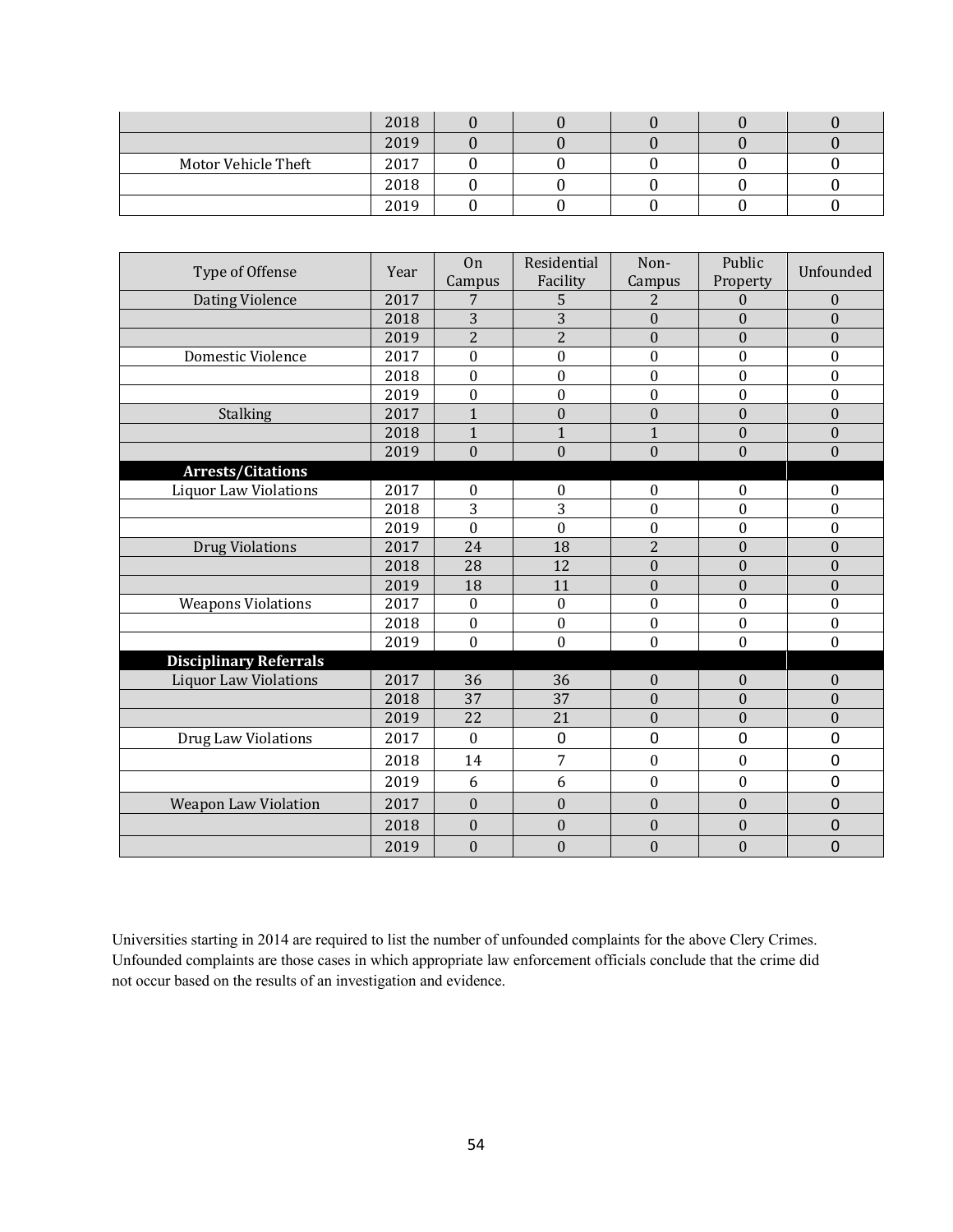|  | Year | On Campus | Residential Facility | Non-Campus | Public Property | Unfounded |
|---|---|---|---|---|---|---|
|  | 2018 | 0 | 0 | 0 | 0 | 0 |
|  | 2019 | 0 | 0 | 0 | 0 | 0 |
| Motor Vehicle Theft | 2017 | 0 | 0 | 0 | 0 | 0 |
|  | 2018 | 0 | 0 | 0 | 0 | 0 |
|  | 2019 | 0 | 0 | 0 | 0 | 0 |

| Type of Offense | Year | On Campus | Residential Facility | Non-Campus | Public Property | Unfounded |
|---|---|---|---|---|---|---|
| Dating Violence | 2017 | 7 | 5 | 2 | 0 | 0 |
|  | 2018 | 3 | 3 | 0 | 0 | 0 |
|  | 2019 | 2 | 2 | 0 | 0 | 0 |
| Domestic Violence | 2017 | 0 | 0 | 0 | 0 | 0 |
|  | 2018 | 0 | 0 | 0 | 0 | 0 |
|  | 2019 | 0 | 0 | 0 | 0 | 0 |
| Stalking | 2017 | 1 | 0 | 0 | 0 | 0 |
|  | 2018 | 1 | 1 | 1 | 0 | 0 |
|  | 2019 | 0 | 0 | 0 | 0 | 0 |
| **Arrests/Citations** |  |  |  |  |  |  |
| Liquor Law Violations | 2017 | 0 | 0 | 0 | 0 | 0 |
|  | 2018 | 3 | 3 | 0 | 0 | 0 |
|  | 2019 | 0 | 0 | 0 | 0 | 0 |
| Drug Violations | 2017 | 24 | 18 | 2 | 0 | 0 |
|  | 2018 | 28 | 12 | 0 | 0 | 0 |
|  | 2019 | 18 | 11 | 0 | 0 | 0 |
| Weapons Violations | 2017 | 0 | 0 | 0 | 0 | 0 |
|  | 2018 | 0 | 0 | 0 | 0 | 0 |
|  | 2019 | 0 | 0 | 0 | 0 | 0 |
| **Disciplinary Referrals** |  |  |  |  |  |  |
| Liquor Law Violations | 2017 | 36 | 36 | 0 | 0 | 0 |
|  | 2018 | 37 | 37 | 0 | 0 | 0 |
|  | 2019 | 22 | 21 | 0 | 0 | 0 |
| Drug Law Violations | 2017 | 0 | 0 | 0 | 0 | 0 |
|  | 2018 | 14 | 7 | 0 | 0 | 0 |
|  | 2019 | 6 | 6 | 0 | 0 | 0 |
| Weapon Law Violation | 2017 | 0 | 0 | 0 | 0 | 0 |
|  | 2018 | 0 | 0 | 0 | 0 | 0 |
|  | 2019 | 0 | 0 | 0 | 0 | 0 |

Universities starting in 2014 are required to list the number of unfounded complaints for the above Clery Crimes. Unfounded complaints are those cases in which appropriate law enforcement officials conclude that the crime did not occur based on the results of an investigation and evidence.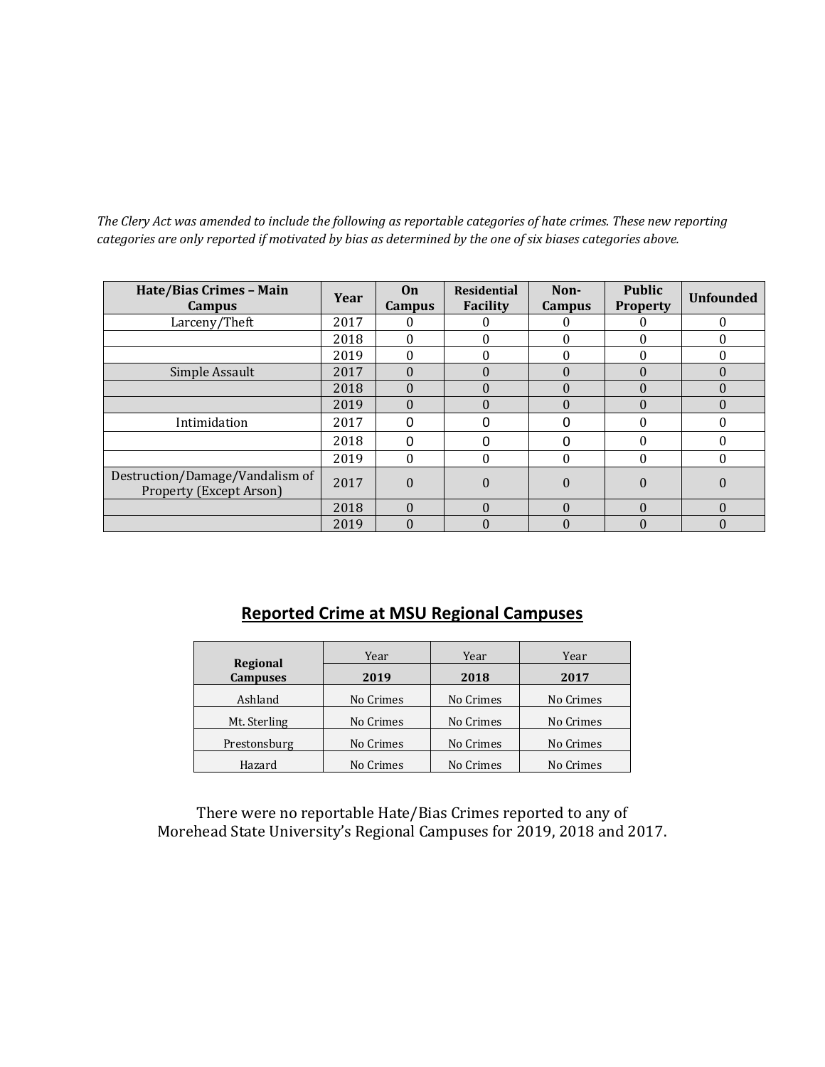*The Clery Act was amended to include the following as reportable categories of hate crimes. These new reporting categories are only reported if motivated by bias as determined by the one of six biases categories above.*

| Hate/Bias Crimes – Main Campus | Year | On Campus | Residential Facility | Non-Campus | Public Property | Unfounded |
|---|---|---|---|---|---|---|
| Larceny/Theft | 2017 | 0 | 0 | 0 | 0 | 0 |
| | 2018 | 0 | 0 | 0 | 0 | 0 |
| | 2019 | 0 | 0 | 0 | 0 | 0 |
| Simple Assault | 2017 | 0 | 0 | 0 | 0 | 0 |
| | 2018 | 0 | 0 | 0 | 0 | 0 |
| | 2019 | 0 | 0 | 0 | 0 | 0 |
| Intimidation | 2017 | 0 | 0 | 0 | 0 | 0 |
| | 2018 | 0 | 0 | 0 | 0 | 0 |
| | 2019 | 0 | 0 | 0 | 0 | 0 |
| Destruction/Damage/Vandalism of Property (Except Arson) | 2017 | 0 | 0 | 0 | 0 | 0 |
| | 2018 | 0 | 0 | 0 | 0 | 0 |
| | 2019 | 0 | 0 | 0 | 0 | 0 |

## Reported Crime at MSU Regional Campuses

| Regional Campuses | Year | Year | Year |
|---|---|---|---|
| | **2019** | **2018** | **2017** |
| Ashland | No Crimes | No Crimes | No Crimes |
| Mt. Sterling | No Crimes | No Crimes | No Crimes |
| Prestonsburg | No Crimes | No Crimes | No Crimes |
| Hazard | No Crimes | No Crimes | No Crimes |

There were no reportable Hate/Bias Crimes reported to any of Morehead State University's Regional Campuses for 2019, 2018 and 2017.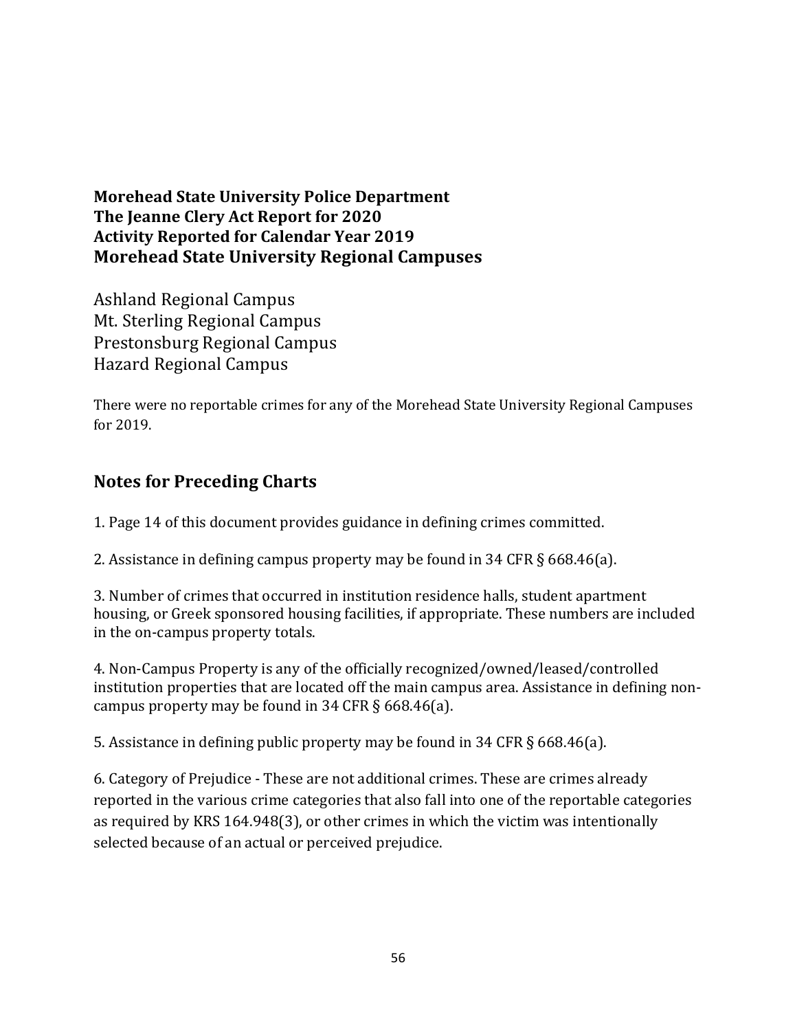**Morehead State University Police Department**
**The Jeanne Clery Act Report for 2020**
**Activity Reported for Calendar Year 2019**
**Morehead State University Regional Campuses**

Ashland Regional Campus
Mt. Sterling Regional Campus
Prestonsburg Regional Campus
Hazard Regional Campus

There were no reportable crimes for any of the Morehead State University Regional Campuses for 2019.

## Notes for Preceding Charts

1. Page 14 of this document provides guidance in defining crimes committed.

2. Assistance in defining campus property may be found in 34 CFR § 668.46(a).

3. Number of crimes that occurred in institution residence halls, student apartment housing, or Greek sponsored housing facilities, if appropriate. These numbers are included in the on-campus property totals.

4. Non-Campus Property is any of the officially recognized/owned/leased/controlled institution properties that are located off the main campus area. Assistance in defining non-campus property may be found in 34 CFR § 668.46(a).

5. Assistance in defining public property may be found in 34 CFR § 668.46(a).

6. Category of Prejudice - These are not additional crimes. These are crimes already reported in the various crime categories that also fall into one of the reportable categories as required by KRS 164.948(3), or other crimes in which the victim was intentionally selected because of an actual or perceived prejudice.